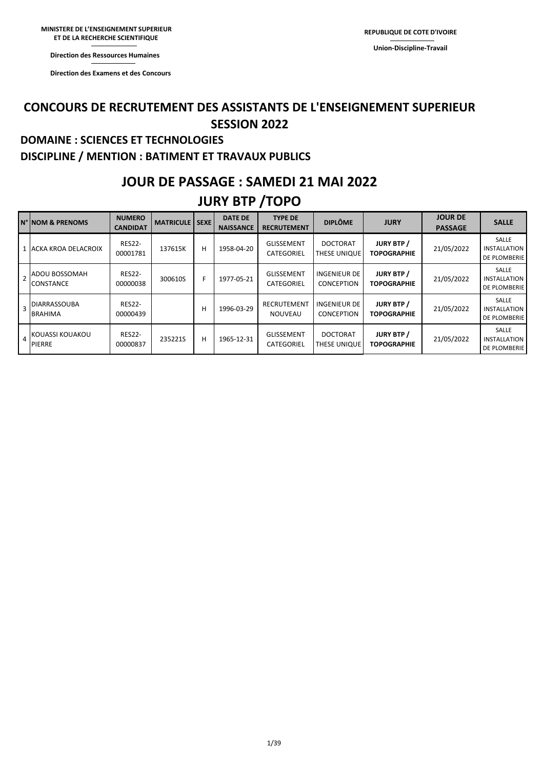MINISTERE DE L'ENSEIGNEMENT SUPERIEUR ET DE LA RECHERCHE SCIENTIFIQUE

Direction des Ressources Humaines

Direction des Examens et des Concours

REPUBLIQUE DE COTE D'IVOIRE

Union-Discipline-Travail

# CONCOURS DE RECRUTEMENT DES ASSISTANTS DE L'ENSEIGNEMENT SUPERIEUR SESSION 2022

## DOMAINE : SCIENCES ET TECHNOLOGIES

## DISCIPLINE / MENTION : BATIMENT ET TRAVAUX PUBLICS

# JOUR DE PASSAGE : SAMEDI 21 MAI 2022

# JURY BTP /TOPO

| N° | NOM & PRENOMS | NUMERO CANDIDAT | MATRICULE | SEXE | DATE DE NAISSANCE | TYPE DE RECRUTEMENT | DIPLÔME | JURY | JOUR DE PASSAGE | SALLE |
|---|---|---|---|---|---|---|---|---|---|---|
| 1 | ACKA KROA DELACROIX | RES22-00001781 | 137615K | H | 1958-04-20 | GLISSEMENT CATEGORIEL | DOCTORAT THESE UNIQUE | **JURY BTP / TOPOGRAPHIE** | 21/05/2022 | SALLE INSTALLATION DE PLOMBERIE |
| 2 | ADOU BOSSOMAH CONSTANCE | RES22-00000038 | 300610S | F | 1977-05-21 | GLISSEMENT CATEGORIEL | INGENIEUR DE CONCEPTION | **JURY BTP / TOPOGRAPHIE** | 21/05/2022 | SALLE INSTALLATION DE PLOMBERIE |
| 3 | DIARRASSOUBA BRAHIMA | RES22-00000439 | | H | 1996-03-29 | RECRUTEMENT NOUVEAU | INGENIEUR DE CONCEPTION | **JURY BTP / TOPOGRAPHIE** | 21/05/2022 | SALLE INSTALLATION DE PLOMBERIE |
| 4 | KOUASSI KOUAKOU PIERRE | RES22-00000837 | 235221S | H | 1965-12-31 | GLISSEMENT CATEGORIEL | DOCTORAT THESE UNIQUE | **JURY BTP / TOPOGRAPHIE** | 21/05/2022 | SALLE INSTALLATION DE PLOMBERIE |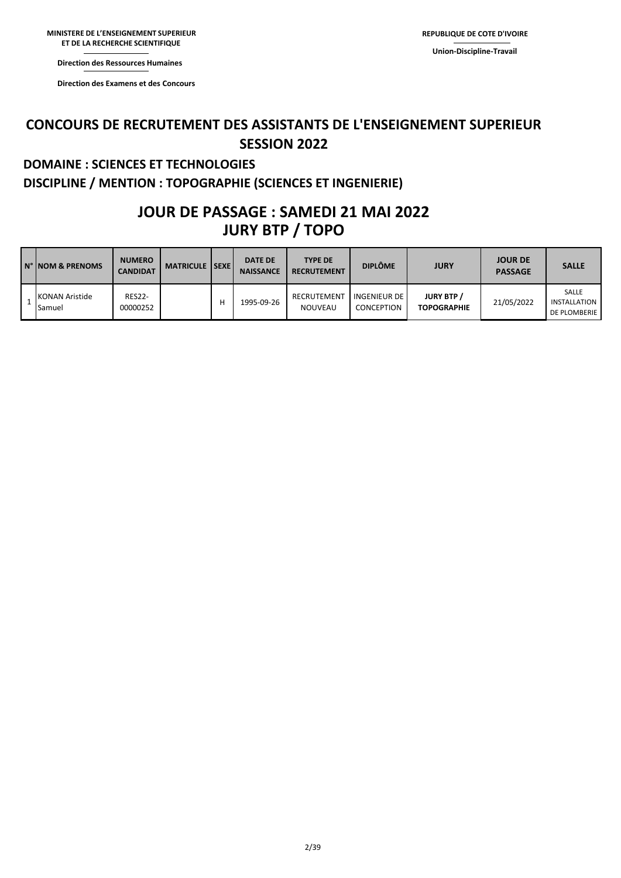MINISTERE DE L'ENSEIGNEMENT SUPERIEUR ET DE LA RECHERCHE SCIENTIFIQUE

Direction des Ressources Humaines

Direction des Examens et des Concours

REPUBLIQUE DE COTE D'IVOIRE

Union-Discipline-Travail

# CONCOURS DE RECRUTEMENT DES ASSISTANTS DE L'ENSEIGNEMENT SUPERIEUR SESSION 2022

## DOMAINE : SCIENCES ET TECHNOLOGIES

## DISCIPLINE / MENTION : TOPOGRAPHIE (SCIENCES ET INGENIERIE)

## JOUR DE PASSAGE : SAMEDI 21 MAI 2022
## JURY BTP / TOPO

| N° | NOM & PRENOMS | NUMERO CANDIDAT | MATRICULE | SEXE | DATE DE NAISSANCE | TYPE DE RECRUTEMENT | DIPLÔME | JURY | JOUR DE PASSAGE | SALLE |
|---|---|---|---|---|---|---|---|---|---|---|
| 1 | KONAN Aristide Samuel | RES22-00000252 | | H | 1995-09-26 | RECRUTEMENT NOUVEAU | INGENIEUR DE CONCEPTION | **JURY BTP / TOPOGRAPHIE** | 21/05/2022 | SALLE INSTALLATION DE PLOMBERIE |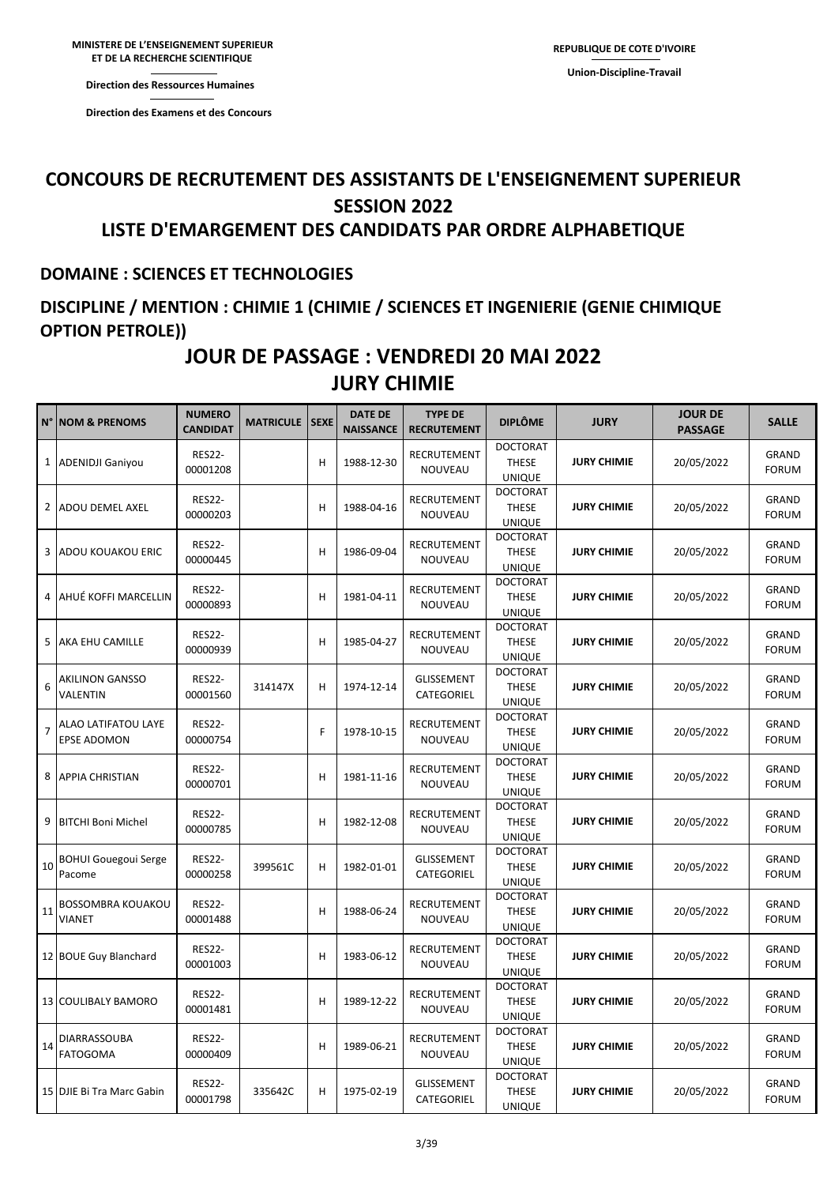**MINISTERE DE L'ENSEIGNEMENT SUPERIEUR ET DE LA RECHERCHE SCIENTIFIQUE**

**Direction des Ressources Humaines**

**Direction des Examens et des Concours**

**REPUBLIQUE DE COTE D'IVOIRE**

**Union-Discipline-Travail**

# CONCOURS DE RECRUTEMENT DES ASSISTANTS DE L'ENSEIGNEMENT SUPERIEUR SESSION 2022

# LISTE D'EMARGEMENT DES CANDIDATS PAR ORDRE ALPHABETIQUE

## DOMAINE : SCIENCES ET TECHNOLOGIES

## DISCIPLINE / MENTION : CHIMIE 1 (CHIMIE / SCIENCES ET INGENIERIE (GENIE CHIMIQUE OPTION PETROLE))

# JOUR DE PASSAGE : VENDREDI 20 MAI 2022

# JURY CHIMIE

| N° | NOM & PRENOMS | NUMERO CANDIDAT | MATRICULE | SEXE | DATE DE NAISSANCE | TYPE DE RECRUTEMENT | DIPLÔME | JURY | JOUR DE PASSAGE | SALLE |
|---|---|---|---|---|---|---|---|---|---|---|
| 1 | ADENIDJI Ganiyou | RES22-00001208 | | H | 1988-12-30 | RECRUTEMENT NOUVEAU | DOCTORAT THESE UNIQUE | **JURY CHIMIE** | 20/05/2022 | GRAND FORUM |
| 2 | ADOU DEMEL AXEL | RES22-00000203 | | H | 1988-04-16 | RECRUTEMENT NOUVEAU | DOCTORAT THESE UNIQUE | **JURY CHIMIE** | 20/05/2022 | GRAND FORUM |
| 3 | ADOU KOUAKOU ERIC | RES22-00000445 | | H | 1986-09-04 | RECRUTEMENT NOUVEAU | DOCTORAT THESE UNIQUE | **JURY CHIMIE** | 20/05/2022 | GRAND FORUM |
| 4 | AHUÉ KOFFI MARCELLIN | RES22-00000893 | | H | 1981-04-11 | RECRUTEMENT NOUVEAU | DOCTORAT THESE UNIQUE | **JURY CHIMIE** | 20/05/2022 | GRAND FORUM |
| 5 | AKA EHU CAMILLE | RES22-00000939 | | H | 1985-04-27 | RECRUTEMENT NOUVEAU | DOCTORAT THESE UNIQUE | **JURY CHIMIE** | 20/05/2022 | GRAND FORUM |
| 6 | AKILINON GANSSO VALENTIN | RES22-00001560 | 314147X | H | 1974-12-14 | GLISSEMENT CATEGORIEL | DOCTORAT THESE UNIQUE | **JURY CHIMIE** | 20/05/2022 | GRAND FORUM |
| 7 | ALAO LATIFATOU LAYE EPSE ADOMON | RES22-00000754 | | F | 1978-10-15 | RECRUTEMENT NOUVEAU | DOCTORAT THESE UNIQUE | **JURY CHIMIE** | 20/05/2022 | GRAND FORUM |
| 8 | APPIA CHRISTIAN | RES22-00000701 | | H | 1981-11-16 | RECRUTEMENT NOUVEAU | DOCTORAT THESE UNIQUE | **JURY CHIMIE** | 20/05/2022 | GRAND FORUM |
| 9 | BITCHI Boni Michel | RES22-00000785 | | H | 1982-12-08 | RECRUTEMENT NOUVEAU | DOCTORAT THESE UNIQUE | **JURY CHIMIE** | 20/05/2022 | GRAND FORUM |
| 10 | BOHUI Gouegoui Serge Pacome | RES22-00000258 | 399561C | H | 1982-01-01 | GLISSEMENT CATEGORIEL | DOCTORAT THESE UNIQUE | **JURY CHIMIE** | 20/05/2022 | GRAND FORUM |
| 11 | BOSSOMBRA KOUAKOU VIANET | RES22-00001488 | | H | 1988-06-24 | RECRUTEMENT NOUVEAU | DOCTORAT THESE UNIQUE | **JURY CHIMIE** | 20/05/2022 | GRAND FORUM |
| 12 | BOUE Guy Blanchard | RES22-00001003 | | H | 1983-06-12 | RECRUTEMENT NOUVEAU | DOCTORAT THESE UNIQUE | **JURY CHIMIE** | 20/05/2022 | GRAND FORUM |
| 13 | COULIBALY BAMORO | RES22-00001481 | | H | 1989-12-22 | RECRUTEMENT NOUVEAU | DOCTORAT THESE UNIQUE | **JURY CHIMIE** | 20/05/2022 | GRAND FORUM |
| 14 | DIARRASSOUBA FATOGOMA | RES22-00000409 | | H | 1989-06-21 | RECRUTEMENT NOUVEAU | DOCTORAT THESE UNIQUE | **JURY CHIMIE** | 20/05/2022 | GRAND FORUM |
| 15 | DJIE Bi Tra Marc Gabin | RES22-00001798 | 335642C | H | 1975-02-19 | GLISSEMENT CATEGORIEL | DOCTORAT THESE UNIQUE | **JURY CHIMIE** | 20/05/2022 | GRAND FORUM |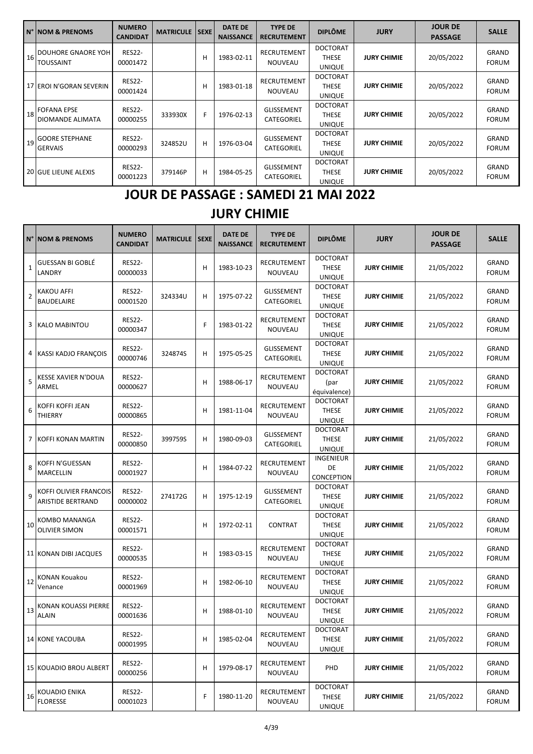| N° | NOM & PRENOMS | NUMERO CANDIDAT | MATRICULE | SEXE | DATE DE NAISSANCE | TYPE DE RECRUTEMENT | DIPLÔME | JURY | JOUR DE PASSAGE | SALLE |
|---|---|---|---|---|---|---|---|---|---|---|
| 16 | DOUHORE GNAORE YOH TOUSSAINT | RES22-00001472 | | H | 1983-02-11 | RECRUTEMENT NOUVEAU | DOCTORAT THESE UNIQUE | JURY CHIMIE | 20/05/2022 | GRAND FORUM |
| 17 | EROI N'GORAN SEVERIN | RES22-00001424 | | H | 1983-01-18 | RECRUTEMENT NOUVEAU | DOCTORAT THESE UNIQUE | JURY CHIMIE | 20/05/2022 | GRAND FORUM |
| 18 | FOFANA EPSE DIOMANDE ALIMATA | RES22-00000255 | 333930X | F | 1976-02-13 | GLISSEMENT CATEGORIEL | DOCTORAT THESE UNIQUE | JURY CHIMIE | 20/05/2022 | GRAND FORUM |
| 19 | GOORE STEPHANE GERVAIS | RES22-00000293 | 324852U | H | 1976-03-04 | GLISSEMENT CATEGORIEL | DOCTORAT THESE UNIQUE | JURY CHIMIE | 20/05/2022 | GRAND FORUM |
| 20 | GUE LIEUNE ALEXIS | RES22-00001223 | 379146P | H | 1984-05-25 | GLISSEMENT CATEGORIEL | DOCTORAT THESE UNIQUE | JURY CHIMIE | 20/05/2022 | GRAND FORUM |

# JOUR DE PASSAGE : SAMEDI 21 MAI 2022

## JURY CHIMIE

| N° | NOM & PRENOMS | NUMERO CANDIDAT | MATRICULE | SEXE | DATE DE NAISSANCE | TYPE DE RECRUTEMENT | DIPLÔME | JURY | JOUR DE PASSAGE | SALLE |
|---|---|---|---|---|---|---|---|---|---|---|
| 1 | GUESSAN BI GOBLÉ LANDRY | RES22-00000033 | | H | 1983-10-23 | RECRUTEMENT NOUVEAU | DOCTORAT THESE UNIQUE | JURY CHIMIE | 21/05/2022 | GRAND FORUM |
| 2 | KAKOU AFFI BAUDELAIRE | RES22-00001520 | 324334U | H | 1975-07-22 | GLISSEMENT CATEGORIEL | DOCTORAT THESE UNIQUE | JURY CHIMIE | 21/05/2022 | GRAND FORUM |
| 3 | KALO MABINTOU | RES22-00000347 | | F | 1983-01-22 | RECRUTEMENT NOUVEAU | DOCTORAT THESE UNIQUE | JURY CHIMIE | 21/05/2022 | GRAND FORUM |
| 4 | KASSI KADJO FRANÇOIS | RES22-00000746 | 324874S | H | 1975-05-25 | GLISSEMENT CATEGORIEL | DOCTORAT THESE UNIQUE | JURY CHIMIE | 21/05/2022 | GRAND FORUM |
| 5 | KESSE XAVIER N'DOUA ARMEL | RES22-00000627 | | H | 1988-06-17 | RECRUTEMENT NOUVEAU | DOCTORAT (par équivalence) | JURY CHIMIE | 21/05/2022 | GRAND FORUM |
| 6 | KOFFI KOFFI JEAN THIERRY | RES22-00000865 | | H | 1981-11-04 | RECRUTEMENT NOUVEAU | DOCTORAT THESE UNIQUE | JURY CHIMIE | 21/05/2022 | GRAND FORUM |
| 7 | KOFFI KONAN MARTIN | RES22-00000850 | 399759S | H | 1980-09-03 | GLISSEMENT CATEGORIEL | DOCTORAT THESE UNIQUE | JURY CHIMIE | 21/05/2022 | GRAND FORUM |
| 8 | KOFFI N'GUESSAN MARCELLIN | RES22-00001927 | | H | 1984-07-22 | RECRUTEMENT NOUVEAU | INGENIEUR DE CONCEPTION | JURY CHIMIE | 21/05/2022 | GRAND FORUM |
| 9 | KOFFI OLIVIER FRANCOIS ARISTIDE BERTRAND | RES22-00000002 | 274172G | H | 1975-12-19 | GLISSEMENT CATEGORIEL | DOCTORAT THESE UNIQUE | JURY CHIMIE | 21/05/2022 | GRAND FORUM |
| 10 | KOMBO MANANGA OLIVIER SIMON | RES22-00001571 | | H | 1972-02-11 | CONTRAT | DOCTORAT THESE UNIQUE | JURY CHIMIE | 21/05/2022 | GRAND FORUM |
| 11 | KONAN DIBI JACQUES | RES22-00000535 | | H | 1983-03-15 | RECRUTEMENT NOUVEAU | DOCTORAT THESE UNIQUE | JURY CHIMIE | 21/05/2022 | GRAND FORUM |
| 12 | KONAN Kouakou Venance | RES22-00001969 | | H | 1982-06-10 | RECRUTEMENT NOUVEAU | DOCTORAT THESE UNIQUE | JURY CHIMIE | 21/05/2022 | GRAND FORUM |
| 13 | KONAN KOUASSI PIERRE ALAIN | RES22-00001636 | | H | 1988-01-10 | RECRUTEMENT NOUVEAU | DOCTORAT THESE UNIQUE | JURY CHIMIE | 21/05/2022 | GRAND FORUM |
| 14 | KONE YACOUBA | RES22-00001995 | | H | 1985-02-04 | RECRUTEMENT NOUVEAU | DOCTORAT THESE UNIQUE | JURY CHIMIE | 21/05/2022 | GRAND FORUM |
| 15 | KOUADIO BROU ALBERT | RES22-00000256 | | H | 1979-08-17 | RECRUTEMENT NOUVEAU | PHD | JURY CHIMIE | 21/05/2022 | GRAND FORUM |
| 16 | KOUADIO ENIKA FLORESSE | RES22-00001023 | | F | 1980-11-20 | RECRUTEMENT NOUVEAU | DOCTORAT THESE UNIQUE | JURY CHIMIE | 21/05/2022 | GRAND FORUM |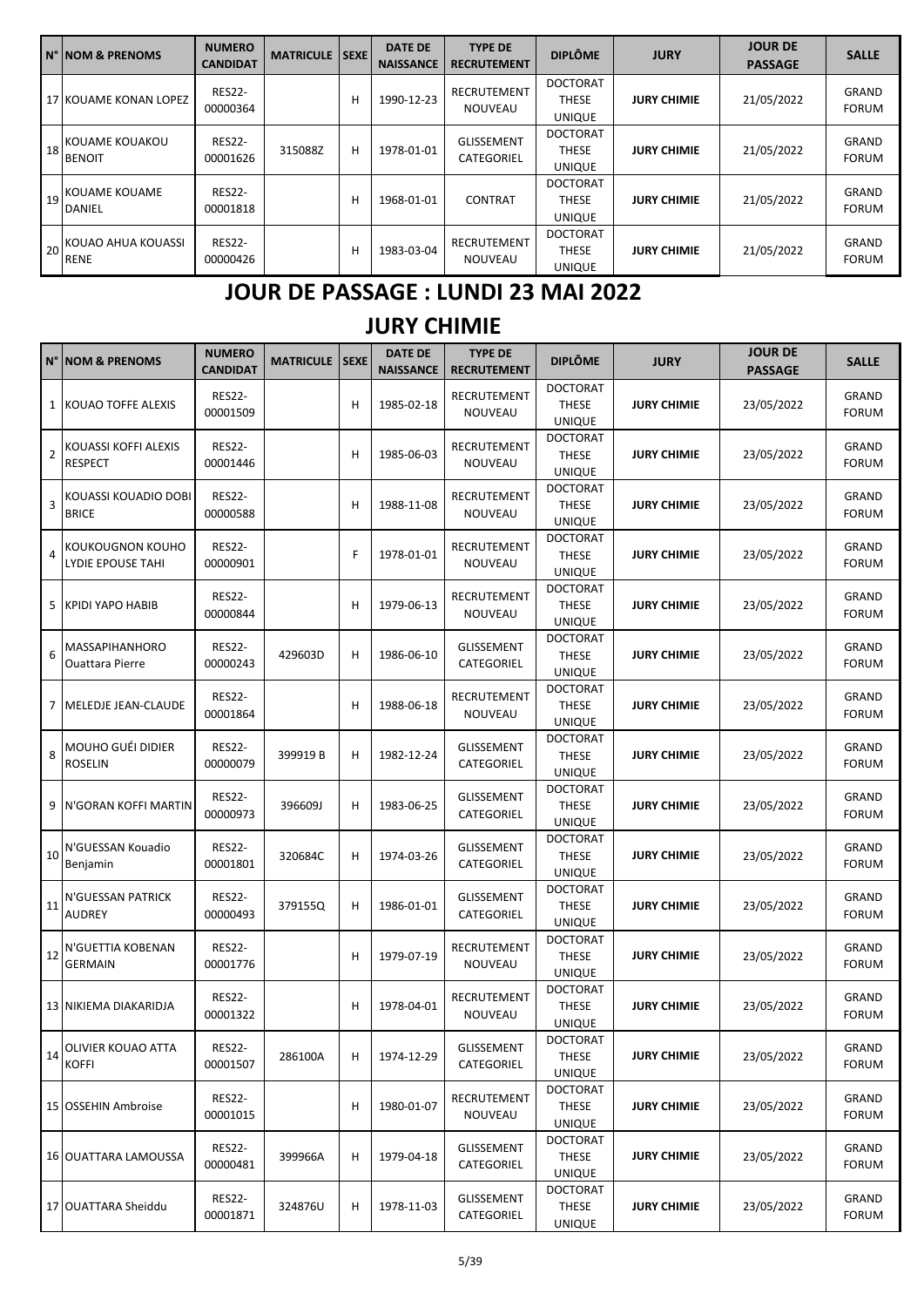| N° | NOM & PRENOMS | NUMERO CANDIDAT | MATRICULE | SEXE | DATE DE NAISSANCE | TYPE DE RECRUTEMENT | DIPLÔME | JURY | JOUR DE PASSAGE | SALLE |
|---|---|---|---|---|---|---|---|---|---|---|
| 17 | KOUAME KONAN LOPEZ | RES22-00000364 | | H | 1990-12-23 | RECRUTEMENT NOUVEAU | DOCTORAT THESE UNIQUE | JURY CHIMIE | 21/05/2022 | GRAND FORUM |
| 18 | KOUAME KOUAKOU BENOIT | RES22-00001626 | 315088Z | H | 1978-01-01 | GLISSEMENT CATEGORIEL | DOCTORAT THESE UNIQUE | JURY CHIMIE | 21/05/2022 | GRAND FORUM |
| 19 | KOUAME KOUAME DANIEL | RES22-00001818 | | H | 1968-01-01 | CONTRAT | DOCTORAT THESE UNIQUE | JURY CHIMIE | 21/05/2022 | GRAND FORUM |
| 20 | KOUAO AHUA KOUASSI RENE | RES22-00000426 | | H | 1983-03-04 | RECRUTEMENT NOUVEAU | DOCTORAT THESE UNIQUE | JURY CHIMIE | 21/05/2022 | GRAND FORUM |

# JOUR DE PASSAGE : LUNDI 23 MAI 2022

## JURY CHIMIE

| N° | NOM & PRENOMS | NUMERO CANDIDAT | MATRICULE | SEXE | DATE DE NAISSANCE | TYPE DE RECRUTEMENT | DIPLÔME | JURY | JOUR DE PASSAGE | SALLE |
|---|---|---|---|---|---|---|---|---|---|---|
| 1 | KOUAO TOFFE ALEXIS | RES22-00001509 | | H | 1985-02-18 | RECRUTEMENT NOUVEAU | DOCTORAT THESE UNIQUE | JURY CHIMIE | 23/05/2022 | GRAND FORUM |
| 2 | KOUASSI KOFFI ALEXIS RESPECT | RES22-00001446 | | H | 1985-06-03 | RECRUTEMENT NOUVEAU | DOCTORAT THESE UNIQUE | JURY CHIMIE | 23/05/2022 | GRAND FORUM |
| 3 | KOUASSI KOUADIO DOBI BRICE | RES22-00000588 | | H | 1988-11-08 | RECRUTEMENT NOUVEAU | DOCTORAT THESE UNIQUE | JURY CHIMIE | 23/05/2022 | GRAND FORUM |
| 4 | KOUKOUGNON KOUHO LYDIE EPOUSE TAHI | RES22-00000901 | | F | 1978-01-01 | RECRUTEMENT NOUVEAU | DOCTORAT THESE UNIQUE | JURY CHIMIE | 23/05/2022 | GRAND FORUM |
| 5 | KPIDI YAPO HABIB | RES22-00000844 | | H | 1979-06-13 | RECRUTEMENT NOUVEAU | DOCTORAT THESE UNIQUE | JURY CHIMIE | 23/05/2022 | GRAND FORUM |
| 6 | MASSAPIHANHORO Ouattara Pierre | RES22-00000243 | 429603D | H | 1986-06-10 | GLISSEMENT CATEGORIEL | DOCTORAT THESE UNIQUE | JURY CHIMIE | 23/05/2022 | GRAND FORUM |
| 7 | MELEDJE JEAN-CLAUDE | RES22-00001864 | | H | 1988-06-18 | RECRUTEMENT NOUVEAU | DOCTORAT THESE UNIQUE | JURY CHIMIE | 23/05/2022 | GRAND FORUM |
| 8 | MOUHO GUÉI DIDIER ROSELIN | RES22-00000079 | 399919 B | H | 1982-12-24 | GLISSEMENT CATEGORIEL | DOCTORAT THESE UNIQUE | JURY CHIMIE | 23/05/2022 | GRAND FORUM |
| 9 | N'GORAN KOFFI MARTIN | RES22-00000973 | 396609J | H | 1983-06-25 | GLISSEMENT CATEGORIEL | DOCTORAT THESE UNIQUE | JURY CHIMIE | 23/05/2022 | GRAND FORUM |
| 10 | N'GUESSAN Kouadio Benjamin | RES22-00001801 | 320684C | H | 1974-03-26 | GLISSEMENT CATEGORIEL | DOCTORAT THESE UNIQUE | JURY CHIMIE | 23/05/2022 | GRAND FORUM |
| 11 | N'GUESSAN PATRICK AUDREY | RES22-00000493 | 379155Q | H | 1986-01-01 | GLISSEMENT CATEGORIEL | DOCTORAT THESE UNIQUE | JURY CHIMIE | 23/05/2022 | GRAND FORUM |
| 12 | N'GUETTIA KOBENAN GERMAIN | RES22-00001776 | | H | 1979-07-19 | RECRUTEMENT NOUVEAU | DOCTORAT THESE UNIQUE | JURY CHIMIE | 23/05/2022 | GRAND FORUM |
| 13 | NIKIEMA DIAKARIDJA | RES22-00001322 | | H | 1978-04-01 | RECRUTEMENT NOUVEAU | DOCTORAT THESE UNIQUE | JURY CHIMIE | 23/05/2022 | GRAND FORUM |
| 14 | OLIVIER KOUAO ATTA KOFFI | RES22-00001507 | 286100A | H | 1974-12-29 | GLISSEMENT CATEGORIEL | DOCTORAT THESE UNIQUE | JURY CHIMIE | 23/05/2022 | GRAND FORUM |
| 15 | OSSEHIN Ambroise | RES22-00001015 | | H | 1980-01-07 | RECRUTEMENT NOUVEAU | DOCTORAT THESE UNIQUE | JURY CHIMIE | 23/05/2022 | GRAND FORUM |
| 16 | OUATTARA LAMOUSSA | RES22-00000481 | 399966A | H | 1979-04-18 | GLISSEMENT CATEGORIEL | DOCTORAT THESE UNIQUE | JURY CHIMIE | 23/05/2022 | GRAND FORUM |
| 17 | OUATTARA Sheiddu | RES22-00001871 | 324876U | H | 1978-11-03 | GLISSEMENT CATEGORIEL | DOCTORAT THESE UNIQUE | JURY CHIMIE | 23/05/2022 | GRAND FORUM |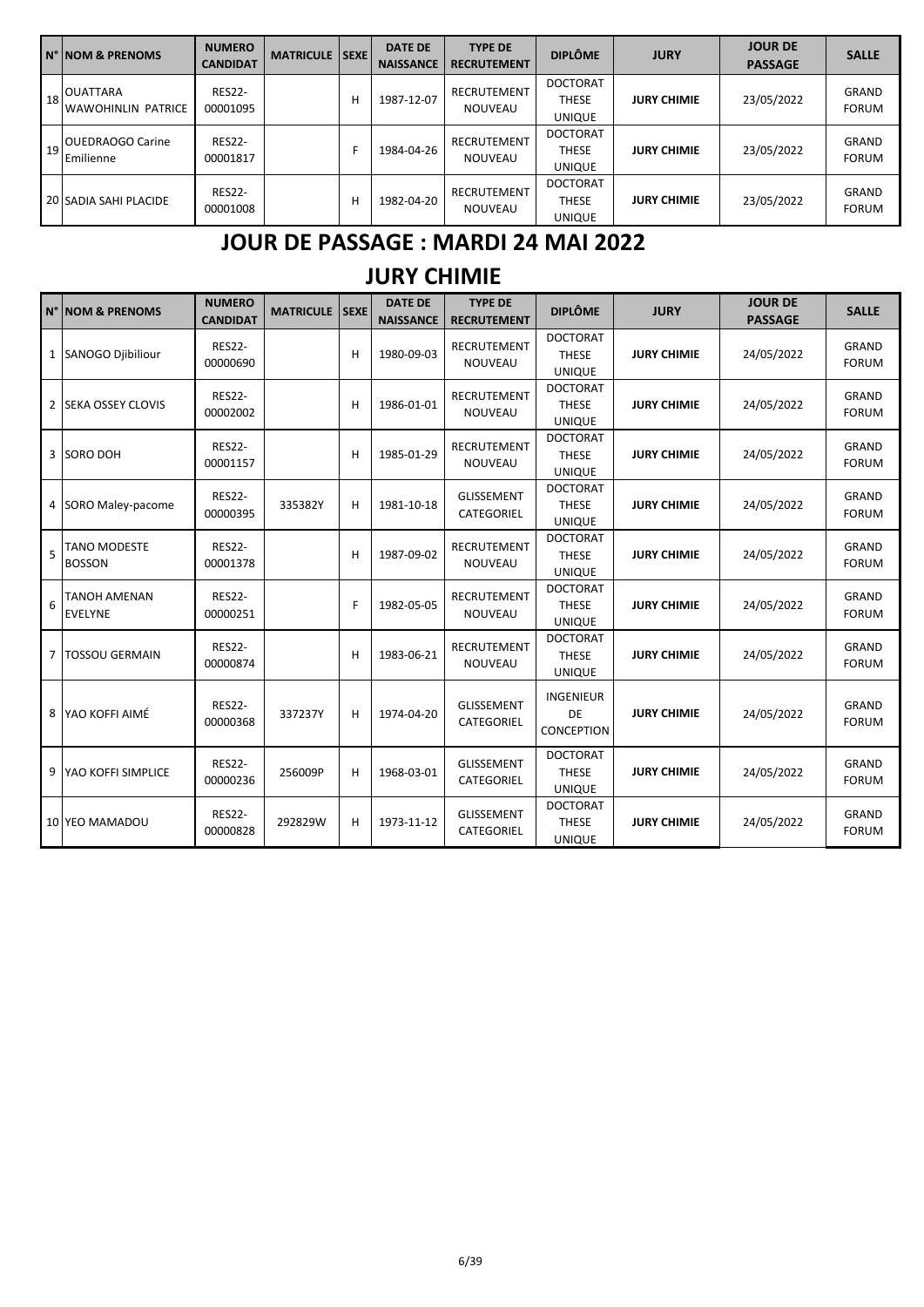| N° | NOM & PRENOMS | NUMERO CANDIDAT | MATRICULE | SEXE | DATE DE NAISSANCE | TYPE DE RECRUTEMENT | DIPLÔME | JURY | JOUR DE PASSAGE | SALLE |
|---|---|---|---|---|---|---|---|---|---|---|
| 18 | OUATTARA WAWOHINLIN PATRICE | RES22-00001095 | | H | 1987-12-07 | RECRUTEMENT NOUVEAU | DOCTORAT THESE UNIQUE | JURY CHIMIE | 23/05/2022 | GRAND FORUM |
| 19 | OUEDRAOGO Carine Emilienne | RES22-00001817 | | F | 1984-04-26 | RECRUTEMENT NOUVEAU | DOCTORAT THESE UNIQUE | JURY CHIMIE | 23/05/2022 | GRAND FORUM |
| 20 | SADIA SAHI PLACIDE | RES22-00001008 | | H | 1982-04-20 | RECRUTEMENT NOUVEAU | DOCTORAT THESE UNIQUE | JURY CHIMIE | 23/05/2022 | GRAND FORUM |

# JOUR DE PASSAGE : MARDI 24 MAI 2022

## JURY CHIMIE

| N° | NOM & PRENOMS | NUMERO CANDIDAT | MATRICULE | SEXE | DATE DE NAISSANCE | TYPE DE RECRUTEMENT | DIPLÔME | JURY | JOUR DE PASSAGE | SALLE |
|---|---|---|---|---|---|---|---|---|---|---|
| 1 | SANOGO Djibiliour | RES22-00000690 | | H | 1980-09-03 | RECRUTEMENT NOUVEAU | DOCTORAT THESE UNIQUE | JURY CHIMIE | 24/05/2022 | GRAND FORUM |
| 2 | SEKA OSSEY CLOVIS | RES22-00002002 | | H | 1986-01-01 | RECRUTEMENT NOUVEAU | DOCTORAT THESE UNIQUE | JURY CHIMIE | 24/05/2022 | GRAND FORUM |
| 3 | SORO DOH | RES22-00001157 | | H | 1985-01-29 | RECRUTEMENT NOUVEAU | DOCTORAT THESE UNIQUE | JURY CHIMIE | 24/05/2022 | GRAND FORUM |
| 4 | SORO Maley-pacome | RES22-00000395 | 335382Y | H | 1981-10-18 | GLISSEMENT CATEGORIEL | DOCTORAT THESE UNIQUE | JURY CHIMIE | 24/05/2022 | GRAND FORUM |
| 5 | TANO MODESTE BOSSON | RES22-00001378 | | H | 1987-09-02 | RECRUTEMENT NOUVEAU | DOCTORAT THESE UNIQUE | JURY CHIMIE | 24/05/2022 | GRAND FORUM |
| 6 | TANOH AMENAN EVELYNE | RES22-00000251 | | F | 1982-05-05 | RECRUTEMENT NOUVEAU | DOCTORAT THESE UNIQUE | JURY CHIMIE | 24/05/2022 | GRAND FORUM |
| 7 | TOSSOU GERMAIN | RES22-00000874 | | H | 1983-06-21 | RECRUTEMENT NOUVEAU | DOCTORAT THESE UNIQUE | JURY CHIMIE | 24/05/2022 | GRAND FORUM |
| 8 | YAO KOFFI AIMÉ | RES22-00000368 | 337237Y | H | 1974-04-20 | GLISSEMENT CATEGORIEL | INGENIEUR DE CONCEPTION | JURY CHIMIE | 24/05/2022 | GRAND FORUM |
| 9 | YAO KOFFI SIMPLICE | RES22-00000236 | 256009P | H | 1968-03-01 | GLISSEMENT CATEGORIEL | DOCTORAT THESE UNIQUE | JURY CHIMIE | 24/05/2022 | GRAND FORUM |
| 10 | YEO MAMADOU | RES22-00000828 | 292829W | H | 1973-11-12 | GLISSEMENT CATEGORIEL | DOCTORAT THESE UNIQUE | JURY CHIMIE | 24/05/2022 | GRAND FORUM |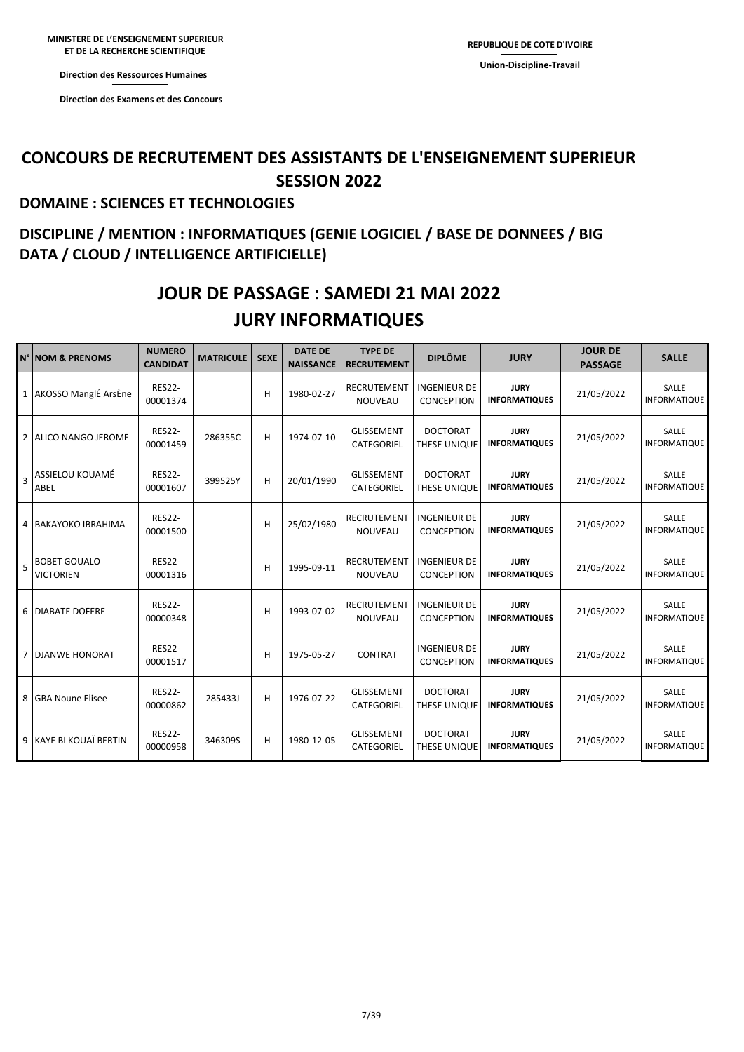**MINISTERE DE L'ENSEIGNEMENT SUPERIEUR ET DE LA RECHERCHE SCIENTIFIQUE**

**Direction des Ressources Humaines**

**Direction des Examens et des Concours**

**REPUBLIQUE DE COTE D'IVOIRE**

**Union-Discipline-Travail**

# CONCOURS DE RECRUTEMENT DES ASSISTANTS DE L'ENSEIGNEMENT SUPERIEUR SESSION 2022

## DOMAINE : SCIENCES ET TECHNOLOGIES

## DISCIPLINE / MENTION : INFORMATIQUES (GENIE LOGICIEL / BASE DE DONNEES / BIG DATA / CLOUD / INTELLIGENCE ARTIFICIELLE)

# JOUR DE PASSAGE : SAMEDI 21 MAI 2022

# JURY INFORMATIQUES

| N° | NOM & PRENOMS | NUMERO CANDIDAT | MATRICULE | SEXE | DATE DE NAISSANCE | TYPE DE RECRUTEMENT | DIPLÔME | JURY | JOUR DE PASSAGE | SALLE |
|---|---|---|---|---|---|---|---|---|---|---|
| 1 | AKOSSO ManglÉ ArsÈne | RES22-00001374 | | H | 1980-02-27 | RECRUTEMENT NOUVEAU | INGENIEUR DE CONCEPTION | JURY INFORMATIQUES | 21/05/2022 | SALLE INFORMATIQUE |
| 2 | ALICO NANGO JEROME | RES22-00001459 | 286355C | H | 1974-07-10 | GLISSEMENT CATEGORIEL | DOCTORAT THESE UNIQUE | JURY INFORMATIQUES | 21/05/2022 | SALLE INFORMATIQUE |
| 3 | ASSIELOU KOUAMÉ ABEL | RES22-00001607 | 399525Y | H | 20/01/1990 | GLISSEMENT CATEGORIEL | DOCTORAT THESE UNIQUE | JURY INFORMATIQUES | 21/05/2022 | SALLE INFORMATIQUE |
| 4 | BAKAYOKO IBRAHIMA | RES22-00001500 | | H | 25/02/1980 | RECRUTEMENT NOUVEAU | INGENIEUR DE CONCEPTION | JURY INFORMATIQUES | 21/05/2022 | SALLE INFORMATIQUE |
| 5 | BOBET GOUALO VICTORIEN | RES22-00001316 | | H | 1995-09-11 | RECRUTEMENT NOUVEAU | INGENIEUR DE CONCEPTION | JURY INFORMATIQUES | 21/05/2022 | SALLE INFORMATIQUE |
| 6 | DIABATE DOFERE | RES22-00000348 | | H | 1993-07-02 | RECRUTEMENT NOUVEAU | INGENIEUR DE CONCEPTION | JURY INFORMATIQUES | 21/05/2022 | SALLE INFORMATIQUE |
| 7 | DJANWE HONORAT | RES22-00001517 | | H | 1975-05-27 | CONTRAT | INGENIEUR DE CONCEPTION | JURY INFORMATIQUES | 21/05/2022 | SALLE INFORMATIQUE |
| 8 | GBA Noune Elisee | RES22-00000862 | 285433J | H | 1976-07-22 | GLISSEMENT CATEGORIEL | DOCTORAT THESE UNIQUE | JURY INFORMATIQUES | 21/05/2022 | SALLE INFORMATIQUE |
| 9 | KAYE BI KOUAÏ BERTIN | RES22-00000958 | 346309S | H | 1980-12-05 | GLISSEMENT CATEGORIEL | DOCTORAT THESE UNIQUE | JURY INFORMATIQUES | 21/05/2022 | SALLE INFORMATIQUE |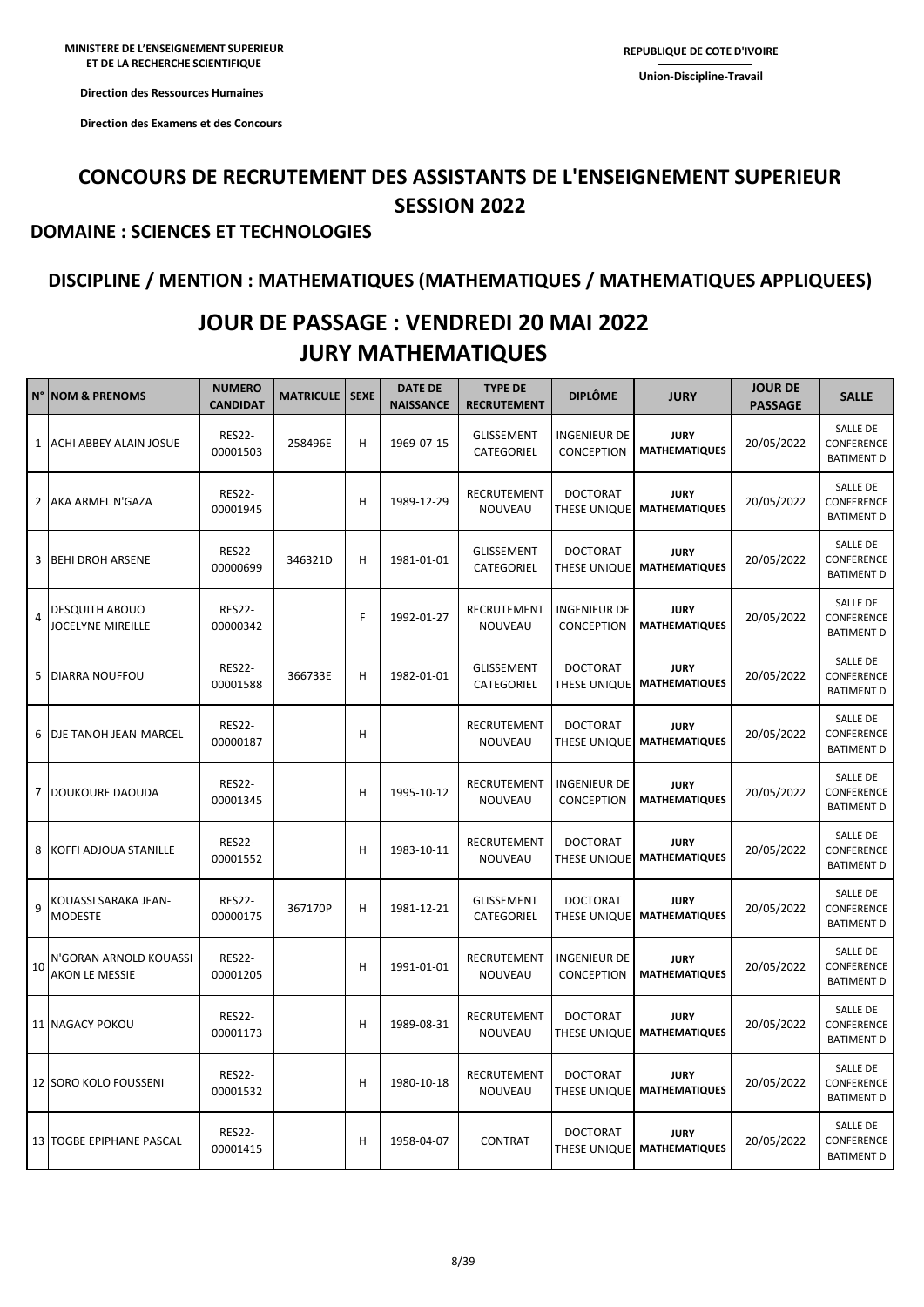**MINISTERE DE L'ENSEIGNEMENT SUPERIEUR ET DE LA RECHERCHE SCIENTIFIQUE**

**Direction des Ressources Humaines**

**Direction des Examens et des Concours**

**REPUBLIQUE DE COTE D'IVOIRE**

**Union-Discipline-Travail**

# CONCOURS DE RECRUTEMENT DES ASSISTANTS DE L'ENSEIGNEMENT SUPERIEUR SESSION 2022

## DOMAINE : SCIENCES ET TECHNOLOGIES

## DISCIPLINE / MENTION : MATHEMATIQUES (MATHEMATIQUES / MATHEMATIQUES APPLIQUEES)

# JOUR DE PASSAGE : VENDREDI 20 MAI 2022
# JURY MATHEMATIQUES

| N° | NOM & PRENOMS | NUMERO CANDIDAT | MATRICULE | SEXE | DATE DE NAISSANCE | TYPE DE RECRUTEMENT | DIPLÔME | JURY | JOUR DE PASSAGE | SALLE |
|---|---|---|---|---|---|---|---|---|---|---|
| 1 | ACHI ABBEY ALAIN JOSUE | RES22-00001503 | 258496E | H | 1969-07-15 | GLISSEMENT CATEGORIEL | INGENIEUR DE CONCEPTION | **JURY MATHEMATIQUES** | 20/05/2022 | SALLE DE CONFERENCE BATIMENT D |
| 2 | AKA ARMEL N'GAZA | RES22-00001945 | | H | 1989-12-29 | RECRUTEMENT NOUVEAU | DOCTORAT THESE UNIQUE | **JURY MATHEMATIQUES** | 20/05/2022 | SALLE DE CONFERENCE BATIMENT D |
| 3 | BEHI DROH ARSENE | RES22-00000699 | 346321D | H | 1981-01-01 | GLISSEMENT CATEGORIEL | DOCTORAT THESE UNIQUE | **JURY MATHEMATIQUES** | 20/05/2022 | SALLE DE CONFERENCE BATIMENT D |
| 4 | DESQUITH ABOUO JOCELYNE MIREILLE | RES22-00000342 | | F | 1992-01-27 | RECRUTEMENT NOUVEAU | INGENIEUR DE CONCEPTION | **JURY MATHEMATIQUES** | 20/05/2022 | SALLE DE CONFERENCE BATIMENT D |
| 5 | DIARRA NOUFFOU | RES22-00001588 | 366733E | H | 1982-01-01 | GLISSEMENT CATEGORIEL | DOCTORAT THESE UNIQUE | **JURY MATHEMATIQUES** | 20/05/2022 | SALLE DE CONFERENCE BATIMENT D |
| 6 | DJE TANOH JEAN-MARCEL | RES22-00000187 | | H | | RECRUTEMENT NOUVEAU | DOCTORAT THESE UNIQUE | **JURY MATHEMATIQUES** | 20/05/2022 | SALLE DE CONFERENCE BATIMENT D |
| 7 | DOUKOURE DAOUDA | RES22-00001345 | | H | 1995-10-12 | RECRUTEMENT NOUVEAU | INGENIEUR DE CONCEPTION | **JURY MATHEMATIQUES** | 20/05/2022 | SALLE DE CONFERENCE BATIMENT D |
| 8 | KOFFI ADJOUA STANILLE | RES22-00001552 | | H | 1983-10-11 | RECRUTEMENT NOUVEAU | DOCTORAT THESE UNIQUE | **JURY MATHEMATIQUES** | 20/05/2022 | SALLE DE CONFERENCE BATIMENT D |
| 9 | KOUASSI SARAKA JEAN-MODESTE | RES22-00000175 | 367170P | H | 1981-12-21 | GLISSEMENT CATEGORIEL | DOCTORAT THESE UNIQUE | **JURY MATHEMATIQUES** | 20/05/2022 | SALLE DE CONFERENCE BATIMENT D |
| 10 | N'GORAN ARNOLD KOUASSI AKON LE MESSIE | RES22-00001205 | | H | 1991-01-01 | RECRUTEMENT NOUVEAU | INGENIEUR DE CONCEPTION | **JURY MATHEMATIQUES** | 20/05/2022 | SALLE DE CONFERENCE BATIMENT D |
| 11 | NAGACY POKOU | RES22-00001173 | | H | 1989-08-31 | RECRUTEMENT NOUVEAU | DOCTORAT THESE UNIQUE | **JURY MATHEMATIQUES** | 20/05/2022 | SALLE DE CONFERENCE BATIMENT D |
| 12 | SORO KOLO FOUSSENI | RES22-00001532 | | H | 1980-10-18 | RECRUTEMENT NOUVEAU | DOCTORAT THESE UNIQUE | **JURY MATHEMATIQUES** | 20/05/2022 | SALLE DE CONFERENCE BATIMENT D |
| 13 | TOGBE EPIPHANE PASCAL | RES22-00001415 | | H | 1958-04-07 | CONTRAT | DOCTORAT THESE UNIQUE | **JURY MATHEMATIQUES** | 20/05/2022 | SALLE DE CONFERENCE BATIMENT D |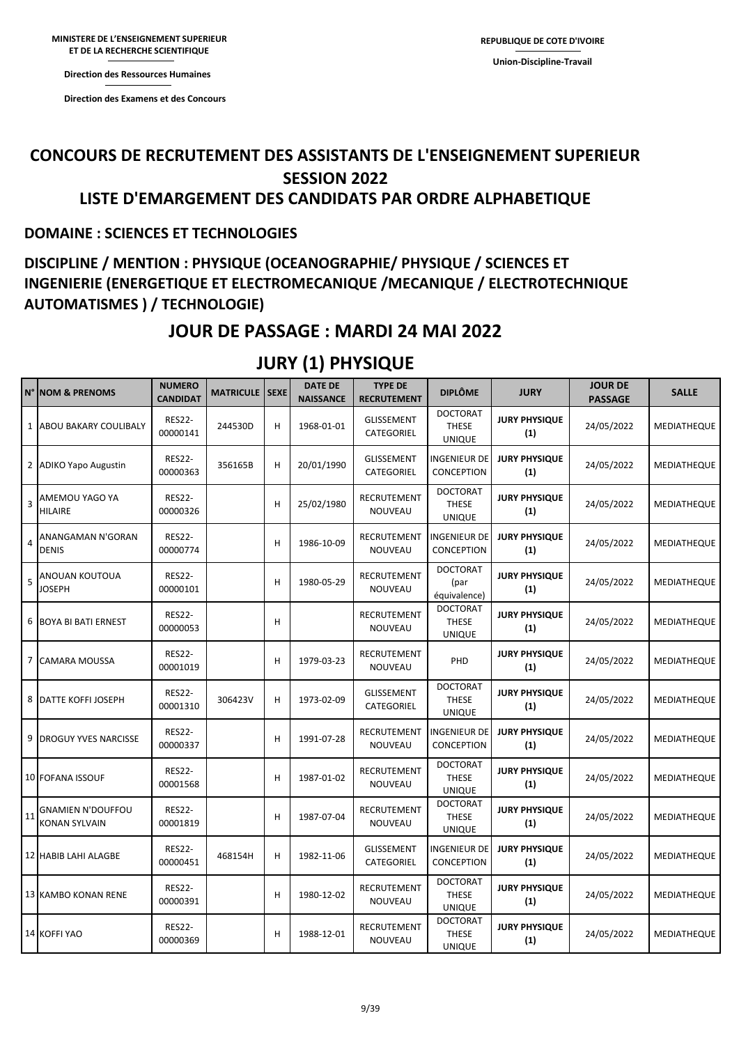MINISTERE DE L'ENSEIGNEMENT SUPERIEUR ET DE LA RECHERCHE SCIENTIFIQUE

Direction des Ressources Humaines

Direction des Examens et des Concours

REPUBLIQUE DE COTE D'IVOIRE

Union-Discipline-Travail

# CONCOURS DE RECRUTEMENT DES ASSISTANTS DE L'ENSEIGNEMENT SUPERIEUR SESSION 2022

## LISTE D'EMARGEMENT DES CANDIDATS PAR ORDRE ALPHABETIQUE

### DOMAINE : SCIENCES ET TECHNOLOGIES

### DISCIPLINE / MENTION : PHYSIQUE (OCEANOGRAPHIE/ PHYSIQUE / SCIENCES ET INGENIERIE (ENERGETIQUE ET ELECTROMECANIQUE /MECANIQUE / ELECTROTECHNIQUE AUTOMATISMES ) / TECHNOLOGIE)

## JOUR DE PASSAGE : MARDI 24 MAI 2022

## JURY (1) PHYSIQUE

| N° | NOM & PRENOMS | NUMERO CANDIDAT | MATRICULE | SEXE | DATE DE NAISSANCE | TYPE DE RECRUTEMENT | DIPLÔME | JURY | JOUR DE PASSAGE | SALLE |
|---|---|---|---|---|---|---|---|---|---|---|
| 1 | ABOU BAKARY COULIBALY | RES22-00000141 | 244530D | H | 1968-01-01 | GLISSEMENT CATEGORIEL | DOCTORAT THESE UNIQUE | JURY PHYSIQUE (1) | 24/05/2022 | MEDIATHEQUE |
| 2 | ADIKO Yapo Augustin | RES22-00000363 | 356165B | H | 20/01/1990 | GLISSEMENT CATEGORIEL | INGENIEUR DE CONCEPTION | JURY PHYSIQUE (1) | 24/05/2022 | MEDIATHEQUE |
| 3 | AMEMOU YAGO YA HILAIRE | RES22-00000326 | | H | 25/02/1980 | RECRUTEMENT NOUVEAU | DOCTORAT THESE UNIQUE | JURY PHYSIQUE (1) | 24/05/2022 | MEDIATHEQUE |
| 4 | ANANGAMAN N'GORAN DENIS | RES22-00000774 | | H | 1986-10-09 | RECRUTEMENT NOUVEAU | INGENIEUR DE CONCEPTION | JURY PHYSIQUE (1) | 24/05/2022 | MEDIATHEQUE |
| 5 | ANOUAN KOUTOUA JOSEPH | RES22-00000101 | | H | 1980-05-29 | RECRUTEMENT NOUVEAU | DOCTORAT (par équivalence) | JURY PHYSIQUE (1) | 24/05/2022 | MEDIATHEQUE |
| 6 | BOYA BI BATI ERNEST | RES22-00000053 | | H | | RECRUTEMENT NOUVEAU | DOCTORAT THESE UNIQUE | JURY PHYSIQUE (1) | 24/05/2022 | MEDIATHEQUE |
| 7 | CAMARA MOUSSA | RES22-00001019 | | H | 1979-03-23 | RECRUTEMENT NOUVEAU | PHD | JURY PHYSIQUE (1) | 24/05/2022 | MEDIATHEQUE |
| 8 | DATTE KOFFI JOSEPH | RES22-00001310 | 306423V | H | 1973-02-09 | GLISSEMENT CATEGORIEL | DOCTORAT THESE UNIQUE | JURY PHYSIQUE (1) | 24/05/2022 | MEDIATHEQUE |
| 9 | DROGUY YVES NARCISSE | RES22-00000337 | | H | 1991-07-28 | RECRUTEMENT NOUVEAU | INGENIEUR DE CONCEPTION | JURY PHYSIQUE (1) | 24/05/2022 | MEDIATHEQUE |
| 10 | FOFANA ISSOUF | RES22-00001568 | | H | 1987-01-02 | RECRUTEMENT NOUVEAU | DOCTORAT THESE UNIQUE | JURY PHYSIQUE (1) | 24/05/2022 | MEDIATHEQUE |
| 11 | GNAMIEN N'DOUFFOU KONAN SYLVAIN | RES22-00001819 | | H | 1987-07-04 | RECRUTEMENT NOUVEAU | DOCTORAT THESE UNIQUE | JURY PHYSIQUE (1) | 24/05/2022 | MEDIATHEQUE |
| 12 | HABIB LAHI ALAGBE | RES22-00000451 | 468154H | H | 1982-11-06 | GLISSEMENT CATEGORIEL | INGENIEUR DE CONCEPTION | JURY PHYSIQUE (1) | 24/05/2022 | MEDIATHEQUE |
| 13 | KAMBO KONAN RENE | RES22-00000391 | | H | 1980-12-02 | RECRUTEMENT NOUVEAU | DOCTORAT THESE UNIQUE | JURY PHYSIQUE (1) | 24/05/2022 | MEDIATHEQUE |
| 14 | KOFFI YAO | RES22-00000369 | | H | 1988-12-01 | RECRUTEMENT NOUVEAU | DOCTORAT THESE UNIQUE | JURY PHYSIQUE (1) | 24/05/2022 | MEDIATHEQUE |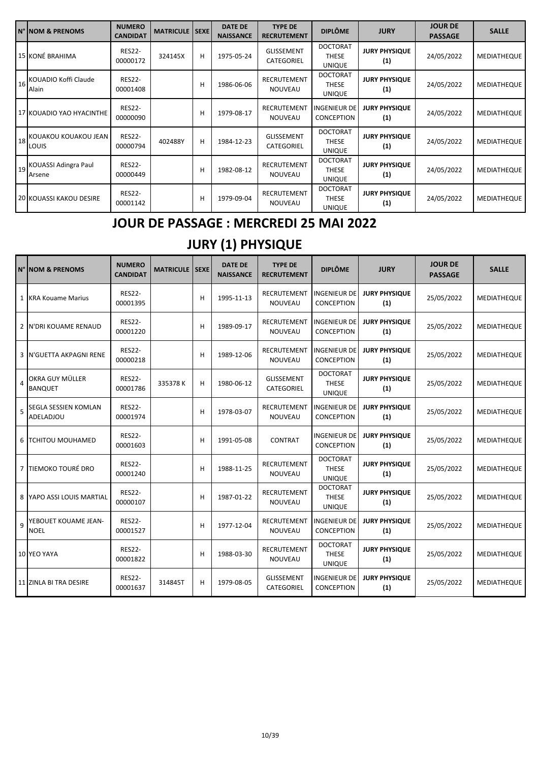| N° | NOM & PRENOMS | NUMERO CANDIDAT | MATRICULE | SEXE | DATE DE NAISSANCE | TYPE DE RECRUTEMENT | DIPLÔME | JURY | JOUR DE PASSAGE | SALLE |
|---|---|---|---|---|---|---|---|---|---|---|
| 15 | KONÉ BRAHIMA | RES22-00000172 | 324145X | H | 1975-05-24 | GLISSEMENT CATEGORIEL | DOCTORAT THESE UNIQUE | JURY PHYSIQUE (1) | 24/05/2022 | MEDIATHEQUE |
| 16 | KOUADIO Koffi Claude Alain | RES22-00001408 | | H | 1986-06-06 | RECRUTEMENT NOUVEAU | DOCTORAT THESE UNIQUE | JURY PHYSIQUE (1) | 24/05/2022 | MEDIATHEQUE |
| 17 | KOUADIO YAO HYACINTHE | RES22-00000090 | | H | 1979-08-17 | RECRUTEMENT NOUVEAU | INGENIEUR DE CONCEPTION | JURY PHYSIQUE (1) | 24/05/2022 | MEDIATHEQUE |
| 18 | KOUAKOU KOUAKOU JEAN LOUIS | RES22-00000794 | 402488Y | H | 1984-12-23 | GLISSEMENT CATEGORIEL | DOCTORAT THESE UNIQUE | JURY PHYSIQUE (1) | 24/05/2022 | MEDIATHEQUE |
| 19 | KOUASSI Adingra Paul Arsene | RES22-00000449 | | H | 1982-08-12 | RECRUTEMENT NOUVEAU | DOCTORAT THESE UNIQUE | JURY PHYSIQUE (1) | 24/05/2022 | MEDIATHEQUE |
| 20 | KOUASSI KAKOU DESIRE | RES22-00001142 | | H | 1979-09-04 | RECRUTEMENT NOUVEAU | DOCTORAT THESE UNIQUE | JURY PHYSIQUE (1) | 24/05/2022 | MEDIATHEQUE |

## JOUR DE PASSAGE : MERCREDI 25 MAI 2022

## JURY (1) PHYSIQUE

| N° | NOM & PRENOMS | NUMERO CANDIDAT | MATRICULE | SEXE | DATE DE NAISSANCE | TYPE DE RECRUTEMENT | DIPLÔME | JURY | JOUR DE PASSAGE | SALLE |
|---|---|---|---|---|---|---|---|---|---|---|
| 1 | KRA Kouame Marius | RES22-00001395 | | H | 1995-11-13 | RECRUTEMENT NOUVEAU | INGENIEUR DE CONCEPTION | JURY PHYSIQUE (1) | 25/05/2022 | MEDIATHEQUE |
| 2 | N'DRI KOUAME RENAUD | RES22-00001220 | | H | 1989-09-17 | RECRUTEMENT NOUVEAU | INGENIEUR DE CONCEPTION | JURY PHYSIQUE (1) | 25/05/2022 | MEDIATHEQUE |
| 3 | N'GUETTA AKPAGNI RENE | RES22-00000218 | | H | 1989-12-06 | RECRUTEMENT NOUVEAU | INGENIEUR DE CONCEPTION | JURY PHYSIQUE (1) | 25/05/2022 | MEDIATHEQUE |
| 4 | OKRA GUY MÜLLER BANQUET | RES22-00001786 | 335378 K | H | 1980-06-12 | GLISSEMENT CATEGORIEL | DOCTORAT THESE UNIQUE | JURY PHYSIQUE (1) | 25/05/2022 | MEDIATHEQUE |
| 5 | SEGLA SESSIEN KOMLAN ADELADJOU | RES22-00001974 | | H | 1978-03-07 | RECRUTEMENT NOUVEAU | INGENIEUR DE CONCEPTION | JURY PHYSIQUE (1) | 25/05/2022 | MEDIATHEQUE |
| 6 | TCHITOU MOUHAMED | RES22-00001603 | | H | 1991-05-08 | CONTRAT | INGENIEUR DE CONCEPTION | JURY PHYSIQUE (1) | 25/05/2022 | MEDIATHEQUE |
| 7 | TIEMOKO TOURÉ DRO | RES22-00001240 | | H | 1988-11-25 | RECRUTEMENT NOUVEAU | DOCTORAT THESE UNIQUE | JURY PHYSIQUE (1) | 25/05/2022 | MEDIATHEQUE |
| 8 | YAPO ASSI LOUIS MARTIAL | RES22-00000107 | | H | 1987-01-22 | RECRUTEMENT NOUVEAU | DOCTORAT THESE UNIQUE | JURY PHYSIQUE (1) | 25/05/2022 | MEDIATHEQUE |
| 9 | YEBOUET KOUAME JEAN-NOEL | RES22-00001527 | | H | 1977-12-04 | RECRUTEMENT NOUVEAU | INGENIEUR DE CONCEPTION | JURY PHYSIQUE (1) | 25/05/2022 | MEDIATHEQUE |
| 10 | YEO YAYA | RES22-00001822 | | H | 1988-03-30 | RECRUTEMENT NOUVEAU | DOCTORAT THESE UNIQUE | JURY PHYSIQUE (1) | 25/05/2022 | MEDIATHEQUE |
| 11 | ZINLA BI TRA DESIRE | RES22-00001637 | 314845T | H | 1979-08-05 | GLISSEMENT CATEGORIEL | INGENIEUR DE CONCEPTION | JURY PHYSIQUE (1) | 25/05/2022 | MEDIATHEQUE |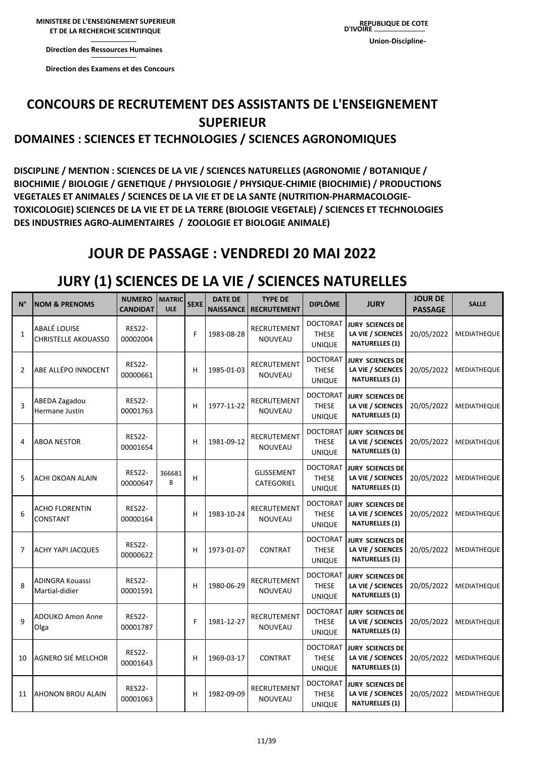MINISTERE DE L'ENSEIGNEMENT SUPERIEUR ET DE LA RECHERCHE SCIENTIFIQUE

Direction des Ressources Humaines

Direction des Examens et des Concours

REPUBLIQUE DE COTE D'IVOIRE

Union-Discipline-

# CONCOURS DE RECRUTEMENT DES ASSISTANTS DE L'ENSEIGNEMENT SUPERIEUR

## DOMAINES : SCIENCES ET TECHNOLOGIES / SCIENCES AGRONOMIQUES

**DISCIPLINE / MENTION : SCIENCES DE LA VIE / SCIENCES NATURELLES (AGRONOMIE / BOTANIQUE / BIOCHIMIE / BIOLOGIE / GENETIQUE / PHYSIOLOGIE / PHYSIQUE-CHIMIE (BIOCHIMIE) / PRODUCTIONS VEGETALES ET ANIMALES / SCIENCES DE LA VIE ET DE LA SANTE (NUTRITION-PHARMACOLOGIE-TOXICOLOGIE) SCIENCES DE LA VIE ET DE LA TERRE (BIOLOGIE VEGETALE) / SCIENCES ET TECHNOLOGIES DES INDUSTRIES AGRO-ALIMENTAIRES / ZOOLOGIE ET BIOLOGIE ANIMALE)**

## JOUR DE PASSAGE : VENDREDI 20 MAI 2022

## JURY (1) SCIENCES DE LA VIE / SCIENCES NATURELLES

| N° | NOM & PRENOMS | NUMERO CANDIDAT | MATRICULE | SEXE | DATE DE NAISSANCE | TYPE DE RECRUTEMENT | DIPLÔME | JURY | JOUR DE PASSAGE | SALLE |
|---|---|---|---|---|---|---|---|---|---|---|
| 1 | ABALÉ LOUISE CHRISTELLE AKOUASSO | RES22-00002004 | | F | 1983-08-28 | RECRUTEMENT NOUVEAU | DOCTORAT THESE UNIQUE | JURY SCIENCES DE LA VIE / SCIENCES NATURELLES (1) | 20/05/2022 | MEDIATHEQUE |
| 2 | ABE ALLÉPO INNOCENT | RES22-00000661 | | H | 1985-01-03 | RECRUTEMENT NOUVEAU | DOCTORAT THESE UNIQUE | JURY SCIENCES DE LA VIE / SCIENCES NATURELLES (1) | 20/05/2022 | MEDIATHEQUE |
| 3 | ABEDA Zagadou Hermane Justin | RES22-00001763 | | H | 1977-11-22 | RECRUTEMENT NOUVEAU | DOCTORAT THESE UNIQUE | JURY SCIENCES DE LA VIE / SCIENCES NATURELLES (1) | 20/05/2022 | MEDIATHEQUE |
| 4 | ABOA NESTOR | RES22-00001654 | | H | 1981-09-12 | RECRUTEMENT NOUVEAU | DOCTORAT THESE UNIQUE | JURY SCIENCES DE LA VIE / SCIENCES NATURELLES (1) | 20/05/2022 | MEDIATHEQUE |
| 5 | ACHI OKOAN ALAIN | RES22-00000647 | 366681 B | H | | GLISSEMENT CATEGORIEL | DOCTORAT THESE UNIQUE | JURY SCIENCES DE LA VIE / SCIENCES NATURELLES (1) | 20/05/2022 | MEDIATHEQUE |
| 6 | ACHO FLORENTIN CONSTANT | RES22-00000164 | | H | 1983-10-24 | RECRUTEMENT NOUVEAU | DOCTORAT THESE UNIQUE | JURY SCIENCES DE LA VIE / SCIENCES NATURELLES (1) | 20/05/2022 | MEDIATHEQUE |
| 7 | ACHY YAPI JACQUES | RES22-00000622 | | H | 1973-01-07 | CONTRAT | DOCTORAT THESE UNIQUE | JURY SCIENCES DE LA VIE / SCIENCES NATURELLES (1) | 20/05/2022 | MEDIATHEQUE |
| 8 | ADINGRA Kouassi Martial-didier | RES22-00001591 | | H | 1980-06-29 | RECRUTEMENT NOUVEAU | DOCTORAT THESE UNIQUE | JURY SCIENCES DE LA VIE / SCIENCES NATURELLES (1) | 20/05/2022 | MEDIATHEQUE |
| 9 | ADOUKO Amon Anne Olga | RES22-00001787 | | F | 1981-12-27 | RECRUTEMENT NOUVEAU | DOCTORAT THESE UNIQUE | JURY SCIENCES DE LA VIE / SCIENCES NATURELLES (1) | 20/05/2022 | MEDIATHEQUE |
| 10 | AGNERO SIÉ MELCHOR | RES22-00001643 | | H | 1969-03-17 | CONTRAT | DOCTORAT THESE UNIQUE | JURY SCIENCES DE LA VIE / SCIENCES NATURELLES (1) | 20/05/2022 | MEDIATHEQUE |
| 11 | AHONON BROU ALAIN | RES22-00001063 | | H | 1982-09-09 | RECRUTEMENT NOUVEAU | DOCTORAT THESE UNIQUE | JURY SCIENCES DE LA VIE / SCIENCES NATURELLES (1) | 20/05/2022 | MEDIATHEQUE |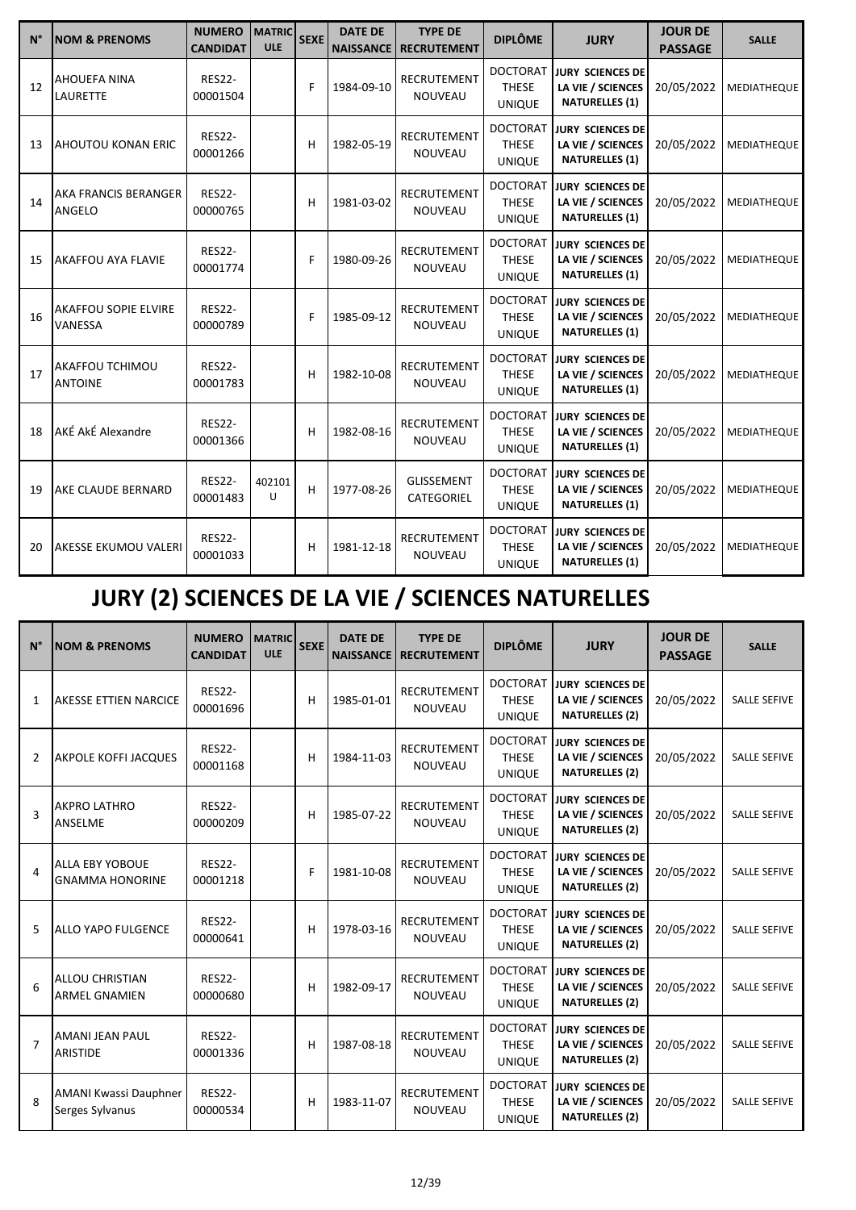| N° | NOM & PRENOMS | NUMERO CANDIDAT | MATRICULE | SEXE | DATE DE NAISSANCE | TYPE DE RECRUTEMENT | DIPLÔME | JURY | JOUR DE PASSAGE | SALLE |
|---|---|---|---|---|---|---|---|---|---|---|
| 12 | AHOUEFA NINA LAURETTE | RES22-00001504 | | F | 1984-09-10 | RECRUTEMENT NOUVEAU | DOCTORAT THESE UNIQUE | JURY SCIENCES DE LA VIE / SCIENCES NATURELLES (1) | 20/05/2022 | MEDIATHEQUE |
| 13 | AHOUTOU KONAN ERIC | RES22-00001266 | | H | 1982-05-19 | RECRUTEMENT NOUVEAU | DOCTORAT THESE UNIQUE | JURY SCIENCES DE LA VIE / SCIENCES NATURELLES (1) | 20/05/2022 | MEDIATHEQUE |
| 14 | AKA FRANCIS BERANGER ANGELO | RES22-00000765 | | H | 1981-03-02 | RECRUTEMENT NOUVEAU | DOCTORAT THESE UNIQUE | JURY SCIENCES DE LA VIE / SCIENCES NATURELLES (1) | 20/05/2022 | MEDIATHEQUE |
| 15 | AKAFFOU AYA FLAVIE | RES22-00001774 | | F | 1980-09-26 | RECRUTEMENT NOUVEAU | DOCTORAT THESE UNIQUE | JURY SCIENCES DE LA VIE / SCIENCES NATURELLES (1) | 20/05/2022 | MEDIATHEQUE |
| 16 | AKAFFOU SOPIE ELVIRE VANESSA | RES22-00000789 | | F | 1985-09-12 | RECRUTEMENT NOUVEAU | DOCTORAT THESE UNIQUE | JURY SCIENCES DE LA VIE / SCIENCES NATURELLES (1) | 20/05/2022 | MEDIATHEQUE |
| 17 | AKAFFOU TCHIMOU ANTOINE | RES22-00001783 | | H | 1982-10-08 | RECRUTEMENT NOUVEAU | DOCTORAT THESE UNIQUE | JURY SCIENCES DE LA VIE / SCIENCES NATURELLES (1) | 20/05/2022 | MEDIATHEQUE |
| 18 | AKÉ AkÉ Alexandre | RES22-00001366 | | H | 1982-08-16 | RECRUTEMENT NOUVEAU | DOCTORAT THESE UNIQUE | JURY SCIENCES DE LA VIE / SCIENCES NATURELLES (1) | 20/05/2022 | MEDIATHEQUE |
| 19 | AKE CLAUDE BERNARD | RES22-00001483 | 402101 U | H | 1977-08-26 | GLISSEMENT CATEGORIEL | DOCTORAT THESE UNIQUE | JURY SCIENCES DE LA VIE / SCIENCES NATURELLES (1) | 20/05/2022 | MEDIATHEQUE |
| 20 | AKESSE EKUMOU VALERI | RES22-00001033 | | H | 1981-12-18 | RECRUTEMENT NOUVEAU | DOCTORAT THESE UNIQUE | JURY SCIENCES DE LA VIE / SCIENCES NATURELLES (1) | 20/05/2022 | MEDIATHEQUE |

# JURY (2) SCIENCES DE LA VIE / SCIENCES NATURELLES

| N° | NOM & PRENOMS | NUMERO CANDIDAT | MATRICULE | SEXE | DATE DE NAISSANCE | TYPE DE RECRUTEMENT | DIPLÔME | JURY | JOUR DE PASSAGE | SALLE |
|---|---|---|---|---|---|---|---|---|---|---|
| 1 | AKESSE ETTIEN NARCICE | RES22-00001696 | | H | 1985-01-01 | RECRUTEMENT NOUVEAU | DOCTORAT THESE UNIQUE | JURY SCIENCES DE LA VIE / SCIENCES NATURELLES (2) | 20/05/2022 | SALLE SEFIVE |
| 2 | AKPOLE KOFFI JACQUES | RES22-00001168 | | H | 1984-11-03 | RECRUTEMENT NOUVEAU | DOCTORAT THESE UNIQUE | JURY SCIENCES DE LA VIE / SCIENCES NATURELLES (2) | 20/05/2022 | SALLE SEFIVE |
| 3 | AKPRO LATHRO ANSELME | RES22-00000209 | | H | 1985-07-22 | RECRUTEMENT NOUVEAU | DOCTORAT THESE UNIQUE | JURY SCIENCES DE LA VIE / SCIENCES NATURELLES (2) | 20/05/2022 | SALLE SEFIVE |
| 4 | ALLA EBY YOBOUE GNAMMA HONORINE | RES22-00001218 | | F | 1981-10-08 | RECRUTEMENT NOUVEAU | DOCTORAT THESE UNIQUE | JURY SCIENCES DE LA VIE / SCIENCES NATURELLES (2) | 20/05/2022 | SALLE SEFIVE |
| 5 | ALLO YAPO FULGENCE | RES22-00000641 | | H | 1978-03-16 | RECRUTEMENT NOUVEAU | DOCTORAT THESE UNIQUE | JURY SCIENCES DE LA VIE / SCIENCES NATURELLES (2) | 20/05/2022 | SALLE SEFIVE |
| 6 | ALLOU CHRISTIAN ARMEL GNAMIEN | RES22-00000680 | | H | 1982-09-17 | RECRUTEMENT NOUVEAU | DOCTORAT THESE UNIQUE | JURY SCIENCES DE LA VIE / SCIENCES NATURELLES (2) | 20/05/2022 | SALLE SEFIVE |
| 7 | AMANI JEAN PAUL ARISTIDE | RES22-00001336 | | H | 1987-08-18 | RECRUTEMENT NOUVEAU | DOCTORAT THESE UNIQUE | JURY SCIENCES DE LA VIE / SCIENCES NATURELLES (2) | 20/05/2022 | SALLE SEFIVE |
| 8 | AMANI Kwassi Dauphner Serges Sylvanus | RES22-00000534 | | H | 1983-11-07 | RECRUTEMENT NOUVEAU | DOCTORAT THESE UNIQUE | JURY SCIENCES DE LA VIE / SCIENCES NATURELLES (2) | 20/05/2022 | SALLE SEFIVE |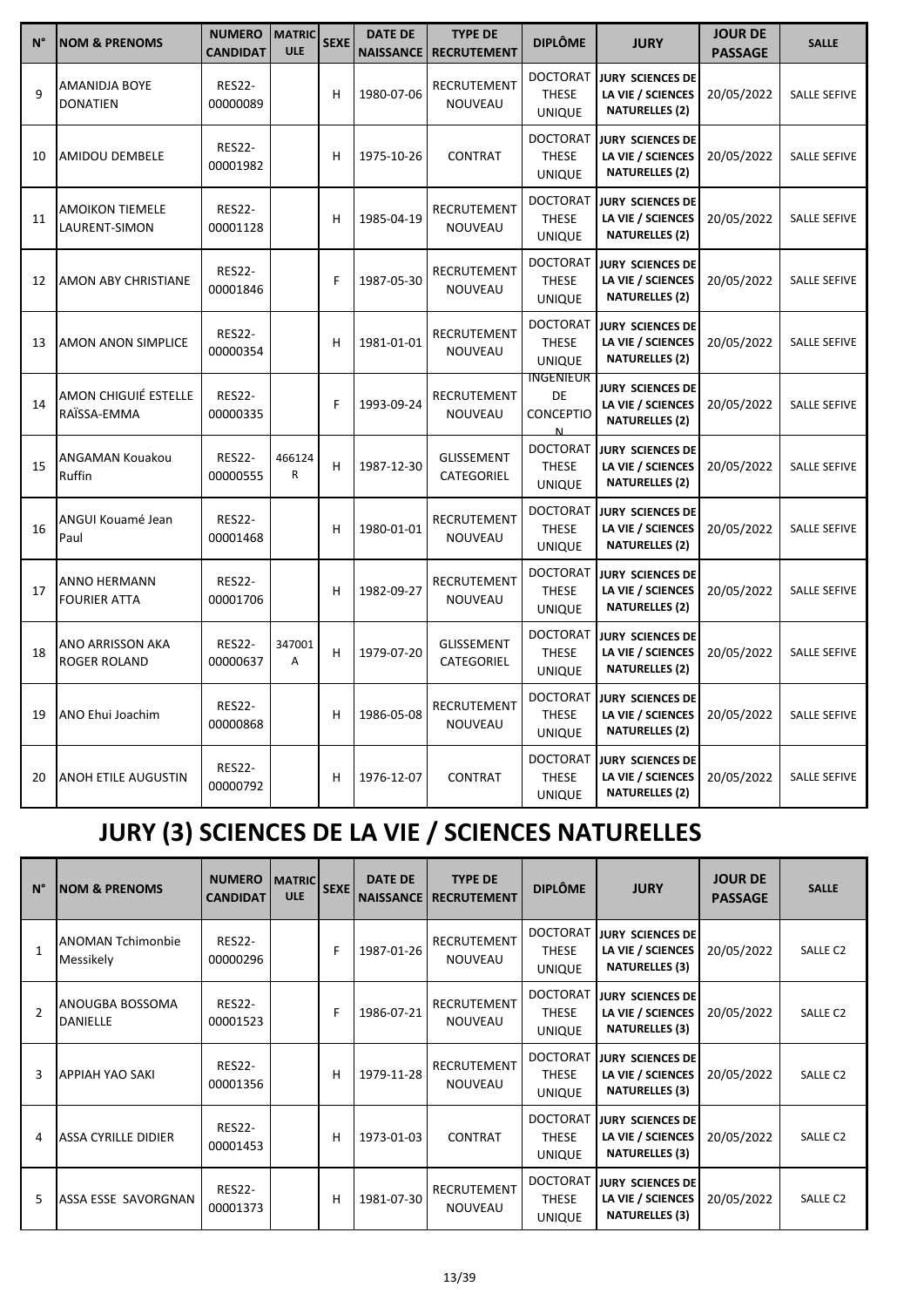| N° | NOM & PRENOMS | NUMERO CANDIDAT | MATRICULE | SEXE | DATE DE NAISSANCE | TYPE DE RECRUTEMENT | DIPLÔME | JURY | JOUR DE PASSAGE | SALLE |
|---|---|---|---|---|---|---|---|---|---|---|
| 9 | AMANIDJA BOYE DONATIEN | RES22-00000089 | | H | 1980-07-06 | RECRUTEMENT NOUVEAU | DOCTORAT THESE UNIQUE | JURY SCIENCES DE LA VIE / SCIENCES NATURELLES (2) | 20/05/2022 | SALLE SEFIVE |
| 10 | AMIDOU DEMBELE | RES22-00001982 | | H | 1975-10-26 | CONTRAT | DOCTORAT THESE UNIQUE | JURY SCIENCES DE LA VIE / SCIENCES NATURELLES (2) | 20/05/2022 | SALLE SEFIVE |
| 11 | AMOIKON TIEMELE LAURENT-SIMON | RES22-00001128 | | H | 1985-04-19 | RECRUTEMENT NOUVEAU | DOCTORAT THESE UNIQUE | JURY SCIENCES DE LA VIE / SCIENCES NATURELLES (2) | 20/05/2022 | SALLE SEFIVE |
| 12 | AMON ABY CHRISTIANE | RES22-00001846 | | F | 1987-05-30 | RECRUTEMENT NOUVEAU | DOCTORAT THESE UNIQUE | JURY SCIENCES DE LA VIE / SCIENCES NATURELLES (2) | 20/05/2022 | SALLE SEFIVE |
| 13 | AMON ANON SIMPLICE | RES22-00000354 | | H | 1981-01-01 | RECRUTEMENT NOUVEAU | DOCTORAT THESE UNIQUE | JURY SCIENCES DE LA VIE / SCIENCES NATURELLES (2) | 20/05/2022 | SALLE SEFIVE |
| 14 | AMON CHIGUIÉ ESTELLE RAÏSSA-EMMA | RES22-00000335 | | F | 1993-09-24 | RECRUTEMENT NOUVEAU | INGENIEUR DE CONCEPTION | JURY SCIENCES DE LA VIE / SCIENCES NATURELLES (2) | 20/05/2022 | SALLE SEFIVE |
| 15 | ANGAMAN Kouakou Ruffin | RES22-00000555 | 466124R | H | 1987-12-30 | GLISSEMENT CATEGORIEL | DOCTORAT THESE UNIQUE | JURY SCIENCES DE LA VIE / SCIENCES NATURELLES (2) | 20/05/2022 | SALLE SEFIVE |
| 16 | ANGUI Kouamé Jean Paul | RES22-00001468 | | H | 1980-01-01 | RECRUTEMENT NOUVEAU | DOCTORAT THESE UNIQUE | JURY SCIENCES DE LA VIE / SCIENCES NATURELLES (2) | 20/05/2022 | SALLE SEFIVE |
| 17 | ANNO HERMANN FOURIER ATTA | RES22-00001706 | | H | 1982-09-27 | RECRUTEMENT NOUVEAU | DOCTORAT THESE UNIQUE | JURY SCIENCES DE LA VIE / SCIENCES NATURELLES (2) | 20/05/2022 | SALLE SEFIVE |
| 18 | ANO ARRISSON AKA ROGER ROLAND | RES22-00000637 | 347001A | H | 1979-07-20 | GLISSEMENT CATEGORIEL | DOCTORAT THESE UNIQUE | JURY SCIENCES DE LA VIE / SCIENCES NATURELLES (2) | 20/05/2022 | SALLE SEFIVE |
| 19 | ANO Ehui Joachim | RES22-00000868 | | H | 1986-05-08 | RECRUTEMENT NOUVEAU | DOCTORAT THESE UNIQUE | JURY SCIENCES DE LA VIE / SCIENCES NATURELLES (2) | 20/05/2022 | SALLE SEFIVE |
| 20 | ANOH ETILE AUGUSTIN | RES22-00000792 | | H | 1976-12-07 | CONTRAT | DOCTORAT THESE UNIQUE | JURY SCIENCES DE LA VIE / SCIENCES NATURELLES (2) | 20/05/2022 | SALLE SEFIVE |

# JURY (3) SCIENCES DE LA VIE / SCIENCES NATURELLES

| N° | NOM & PRENOMS | NUMERO CANDIDAT | MATRICULE | SEXE | DATE DE NAISSANCE | TYPE DE RECRUTEMENT | DIPLÔME | JURY | JOUR DE PASSAGE | SALLE |
|---|---|---|---|---|---|---|---|---|---|---|
| 1 | ANOMAN Tchimonbie Messikely | RES22-00000296 | | F | 1987-01-26 | RECRUTEMENT NOUVEAU | DOCTORAT THESE UNIQUE | JURY SCIENCES DE LA VIE / SCIENCES NATURELLES (3) | 20/05/2022 | SALLE C2 |
| 2 | ANOUGBA BOSSOMA DANIELLE | RES22-00001523 | | F | 1986-07-21 | RECRUTEMENT NOUVEAU | DOCTORAT THESE UNIQUE | JURY SCIENCES DE LA VIE / SCIENCES NATURELLES (3) | 20/05/2022 | SALLE C2 |
| 3 | APPIAH YAO SAKI | RES22-00001356 | | H | 1979-11-28 | RECRUTEMENT NOUVEAU | DOCTORAT THESE UNIQUE | JURY SCIENCES DE LA VIE / SCIENCES NATURELLES (3) | 20/05/2022 | SALLE C2 |
| 4 | ASSA CYRILLE DIDIER | RES22-00001453 | | H | 1973-01-03 | CONTRAT | DOCTORAT THESE UNIQUE | JURY SCIENCES DE LA VIE / SCIENCES NATURELLES (3) | 20/05/2022 | SALLE C2 |
| 5 | ASSA ESSE SAVORGNAN | RES22-00001373 | | H | 1981-07-30 | RECRUTEMENT NOUVEAU | DOCTORAT THESE UNIQUE | JURY SCIENCES DE LA VIE / SCIENCES NATURELLES (3) | 20/05/2022 | SALLE C2 |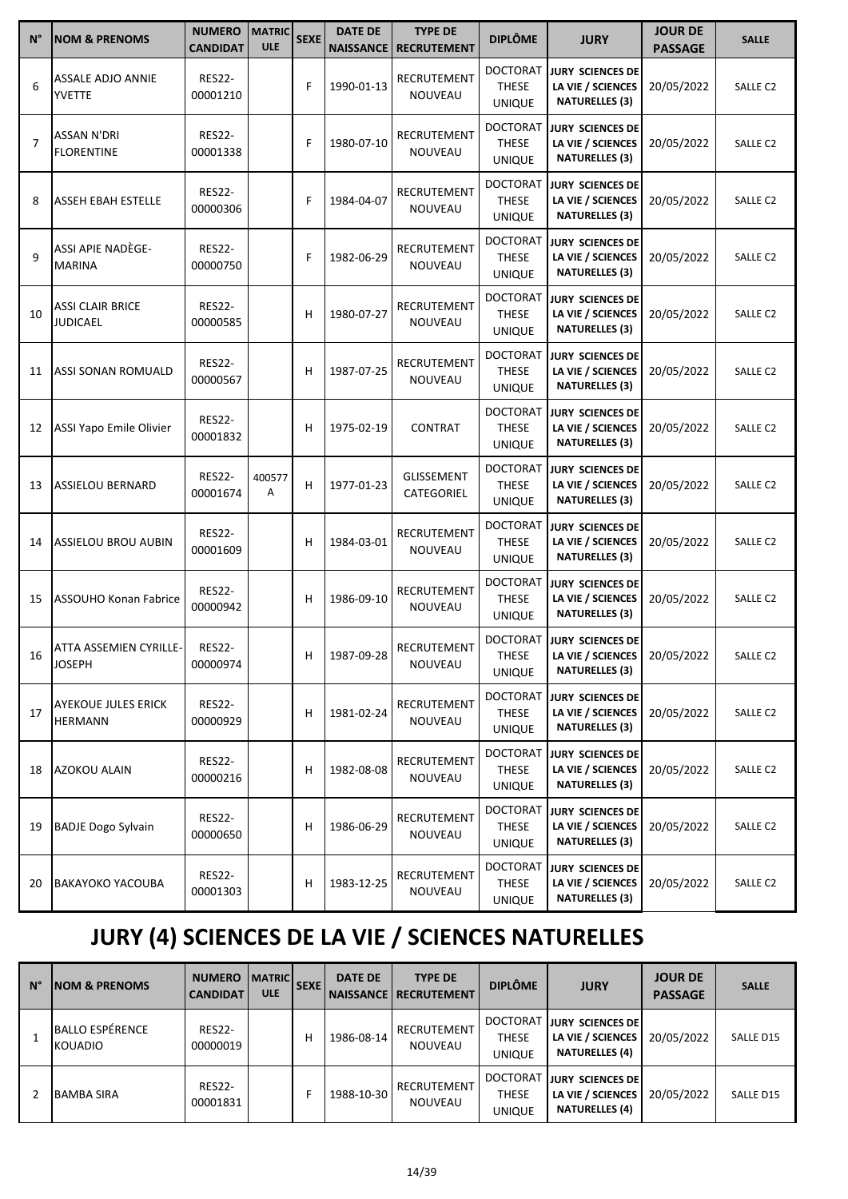| N° | NOM & PRENOMS | NUMERO CANDIDAT | MATRICULE | SEXE | DATE DE NAISSANCE | TYPE DE RECRUTEMENT | DIPLÔME | JURY | JOUR DE PASSAGE | SALLE |
|---|---|---|---|---|---|---|---|---|---|---|
| 6 | ASSALE ADJO ANNIE YVETTE | RES22-00001210 | | F | 1990-01-13 | RECRUTEMENT NOUVEAU | DOCTORAT THESE UNIQUE | JURY SCIENCES DE LA VIE / SCIENCES NATURELLES (3) | 20/05/2022 | SALLE C2 |
| 7 | ASSAN N'DRI FLORENTINE | RES22-00001338 | | F | 1980-07-10 | RECRUTEMENT NOUVEAU | DOCTORAT THESE UNIQUE | JURY SCIENCES DE LA VIE / SCIENCES NATURELLES (3) | 20/05/2022 | SALLE C2 |
| 8 | ASSEH EBAH ESTELLE | RES22-00000306 | | F | 1984-04-07 | RECRUTEMENT NOUVEAU | DOCTORAT THESE UNIQUE | JURY SCIENCES DE LA VIE / SCIENCES NATURELLES (3) | 20/05/2022 | SALLE C2 |
| 9 | ASSI APIE NADÈGE-MARINA | RES22-00000750 | | F | 1982-06-29 | RECRUTEMENT NOUVEAU | DOCTORAT THESE UNIQUE | JURY SCIENCES DE LA VIE / SCIENCES NATURELLES (3) | 20/05/2022 | SALLE C2 |
| 10 | ASSI CLAIR BRICE JUDICAEL | RES22-00000585 | | H | 1980-07-27 | RECRUTEMENT NOUVEAU | DOCTORAT THESE UNIQUE | JURY SCIENCES DE LA VIE / SCIENCES NATURELLES (3) | 20/05/2022 | SALLE C2 |
| 11 | ASSI SONAN ROMUALD | RES22-00000567 | | H | 1987-07-25 | RECRUTEMENT NOUVEAU | DOCTORAT THESE UNIQUE | JURY SCIENCES DE LA VIE / SCIENCES NATURELLES (3) | 20/05/2022 | SALLE C2 |
| 12 | ASSI Yapo Emile Olivier | RES22-00001832 | | H | 1975-02-19 | CONTRAT | DOCTORAT THESE UNIQUE | JURY SCIENCES DE LA VIE / SCIENCES NATURELLES (3) | 20/05/2022 | SALLE C2 |
| 13 | ASSIELOU BERNARD | RES22-00001674 | 400577 A | H | 1977-01-23 | GLISSEMENT CATEGORIEL | DOCTORAT THESE UNIQUE | JURY SCIENCES DE LA VIE / SCIENCES NATURELLES (3) | 20/05/2022 | SALLE C2 |
| 14 | ASSIELOU BROU AUBIN | RES22-00001609 | | H | 1984-03-01 | RECRUTEMENT NOUVEAU | DOCTORAT THESE UNIQUE | JURY SCIENCES DE LA VIE / SCIENCES NATURELLES (3) | 20/05/2022 | SALLE C2 |
| 15 | ASSOUHO Konan Fabrice | RES22-00000942 | | H | 1986-09-10 | RECRUTEMENT NOUVEAU | DOCTORAT THESE UNIQUE | JURY SCIENCES DE LA VIE / SCIENCES NATURELLES (3) | 20/05/2022 | SALLE C2 |
| 16 | ATTA ASSEMIEN CYRILLE-JOSEPH | RES22-00000974 | | H | 1987-09-28 | RECRUTEMENT NOUVEAU | DOCTORAT THESE UNIQUE | JURY SCIENCES DE LA VIE / SCIENCES NATURELLES (3) | 20/05/2022 | SALLE C2 |
| 17 | AYEKOUE JULES ERICK HERMANN | RES22-00000929 | | H | 1981-02-24 | RECRUTEMENT NOUVEAU | DOCTORAT THESE UNIQUE | JURY SCIENCES DE LA VIE / SCIENCES NATURELLES (3) | 20/05/2022 | SALLE C2 |
| 18 | AZOKOU ALAIN | RES22-00000216 | | H | 1982-08-08 | RECRUTEMENT NOUVEAU | DOCTORAT THESE UNIQUE | JURY SCIENCES DE LA VIE / SCIENCES NATURELLES (3) | 20/05/2022 | SALLE C2 |
| 19 | BADJE Dogo Sylvain | RES22-00000650 | | H | 1986-06-29 | RECRUTEMENT NOUVEAU | DOCTORAT THESE UNIQUE | JURY SCIENCES DE LA VIE / SCIENCES NATURELLES (3) | 20/05/2022 | SALLE C2 |
| 20 | BAKAYOKO YACOUBA | RES22-00001303 | | H | 1983-12-25 | RECRUTEMENT NOUVEAU | DOCTORAT THESE UNIQUE | JURY SCIENCES DE LA VIE / SCIENCES NATURELLES (3) | 20/05/2022 | SALLE C2 |

# JURY (4) SCIENCES DE LA VIE / SCIENCES NATURELLES

| N° | NOM & PRENOMS | NUMERO CANDIDAT | MATRICULE | SEXE | DATE DE NAISSANCE | TYPE DE RECRUTEMENT | DIPLÔME | JURY | JOUR DE PASSAGE | SALLE |
|---|---|---|---|---|---|---|---|---|---|---|
| 1 | BALLO ESPÉRENCE KOUADIO | RES22-00000019 | | H | 1986-08-14 | RECRUTEMENT NOUVEAU | DOCTORAT THESE UNIQUE | JURY SCIENCES DE LA VIE / SCIENCES NATURELLES (4) | 20/05/2022 | SALLE D15 |
| 2 | BAMBA SIRA | RES22-00001831 | | F | 1988-10-30 | RECRUTEMENT NOUVEAU | DOCTORAT THESE UNIQUE | JURY SCIENCES DE LA VIE / SCIENCES NATURELLES (4) | 20/05/2022 | SALLE D15 |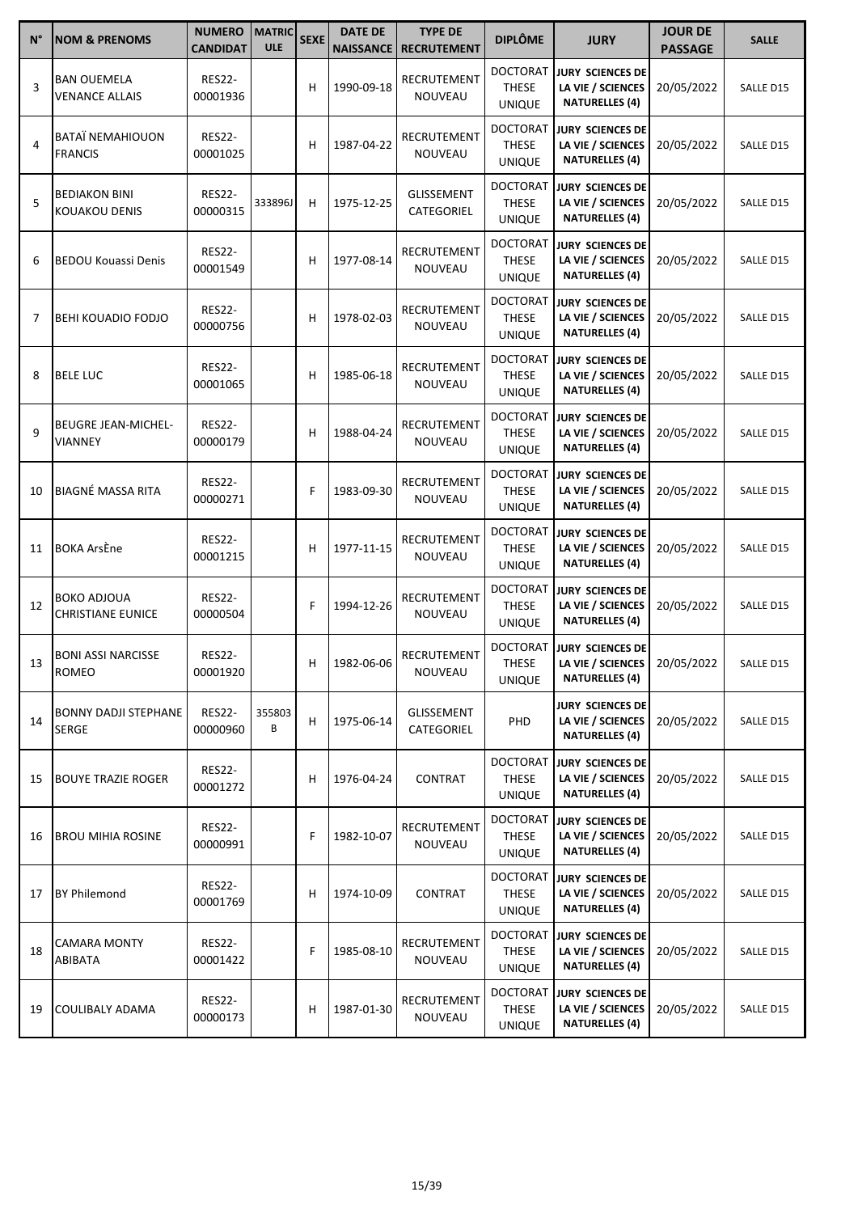| N° | NOM & PRENOMS | NUMERO CANDIDAT | MATRICULE | SEXE | DATE DE NAISSANCE | TYPE DE RECRUTEMENT | DIPLÔME | JURY | JOUR DE PASSAGE | SALLE |
|---|---|---|---|---|---|---|---|---|---|---|
| 3 | BAN OUEMELA VENANCE ALLAIS | RES22-00001936 | | H | 1990-09-18 | RECRUTEMENT NOUVEAU | DOCTORAT THESE UNIQUE | JURY SCIENCES DE LA VIE / SCIENCES NATURELLES (4) | 20/05/2022 | SALLE D15 |
| 4 | BATAÏ NEMAHIOUON FRANCIS | RES22-00001025 | | H | 1987-04-22 | RECRUTEMENT NOUVEAU | DOCTORAT THESE UNIQUE | JURY SCIENCES DE LA VIE / SCIENCES NATURELLES (4) | 20/05/2022 | SALLE D15 |
| 5 | BEDIAKON BINI KOUAKOU DENIS | RES22-00000315 | 333896J | H | 1975-12-25 | GLISSEMENT CATEGORIEL | DOCTORAT THESE UNIQUE | JURY SCIENCES DE LA VIE / SCIENCES NATURELLES (4) | 20/05/2022 | SALLE D15 |
| 6 | BEDOU Kouassi Denis | RES22-00001549 | | H | 1977-08-14 | RECRUTEMENT NOUVEAU | DOCTORAT THESE UNIQUE | JURY SCIENCES DE LA VIE / SCIENCES NATURELLES (4) | 20/05/2022 | SALLE D15 |
| 7 | BEHI KOUADIO FODJO | RES22-00000756 | | H | 1978-02-03 | RECRUTEMENT NOUVEAU | DOCTORAT THESE UNIQUE | JURY SCIENCES DE LA VIE / SCIENCES NATURELLES (4) | 20/05/2022 | SALLE D15 |
| 8 | BELE LUC | RES22-00001065 | | H | 1985-06-18 | RECRUTEMENT NOUVEAU | DOCTORAT THESE UNIQUE | JURY SCIENCES DE LA VIE / SCIENCES NATURELLES (4) | 20/05/2022 | SALLE D15 |
| 9 | BEUGRE JEAN-MICHEL-VIANNEY | RES22-00000179 | | H | 1988-04-24 | RECRUTEMENT NOUVEAU | DOCTORAT THESE UNIQUE | JURY SCIENCES DE LA VIE / SCIENCES NATURELLES (4) | 20/05/2022 | SALLE D15 |
| 10 | BIAGNÉ MASSA RITA | RES22-00000271 | | F | 1983-09-30 | RECRUTEMENT NOUVEAU | DOCTORAT THESE UNIQUE | JURY SCIENCES DE LA VIE / SCIENCES NATURELLES (4) | 20/05/2022 | SALLE D15 |
| 11 | BOKA ArsÈne | RES22-00001215 | | H | 1977-11-15 | RECRUTEMENT NOUVEAU | DOCTORAT THESE UNIQUE | JURY SCIENCES DE LA VIE / SCIENCES NATURELLES (4) | 20/05/2022 | SALLE D15 |
| 12 | BOKO ADJOUA CHRISTIANE EUNICE | RES22-00000504 | | F | 1994-12-26 | RECRUTEMENT NOUVEAU | DOCTORAT THESE UNIQUE | JURY SCIENCES DE LA VIE / SCIENCES NATURELLES (4) | 20/05/2022 | SALLE D15 |
| 13 | BONI ASSI NARCISSE ROMEO | RES22-00001920 | | H | 1982-06-06 | RECRUTEMENT NOUVEAU | DOCTORAT THESE UNIQUE | JURY SCIENCES DE LA VIE / SCIENCES NATURELLES (4) | 20/05/2022 | SALLE D15 |
| 14 | BONNY DADJI STEPHANE SERGE | RES22-00000960 | 355803B | H | 1975-06-14 | GLISSEMENT CATEGORIEL | PHD | JURY SCIENCES DE LA VIE / SCIENCES NATURELLES (4) | 20/05/2022 | SALLE D15 |
| 15 | BOUYE TRAZIE ROGER | RES22-00001272 | | H | 1976-04-24 | CONTRAT | DOCTORAT THESE UNIQUE | JURY SCIENCES DE LA VIE / SCIENCES NATURELLES (4) | 20/05/2022 | SALLE D15 |
| 16 | BROU MIHIA ROSINE | RES22-00000991 | | F | 1982-10-07 | RECRUTEMENT NOUVEAU | DOCTORAT THESE UNIQUE | JURY SCIENCES DE LA VIE / SCIENCES NATURELLES (4) | 20/05/2022 | SALLE D15 |
| 17 | BY Philemond | RES22-00001769 | | H | 1974-10-09 | CONTRAT | DOCTORAT THESE UNIQUE | JURY SCIENCES DE LA VIE / SCIENCES NATURELLES (4) | 20/05/2022 | SALLE D15 |
| 18 | CAMARA MONTY ABIBATA | RES22-00001422 | | F | 1985-08-10 | RECRUTEMENT NOUVEAU | DOCTORAT THESE UNIQUE | JURY SCIENCES DE LA VIE / SCIENCES NATURELLES (4) | 20/05/2022 | SALLE D15 |
| 19 | COULIBALY ADAMA | RES22-00000173 | | H | 1987-01-30 | RECRUTEMENT NOUVEAU | DOCTORAT THESE UNIQUE | JURY SCIENCES DE LA VIE / SCIENCES NATURELLES (4) | 20/05/2022 | SALLE D15 |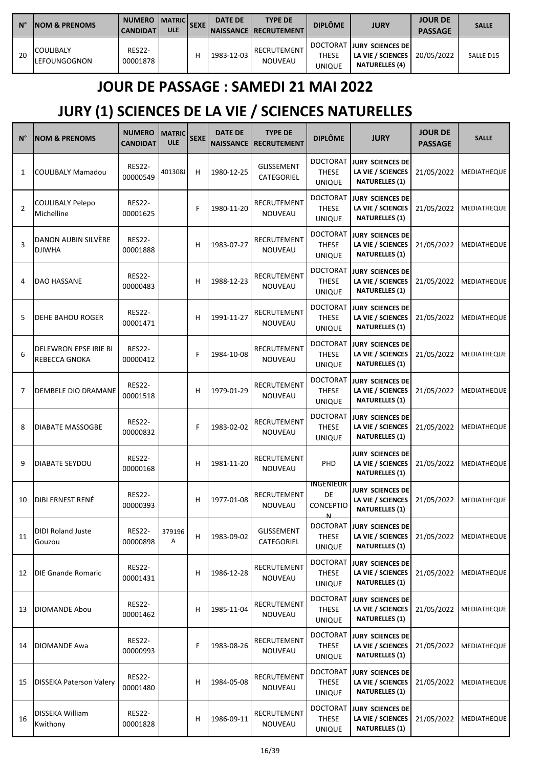| N° | NOM & PRENOMS | NUMERO CANDIDAT | MATRICULE | SEXE | DATE DE NAISSANCE | TYPE DE RECRUTEMENT | DIPLÔME | JURY | JOUR DE PASSAGE | SALLE |
|---|---|---|---|---|---|---|---|---|---|---|
| 20 | COULIBALY LEFOUNGOGNON | RES22-00001878 | | H | 1983-12-03 | RECRUTEMENT NOUVEAU | DOCTORAT THESE UNIQUE | JURY SCIENCES DE LA VIE / SCIENCES NATURELLES (4) | 20/05/2022 | SALLE D15 |

# JOUR DE PASSAGE : SAMEDI 21 MAI 2022

## JURY (1) SCIENCES DE LA VIE / SCIENCES NATURELLES

| N° | NOM & PRENOMS | NUMERO CANDIDAT | MATRICULE | SEXE | DATE DE NAISSANCE | TYPE DE RECRUTEMENT | DIPLÔME | JURY | JOUR DE PASSAGE | SALLE |
|---|---|---|---|---|---|---|---|---|---|---|
| 1 | COULIBALY Mamadou | RES22-00000549 | 401308J | H | 1980-12-25 | GLISSEMENT CATEGORIEL | DOCTORAT THESE UNIQUE | JURY SCIENCES DE LA VIE / SCIENCES NATURELLES (1) | 21/05/2022 | MEDIATHEQUE |
| 2 | COULIBALY Pelepo Michelline | RES22-00001625 | | F | 1980-11-20 | RECRUTEMENT NOUVEAU | DOCTORAT THESE UNIQUE | JURY SCIENCES DE LA VIE / SCIENCES NATURELLES (1) | 21/05/2022 | MEDIATHEQUE |
| 3 | DANON AUBIN SILVÈRE DJIWHA | RES22-00001888 | | H | 1983-07-27 | RECRUTEMENT NOUVEAU | DOCTORAT THESE UNIQUE | JURY SCIENCES DE LA VIE / SCIENCES NATURELLES (1) | 21/05/2022 | MEDIATHEQUE |
| 4 | DAO HASSANE | RES22-00000483 | | H | 1988-12-23 | RECRUTEMENT NOUVEAU | DOCTORAT THESE UNIQUE | JURY SCIENCES DE LA VIE / SCIENCES NATURELLES (1) | 21/05/2022 | MEDIATHEQUE |
| 5 | DEHE BAHOU ROGER | RES22-00001471 | | H | 1991-11-27 | RECRUTEMENT NOUVEAU | DOCTORAT THESE UNIQUE | JURY SCIENCES DE LA VIE / SCIENCES NATURELLES (1) | 21/05/2022 | MEDIATHEQUE |
| 6 | DELEWRON EPSE IRIE BI REBECCA GNOKA | RES22-00000412 | | F | 1984-10-08 | RECRUTEMENT NOUVEAU | DOCTORAT THESE UNIQUE | JURY SCIENCES DE LA VIE / SCIENCES NATURELLES (1) | 21/05/2022 | MEDIATHEQUE |
| 7 | DEMBELE DIO DRAMANE | RES22-00001518 | | H | 1979-01-29 | RECRUTEMENT NOUVEAU | DOCTORAT THESE UNIQUE | JURY SCIENCES DE LA VIE / SCIENCES NATURELLES (1) | 21/05/2022 | MEDIATHEQUE |
| 8 | DIABATE MASSOGBE | RES22-00000832 | | F | 1983-02-02 | RECRUTEMENT NOUVEAU | DOCTORAT THESE UNIQUE | JURY SCIENCES DE LA VIE / SCIENCES NATURELLES (1) | 21/05/2022 | MEDIATHEQUE |
| 9 | DIABATE SEYDOU | RES22-00000168 | | H | 1981-11-20 | RECRUTEMENT NOUVEAU | PHD | JURY SCIENCES DE LA VIE / SCIENCES NATURELLES (1) | 21/05/2022 | MEDIATHEQUE |
| 10 | DIBI ERNEST RENÉ | RES22-00000393 | | H | 1977-01-08 | RECRUTEMENT NOUVEAU | INGENIEUR DE CONCEPTION | JURY SCIENCES DE LA VIE / SCIENCES NATURELLES (1) | 21/05/2022 | MEDIATHEQUE |
| 11 | DIDI Roland Juste Gouzou | RES22-00000898 | 379196A | H | 1983-09-02 | GLISSEMENT CATEGORIEL | DOCTORAT THESE UNIQUE | JURY SCIENCES DE LA VIE / SCIENCES NATURELLES (1) | 21/05/2022 | MEDIATHEQUE |
| 12 | DIE Gnande Romaric | RES22-00001431 | | H | 1986-12-28 | RECRUTEMENT NOUVEAU | DOCTORAT THESE UNIQUE | JURY SCIENCES DE LA VIE / SCIENCES NATURELLES (1) | 21/05/2022 | MEDIATHEQUE |
| 13 | DIOMANDE Abou | RES22-00001462 | | H | 1985-11-04 | RECRUTEMENT NOUVEAU | DOCTORAT THESE UNIQUE | JURY SCIENCES DE LA VIE / SCIENCES NATURELLES (1) | 21/05/2022 | MEDIATHEQUE |
| 14 | DIOMANDE Awa | RES22-00000993 | | F | 1983-08-26 | RECRUTEMENT NOUVEAU | DOCTORAT THESE UNIQUE | JURY SCIENCES DE LA VIE / SCIENCES NATURELLES (1) | 21/05/2022 | MEDIATHEQUE |
| 15 | DISSEKA Paterson Valery | RES22-00001480 | | H | 1984-05-08 | RECRUTEMENT NOUVEAU | DOCTORAT THESE UNIQUE | JURY SCIENCES DE LA VIE / SCIENCES NATURELLES (1) | 21/05/2022 | MEDIATHEQUE |
| 16 | DISSEKA William Kwithony | RES22-00001828 | | H | 1986-09-11 | RECRUTEMENT NOUVEAU | DOCTORAT THESE UNIQUE | JURY SCIENCES DE LA VIE / SCIENCES NATURELLES (1) | 21/05/2022 | MEDIATHEQUE |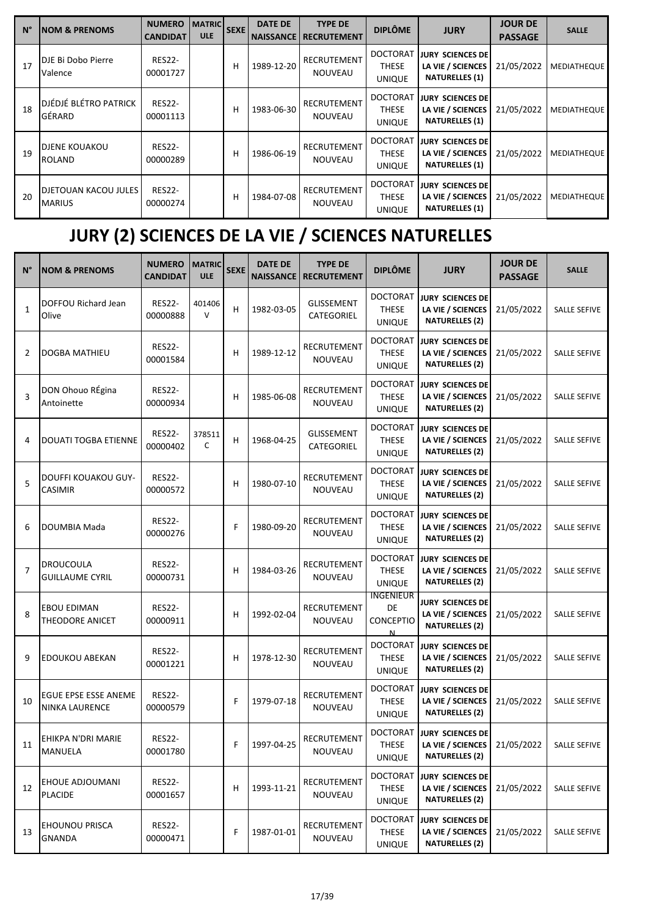| N° | NOM & PRENOMS | NUMERO CANDIDAT | MATRICULE | SEXE | DATE DE NAISSANCE | TYPE DE RECRUTEMENT | DIPLÔME | JURY | JOUR DE PASSAGE | SALLE |
|---|---|---|---|---|---|---|---|---|---|---|
| 17 | DJE Bi Dobo Pierre Valence | RES22-00001727 | | H | 1989-12-20 | RECRUTEMENT NOUVEAU | DOCTORAT THESE UNIQUE | JURY SCIENCES DE LA VIE / SCIENCES NATURELLES (1) | 21/05/2022 | MEDIATHEQUE |
| 18 | DJÉDJÉ BLÉTRO PATRICK GÉRARD | RES22-00001113 | | H | 1983-06-30 | RECRUTEMENT NOUVEAU | DOCTORAT THESE UNIQUE | JURY SCIENCES DE LA VIE / SCIENCES NATURELLES (1) | 21/05/2022 | MEDIATHEQUE |
| 19 | DJENE KOUAKOU ROLAND | RES22-00000289 | | H | 1986-06-19 | RECRUTEMENT NOUVEAU | DOCTORAT THESE UNIQUE | JURY SCIENCES DE LA VIE / SCIENCES NATURELLES (1) | 21/05/2022 | MEDIATHEQUE |
| 20 | DJETOUAN KACOU JULES MARIUS | RES22-00000274 | | H | 1984-07-08 | RECRUTEMENT NOUVEAU | DOCTORAT THESE UNIQUE | JURY SCIENCES DE LA VIE / SCIENCES NATURELLES (1) | 21/05/2022 | MEDIATHEQUE |

# JURY (2) SCIENCES DE LA VIE / SCIENCES NATURELLES

| N° | NOM & PRENOMS | NUMERO CANDIDAT | MATRICULE | SEXE | DATE DE NAISSANCE | TYPE DE RECRUTEMENT | DIPLÔME | JURY | JOUR DE PASSAGE | SALLE |
|---|---|---|---|---|---|---|---|---|---|---|
| 1 | DOFFOU Richard Jean Olive | RES22-00000888 | 401406 V | H | 1982-03-05 | GLISSEMENT CATEGORIEL | DOCTORAT THESE UNIQUE | JURY SCIENCES DE LA VIE / SCIENCES NATURELLES (2) | 21/05/2022 | SALLE SEFIVE |
| 2 | DOGBA MATHIEU | RES22-00001584 | | H | 1989-12-12 | RECRUTEMENT NOUVEAU | DOCTORAT THESE UNIQUE | JURY SCIENCES DE LA VIE / SCIENCES NATURELLES (2) | 21/05/2022 | SALLE SEFIVE |
| 3 | DON Ohouo RÉgina Antoinette | RES22-00000934 | | H | 1985-06-08 | RECRUTEMENT NOUVEAU | DOCTORAT THESE UNIQUE | JURY SCIENCES DE LA VIE / SCIENCES NATURELLES (2) | 21/05/2022 | SALLE SEFIVE |
| 4 | DOUATI TOGBA ETIENNE | RES22-00000402 | 378511 C | H | 1968-04-25 | GLISSEMENT CATEGORIEL | DOCTORAT THESE UNIQUE | JURY SCIENCES DE LA VIE / SCIENCES NATURELLES (2) | 21/05/2022 | SALLE SEFIVE |
| 5 | DOUFFI KOUAKOU GUY-CASIMIR | RES22-00000572 | | H | 1980-07-10 | RECRUTEMENT NOUVEAU | DOCTORAT THESE UNIQUE | JURY SCIENCES DE LA VIE / SCIENCES NATURELLES (2) | 21/05/2022 | SALLE SEFIVE |
| 6 | DOUMBIA Mada | RES22-00000276 | | F | 1980-09-20 | RECRUTEMENT NOUVEAU | DOCTORAT THESE UNIQUE | JURY SCIENCES DE LA VIE / SCIENCES NATURELLES (2) | 21/05/2022 | SALLE SEFIVE |
| 7 | DROUCOULA GUILLAUME CYRIL | RES22-00000731 | | H | 1984-03-26 | RECRUTEMENT NOUVEAU | DOCTORAT THESE UNIQUE | JURY SCIENCES DE LA VIE / SCIENCES NATURELLES (2) | 21/05/2022 | SALLE SEFIVE |
| 8 | EBOU EDIMAN THEODORE ANICET | RES22-00000911 | | H | 1992-02-04 | RECRUTEMENT NOUVEAU | INGENIEUR DE CONCEPTION | JURY SCIENCES DE LA VIE / SCIENCES NATURELLES (2) | 21/05/2022 | SALLE SEFIVE |
| 9 | EDOUKOU ABEKAN | RES22-00001221 | | H | 1978-12-30 | RECRUTEMENT NOUVEAU | DOCTORAT THESE UNIQUE | JURY SCIENCES DE LA VIE / SCIENCES NATURELLES (2) | 21/05/2022 | SALLE SEFIVE |
| 10 | EGUE EPSE ESSE ANEME NINKA LAURENCE | RES22-00000579 | | F | 1979-07-18 | RECRUTEMENT NOUVEAU | DOCTORAT THESE UNIQUE | JURY SCIENCES DE LA VIE / SCIENCES NATURELLES (2) | 21/05/2022 | SALLE SEFIVE |
| 11 | EHIKPA N'DRI MARIE MANUELA | RES22-00001780 | | F | 1997-04-25 | RECRUTEMENT NOUVEAU | DOCTORAT THESE UNIQUE | JURY SCIENCES DE LA VIE / SCIENCES NATURELLES (2) | 21/05/2022 | SALLE SEFIVE |
| 12 | EHOUE ADJOUMANI PLACIDE | RES22-00001657 | | H | 1993-11-21 | RECRUTEMENT NOUVEAU | DOCTORAT THESE UNIQUE | JURY SCIENCES DE LA VIE / SCIENCES NATURELLES (2) | 21/05/2022 | SALLE SEFIVE |
| 13 | EHOUNOU PRISCA GNANDA | RES22-00000471 | | F | 1987-01-01 | RECRUTEMENT NOUVEAU | DOCTORAT THESE UNIQUE | JURY SCIENCES DE LA VIE / SCIENCES NATURELLES (2) | 21/05/2022 | SALLE SEFIVE |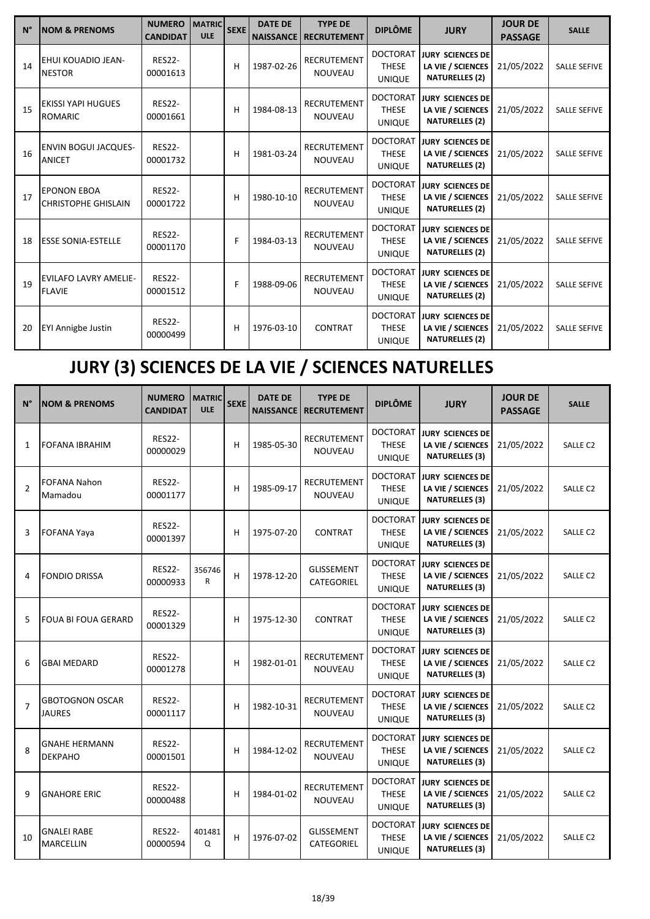| N° | NOM & PRENOMS | NUMERO CANDIDAT | MATRICULE | SEXE | DATE DE NAISSANCE | TYPE DE RECRUTEMENT | DIPLÔME | JURY | JOUR DE PASSAGE | SALLE |
|---|---|---|---|---|---|---|---|---|---|---|
| 14 | EHUI KOUADIO JEAN-NESTOR | RES22-00001613 | | H | 1987-02-26 | RECRUTEMENT NOUVEAU | DOCTORAT THESE UNIQUE | JURY SCIENCES DE LA VIE / SCIENCES NATURELLES (2) | 21/05/2022 | SALLE SEFIVE |
| 15 | EKISSI YAPI HUGUES ROMARIC | RES22-00001661 | | H | 1984-08-13 | RECRUTEMENT NOUVEAU | DOCTORAT THESE UNIQUE | JURY SCIENCES DE LA VIE / SCIENCES NATURELLES (2) | 21/05/2022 | SALLE SEFIVE |
| 16 | ENVIN BOGUI JACQUES-ANICET | RES22-00001732 | | H | 1981-03-24 | RECRUTEMENT NOUVEAU | DOCTORAT THESE UNIQUE | JURY SCIENCES DE LA VIE / SCIENCES NATURELLES (2) | 21/05/2022 | SALLE SEFIVE |
| 17 | EPONON EBOA CHRISTOPHE GHISLAIN | RES22-00001722 | | H | 1980-10-10 | RECRUTEMENT NOUVEAU | DOCTORAT THESE UNIQUE | JURY SCIENCES DE LA VIE / SCIENCES NATURELLES (2) | 21/05/2022 | SALLE SEFIVE |
| 18 | ESSE SONIA-ESTELLE | RES22-00001170 | | F | 1984-03-13 | RECRUTEMENT NOUVEAU | DOCTORAT THESE UNIQUE | JURY SCIENCES DE LA VIE / SCIENCES NATURELLES (2) | 21/05/2022 | SALLE SEFIVE |
| 19 | EVILAFO LAVRY AMELIE-FLAVIE | RES22-00001512 | | F | 1988-09-06 | RECRUTEMENT NOUVEAU | DOCTORAT THESE UNIQUE | JURY SCIENCES DE LA VIE / SCIENCES NATURELLES (2) | 21/05/2022 | SALLE SEFIVE |
| 20 | EYI Annigbe Justin | RES22-00000499 | | H | 1976-03-10 | CONTRAT | DOCTORAT THESE UNIQUE | JURY SCIENCES DE LA VIE / SCIENCES NATURELLES (2) | 21/05/2022 | SALLE SEFIVE |

# JURY (3) SCIENCES DE LA VIE / SCIENCES NATURELLES

| N° | NOM & PRENOMS | NUMERO CANDIDAT | MATRICULE | SEXE | DATE DE NAISSANCE | TYPE DE RECRUTEMENT | DIPLÔME | JURY | JOUR DE PASSAGE | SALLE |
|---|---|---|---|---|---|---|---|---|---|---|
| 1 | FOFANA IBRAHIM | RES22-00000029 | | H | 1985-05-30 | RECRUTEMENT NOUVEAU | DOCTORAT THESE UNIQUE | JURY SCIENCES DE LA VIE / SCIENCES NATURELLES (3) | 21/05/2022 | SALLE C2 |
| 2 | FOFANA Nahon Mamadou | RES22-00001177 | | H | 1985-09-17 | RECRUTEMENT NOUVEAU | DOCTORAT THESE UNIQUE | JURY SCIENCES DE LA VIE / SCIENCES NATURELLES (3) | 21/05/2022 | SALLE C2 |
| 3 | FOFANA Yaya | RES22-00001397 | | H | 1975-07-20 | CONTRAT | DOCTORAT THESE UNIQUE | JURY SCIENCES DE LA VIE / SCIENCES NATURELLES (3) | 21/05/2022 | SALLE C2 |
| 4 | FONDIO DRISSA | RES22-00000933 | 356746 R | H | 1978-12-20 | GLISSEMENT CATEGORIEL | DOCTORAT THESE UNIQUE | JURY SCIENCES DE LA VIE / SCIENCES NATURELLES (3) | 21/05/2022 | SALLE C2 |
| 5 | FOUA BI FOUA GERARD | RES22-00001329 | | H | 1975-12-30 | CONTRAT | DOCTORAT THESE UNIQUE | JURY SCIENCES DE LA VIE / SCIENCES NATURELLES (3) | 21/05/2022 | SALLE C2 |
| 6 | GBAI MEDARD | RES22-00001278 | | H | 1982-01-01 | RECRUTEMENT NOUVEAU | DOCTORAT THESE UNIQUE | JURY SCIENCES DE LA VIE / SCIENCES NATURELLES (3) | 21/05/2022 | SALLE C2 |
| 7 | GBOTOGNON OSCAR JAURES | RES22-00001117 | | H | 1982-10-31 | RECRUTEMENT NOUVEAU | DOCTORAT THESE UNIQUE | JURY SCIENCES DE LA VIE / SCIENCES NATURELLES (3) | 21/05/2022 | SALLE C2 |
| 8 | GNAHE HERMANN DEKPAHO | RES22-00001501 | | H | 1984-12-02 | RECRUTEMENT NOUVEAU | DOCTORAT THESE UNIQUE | JURY SCIENCES DE LA VIE / SCIENCES NATURELLES (3) | 21/05/2022 | SALLE C2 |
| 9 | GNAHORE ERIC | RES22-00000488 | | H | 1984-01-02 | RECRUTEMENT NOUVEAU | DOCTORAT THESE UNIQUE | JURY SCIENCES DE LA VIE / SCIENCES NATURELLES (3) | 21/05/2022 | SALLE C2 |
| 10 | GNALEI RABE MARCELLIN | RES22-00000594 | 401481 Q | H | 1976-07-02 | GLISSEMENT CATEGORIEL | DOCTORAT THESE UNIQUE | JURY SCIENCES DE LA VIE / SCIENCES NATURELLES (3) | 21/05/2022 | SALLE C2 |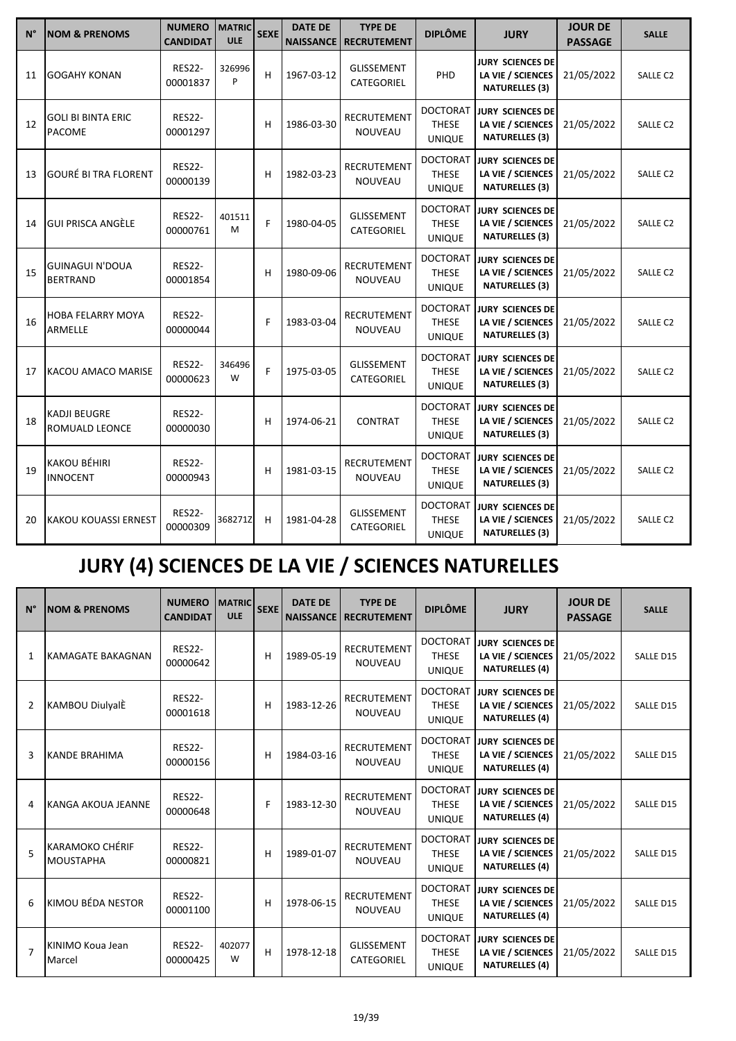| N° | NOM & PRENOMS | NUMERO CANDIDAT | MATRICULE | SEXE | DATE DE NAISSANCE | TYPE DE RECRUTEMENT | DIPLÔME | JURY | JOUR DE PASSAGE | SALLE |
|---|---|---|---|---|---|---|---|---|---|---|
| 11 | GOGAHY KONAN | RES22-00001837 | 326996P | H | 1967-03-12 | GLISSEMENT CATEGORIEL | PHD | JURY SCIENCES DE LA VIE / SCIENCES NATURELLES (3) | 21/05/2022 | SALLE C2 |
| 12 | GOLI BI BINTA ERIC PACOME | RES22-00001297 | | H | 1986-03-30 | RECRUTEMENT NOUVEAU | DOCTORAT THESE UNIQUE | JURY SCIENCES DE LA VIE / SCIENCES NATURELLES (3) | 21/05/2022 | SALLE C2 |
| 13 | GOURÉ BI TRA FLORENT | RES22-00000139 | | H | 1982-03-23 | RECRUTEMENT NOUVEAU | DOCTORAT THESE UNIQUE | JURY SCIENCES DE LA VIE / SCIENCES NATURELLES (3) | 21/05/2022 | SALLE C2 |
| 14 | GUI PRISCA ANGÈLE | RES22-00000761 | 401511M | F | 1980-04-05 | GLISSEMENT CATEGORIEL | DOCTORAT THESE UNIQUE | JURY SCIENCES DE LA VIE / SCIENCES NATURELLES (3) | 21/05/2022 | SALLE C2 |
| 15 | GUINAGUI N'DOUA BERTRAND | RES22-00001854 | | H | 1980-09-06 | RECRUTEMENT NOUVEAU | DOCTORAT THESE UNIQUE | JURY SCIENCES DE LA VIE / SCIENCES NATURELLES (3) | 21/05/2022 | SALLE C2 |
| 16 | HOBA FELARRY MOYA ARMELLE | RES22-00000044 | | F | 1983-03-04 | RECRUTEMENT NOUVEAU | DOCTORAT THESE UNIQUE | JURY SCIENCES DE LA VIE / SCIENCES NATURELLES (3) | 21/05/2022 | SALLE C2 |
| 17 | KACOU AMACO MARISE | RES22-00000623 | 346496W | F | 1975-03-05 | GLISSEMENT CATEGORIEL | DOCTORAT THESE UNIQUE | JURY SCIENCES DE LA VIE / SCIENCES NATURELLES (3) | 21/05/2022 | SALLE C2 |
| 18 | KADJI BEUGRE ROMUALD LEONCE | RES22-00000030 | | H | 1974-06-21 | CONTRAT | DOCTORAT THESE UNIQUE | JURY SCIENCES DE LA VIE / SCIENCES NATURELLES (3) | 21/05/2022 | SALLE C2 |
| 19 | KAKOU BÉHIRI INNOCENT | RES22-00000943 | | H | 1981-03-15 | RECRUTEMENT NOUVEAU | DOCTORAT THESE UNIQUE | JURY SCIENCES DE LA VIE / SCIENCES NATURELLES (3) | 21/05/2022 | SALLE C2 |
| 20 | KAKOU KOUASSI ERNEST | RES22-00000309 | 368271Z | H | 1981-04-28 | GLISSEMENT CATEGORIEL | DOCTORAT THESE UNIQUE | JURY SCIENCES DE LA VIE / SCIENCES NATURELLES (3) | 21/05/2022 | SALLE C2 |

# JURY (4) SCIENCES DE LA VIE / SCIENCES NATURELLES

| N° | NOM & PRENOMS | NUMERO CANDIDAT | MATRICULE | SEXE | DATE DE NAISSANCE | TYPE DE RECRUTEMENT | DIPLÔME | JURY | JOUR DE PASSAGE | SALLE |
|---|---|---|---|---|---|---|---|---|---|---|
| 1 | KAMAGATE BAKAGNAN | RES22-00000642 | | H | 1989-05-19 | RECRUTEMENT NOUVEAU | DOCTORAT THESE UNIQUE | JURY SCIENCES DE LA VIE / SCIENCES NATURELLES (4) | 21/05/2022 | SALLE D15 |
| 2 | KAMBOU DiulyalÈ | RES22-00001618 | | H | 1983-12-26 | RECRUTEMENT NOUVEAU | DOCTORAT THESE UNIQUE | JURY SCIENCES DE LA VIE / SCIENCES NATURELLES (4) | 21/05/2022 | SALLE D15 |
| 3 | KANDE BRAHIMA | RES22-00000156 | | H | 1984-03-16 | RECRUTEMENT NOUVEAU | DOCTORAT THESE UNIQUE | JURY SCIENCES DE LA VIE / SCIENCES NATURELLES (4) | 21/05/2022 | SALLE D15 |
| 4 | KANGA AKOUA JEANNE | RES22-00000648 | | F | 1983-12-30 | RECRUTEMENT NOUVEAU | DOCTORAT THESE UNIQUE | JURY SCIENCES DE LA VIE / SCIENCES NATURELLES (4) | 21/05/2022 | SALLE D15 |
| 5 | KARAMOKO CHÉRIF MOUSTAPHA | RES22-00000821 | | H | 1989-01-07 | RECRUTEMENT NOUVEAU | DOCTORAT THESE UNIQUE | JURY SCIENCES DE LA VIE / SCIENCES NATURELLES (4) | 21/05/2022 | SALLE D15 |
| 6 | KIMOU BÉDA NESTOR | RES22-00001100 | | H | 1978-06-15 | RECRUTEMENT NOUVEAU | DOCTORAT THESE UNIQUE | JURY SCIENCES DE LA VIE / SCIENCES NATURELLES (4) | 21/05/2022 | SALLE D15 |
| 7 | KINIMO Koua Jean Marcel | RES22-00000425 | 402077W | H | 1978-12-18 | GLISSEMENT CATEGORIEL | DOCTORAT THESE UNIQUE | JURY SCIENCES DE LA VIE / SCIENCES NATURELLES (4) | 21/05/2022 | SALLE D15 |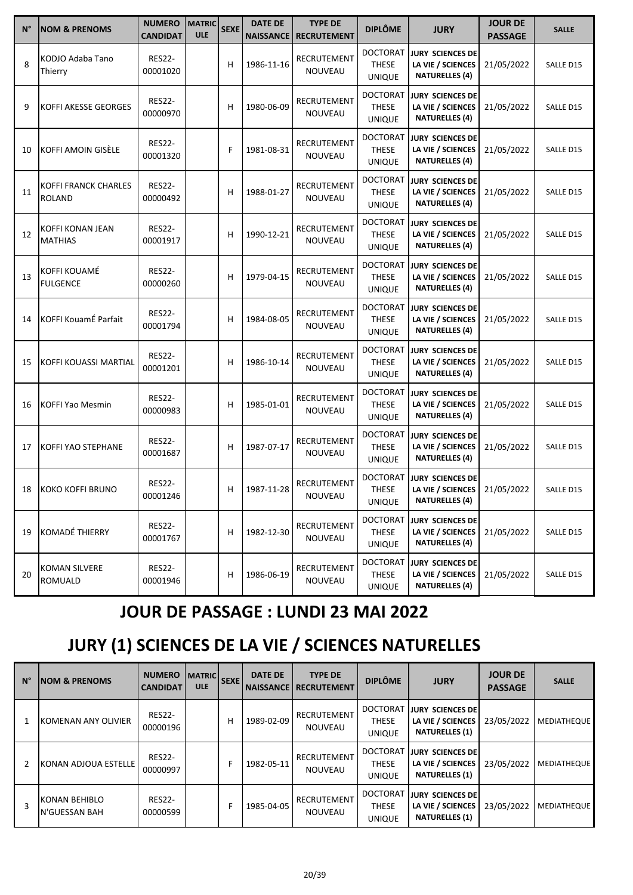| N° | NOM & PRENOMS | NUMERO CANDIDAT | MATRICULE | SEXE | DATE DE NAISSANCE | TYPE DE RECRUTEMENT | DIPLÔME | JURY | JOUR DE PASSAGE | SALLE |
|---|---|---|---|---|---|---|---|---|---|---|
| 8 | KODJO Adaba Tano Thierry | RES22-00001020 | | H | 1986-11-16 | RECRUTEMENT NOUVEAU | DOCTORAT THESE UNIQUE | JURY SCIENCES DE LA VIE / SCIENCES NATURELLES (4) | 21/05/2022 | SALLE D15 |
| 9 | KOFFI AKESSE GEORGES | RES22-00000970 | | H | 1980-06-09 | RECRUTEMENT NOUVEAU | DOCTORAT THESE UNIQUE | JURY SCIENCES DE LA VIE / SCIENCES NATURELLES (4) | 21/05/2022 | SALLE D15 |
| 10 | KOFFI AMOIN GISÈLE | RES22-00001320 | | F | 1981-08-31 | RECRUTEMENT NOUVEAU | DOCTORAT THESE UNIQUE | JURY SCIENCES DE LA VIE / SCIENCES NATURELLES (4) | 21/05/2022 | SALLE D15 |
| 11 | KOFFI FRANCK CHARLES ROLAND | RES22-00000492 | | H | 1988-01-27 | RECRUTEMENT NOUVEAU | DOCTORAT THESE UNIQUE | JURY SCIENCES DE LA VIE / SCIENCES NATURELLES (4) | 21/05/2022 | SALLE D15 |
| 12 | KOFFI KONAN JEAN MATHIAS | RES22-00001917 | | H | 1990-12-21 | RECRUTEMENT NOUVEAU | DOCTORAT THESE UNIQUE | JURY SCIENCES DE LA VIE / SCIENCES NATURELLES (4) | 21/05/2022 | SALLE D15 |
| 13 | KOFFI KOUAMÉ FULGENCE | RES22-00000260 | | H | 1979-04-15 | RECRUTEMENT NOUVEAU | DOCTORAT THESE UNIQUE | JURY SCIENCES DE LA VIE / SCIENCES NATURELLES (4) | 21/05/2022 | SALLE D15 |
| 14 | KOFFI KouamÉ Parfait | RES22-00001794 | | H | 1984-08-05 | RECRUTEMENT NOUVEAU | DOCTORAT THESE UNIQUE | JURY SCIENCES DE LA VIE / SCIENCES NATURELLES (4) | 21/05/2022 | SALLE D15 |
| 15 | KOFFI KOUASSI MARTIAL | RES22-00001201 | | H | 1986-10-14 | RECRUTEMENT NOUVEAU | DOCTORAT THESE UNIQUE | JURY SCIENCES DE LA VIE / SCIENCES NATURELLES (4) | 21/05/2022 | SALLE D15 |
| 16 | KOFFI Yao Mesmin | RES22-00000983 | | H | 1985-01-01 | RECRUTEMENT NOUVEAU | DOCTORAT THESE UNIQUE | JURY SCIENCES DE LA VIE / SCIENCES NATURELLES (4) | 21/05/2022 | SALLE D15 |
| 17 | KOFFI YAO STEPHANE | RES22-00001687 | | H | 1987-07-17 | RECRUTEMENT NOUVEAU | DOCTORAT THESE UNIQUE | JURY SCIENCES DE LA VIE / SCIENCES NATURELLES (4) | 21/05/2022 | SALLE D15 |
| 18 | KOKO KOFFI BRUNO | RES22-00001246 | | H | 1987-11-28 | RECRUTEMENT NOUVEAU | DOCTORAT THESE UNIQUE | JURY SCIENCES DE LA VIE / SCIENCES NATURELLES (4) | 21/05/2022 | SALLE D15 |
| 19 | KOMADÉ THIERRY | RES22-00001767 | | H | 1982-12-30 | RECRUTEMENT NOUVEAU | DOCTORAT THESE UNIQUE | JURY SCIENCES DE LA VIE / SCIENCES NATURELLES (4) | 21/05/2022 | SALLE D15 |
| 20 | KOMAN SILVERE ROMUALD | RES22-00001946 | | H | 1986-06-19 | RECRUTEMENT NOUVEAU | DOCTORAT THESE UNIQUE | JURY SCIENCES DE LA VIE / SCIENCES NATURELLES (4) | 21/05/2022 | SALLE D15 |

## JOUR DE PASSAGE : LUNDI 23 MAI 2022

## JURY (1) SCIENCES DE LA VIE / SCIENCES NATURELLES

| N° | NOM & PRENOMS | NUMERO CANDIDAT | MATRICULE | SEXE | DATE DE NAISSANCE | TYPE DE RECRUTEMENT | DIPLÔME | JURY | JOUR DE PASSAGE | SALLE |
|---|---|---|---|---|---|---|---|---|---|---|
| 1 | KOMENAN ANY OLIVIER | RES22-00000196 | | H | 1989-02-09 | RECRUTEMENT NOUVEAU | DOCTORAT THESE UNIQUE | JURY SCIENCES DE LA VIE / SCIENCES NATURELLES (1) | 23/05/2022 | MEDIATHEQUE |
| 2 | KONAN ADJOUA ESTELLE | RES22-00000997 | | F | 1982-05-11 | RECRUTEMENT NOUVEAU | DOCTORAT THESE UNIQUE | JURY SCIENCES DE LA VIE / SCIENCES NATURELLES (1) | 23/05/2022 | MEDIATHEQUE |
| 3 | KONAN BEHIBLO N'GUESSAN BAH | RES22-00000599 | | F | 1985-04-05 | RECRUTEMENT NOUVEAU | DOCTORAT THESE UNIQUE | JURY SCIENCES DE LA VIE / SCIENCES NATURELLES (1) | 23/05/2022 | MEDIATHEQUE |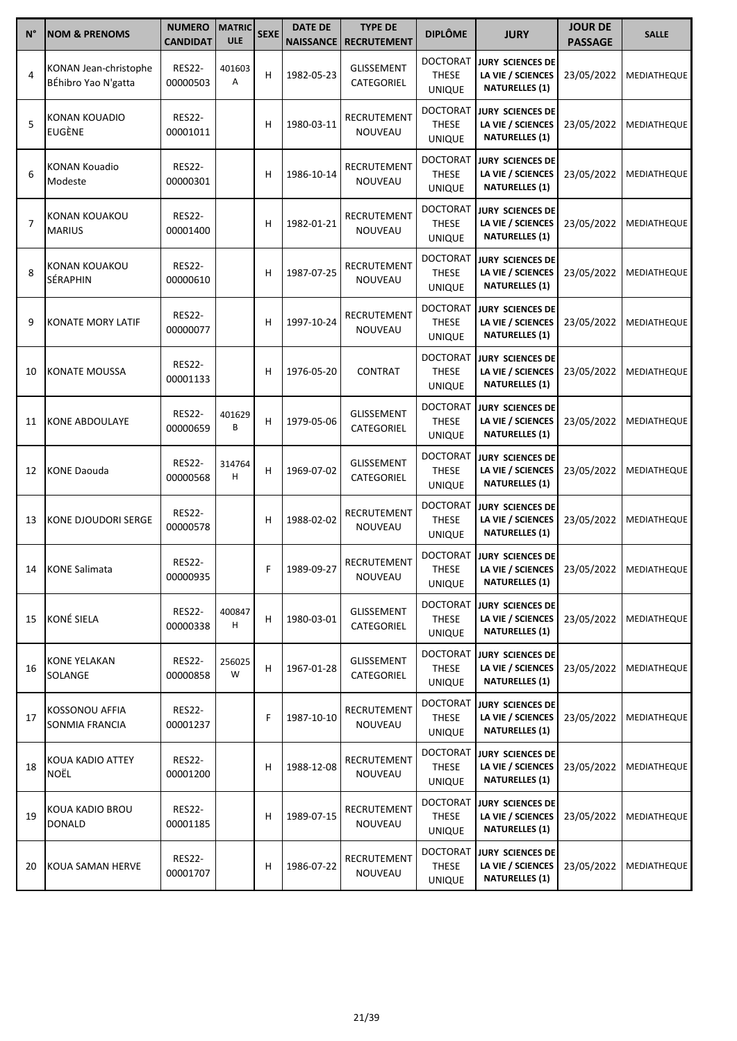| N° | NOM & PRENOMS | NUMERO CANDIDAT | MATRICULE | SEXE | DATE DE NAISSANCE | TYPE DE RECRUTEMENT | DIPLÔME | JURY | JOUR DE PASSAGE | SALLE |
|---|---|---|---|---|---|---|---|---|---|---|
| 4 | KONAN Jean-christophe BÉhibro Yao N'gatta | RES22-00000503 | 401603 A | H | 1982-05-23 | GLISSEMENT CATEGORIEL | DOCTORAT THESE UNIQUE | JURY SCIENCES DE LA VIE / SCIENCES NATURELLES (1) | 23/05/2022 | MEDIATHEQUE |
| 5 | KONAN KOUADIO EUGÈNE | RES22-00001011 | | H | 1980-03-11 | RECRUTEMENT NOUVEAU | DOCTORAT THESE UNIQUE | JURY SCIENCES DE LA VIE / SCIENCES NATURELLES (1) | 23/05/2022 | MEDIATHEQUE |
| 6 | KONAN Kouadio Modeste | RES22-00000301 | | H | 1986-10-14 | RECRUTEMENT NOUVEAU | DOCTORAT THESE UNIQUE | JURY SCIENCES DE LA VIE / SCIENCES NATURELLES (1) | 23/05/2022 | MEDIATHEQUE |
| 7 | KONAN KOUAKOU MARIUS | RES22-00001400 | | H | 1982-01-21 | RECRUTEMENT NOUVEAU | DOCTORAT THESE UNIQUE | JURY SCIENCES DE LA VIE / SCIENCES NATURELLES (1) | 23/05/2022 | MEDIATHEQUE |
| 8 | KONAN KOUAKOU SÉRAPHIN | RES22-00000610 | | H | 1987-07-25 | RECRUTEMENT NOUVEAU | DOCTORAT THESE UNIQUE | JURY SCIENCES DE LA VIE / SCIENCES NATURELLES (1) | 23/05/2022 | MEDIATHEQUE |
| 9 | KONATE MORY LATIF | RES22-00000077 | | H | 1997-10-24 | RECRUTEMENT NOUVEAU | DOCTORAT THESE UNIQUE | JURY SCIENCES DE LA VIE / SCIENCES NATURELLES (1) | 23/05/2022 | MEDIATHEQUE |
| 10 | KONATE MOUSSA | RES22-00001133 | | H | 1976-05-20 | CONTRAT | DOCTORAT THESE UNIQUE | JURY SCIENCES DE LA VIE / SCIENCES NATURELLES (1) | 23/05/2022 | MEDIATHEQUE |
| 11 | KONE ABDOULAYE | RES22-00000659 | 401629 B | H | 1979-05-06 | GLISSEMENT CATEGORIEL | DOCTORAT THESE UNIQUE | JURY SCIENCES DE LA VIE / SCIENCES NATURELLES (1) | 23/05/2022 | MEDIATHEQUE |
| 12 | KONE Daouda | RES22-00000568 | 314764 H | H | 1969-07-02 | GLISSEMENT CATEGORIEL | DOCTORAT THESE UNIQUE | JURY SCIENCES DE LA VIE / SCIENCES NATURELLES (1) | 23/05/2022 | MEDIATHEQUE |
| 13 | KONE DJOUDORI SERGE | RES22-00000578 | | H | 1988-02-02 | RECRUTEMENT NOUVEAU | DOCTORAT THESE UNIQUE | JURY SCIENCES DE LA VIE / SCIENCES NATURELLES (1) | 23/05/2022 | MEDIATHEQUE |
| 14 | KONE Salimata | RES22-00000935 | | F | 1989-09-27 | RECRUTEMENT NOUVEAU | DOCTORAT THESE UNIQUE | JURY SCIENCES DE LA VIE / SCIENCES NATURELLES (1) | 23/05/2022 | MEDIATHEQUE |
| 15 | KONÉ SIELA | RES22-00000338 | 400847 H | H | 1980-03-01 | GLISSEMENT CATEGORIEL | DOCTORAT THESE UNIQUE | JURY SCIENCES DE LA VIE / SCIENCES NATURELLES (1) | 23/05/2022 | MEDIATHEQUE |
| 16 | KONE YELAKAN SOLANGE | RES22-00000858 | 256025 W | H | 1967-01-28 | GLISSEMENT CATEGORIEL | DOCTORAT THESE UNIQUE | JURY SCIENCES DE LA VIE / SCIENCES NATURELLES (1) | 23/05/2022 | MEDIATHEQUE |
| 17 | KOSSONOU AFFIA SONMIA FRANCIA | RES22-00001237 | | F | 1987-10-10 | RECRUTEMENT NOUVEAU | DOCTORAT THESE UNIQUE | JURY SCIENCES DE LA VIE / SCIENCES NATURELLES (1) | 23/05/2022 | MEDIATHEQUE |
| 18 | KOUA KADIO ATTEY NOËL | RES22-00001200 | | H | 1988-12-08 | RECRUTEMENT NOUVEAU | DOCTORAT THESE UNIQUE | JURY SCIENCES DE LA VIE / SCIENCES NATURELLES (1) | 23/05/2022 | MEDIATHEQUE |
| 19 | KOUA KADIO BROU DONALD | RES22-00001185 | | H | 1989-07-15 | RECRUTEMENT NOUVEAU | DOCTORAT THESE UNIQUE | JURY SCIENCES DE LA VIE / SCIENCES NATURELLES (1) | 23/05/2022 | MEDIATHEQUE |
| 20 | KOUA SAMAN HERVE | RES22-00001707 | | H | 1986-07-22 | RECRUTEMENT NOUVEAU | DOCTORAT THESE UNIQUE | JURY SCIENCES DE LA VIE / SCIENCES NATURELLES (1) | 23/05/2022 | MEDIATHEQUE |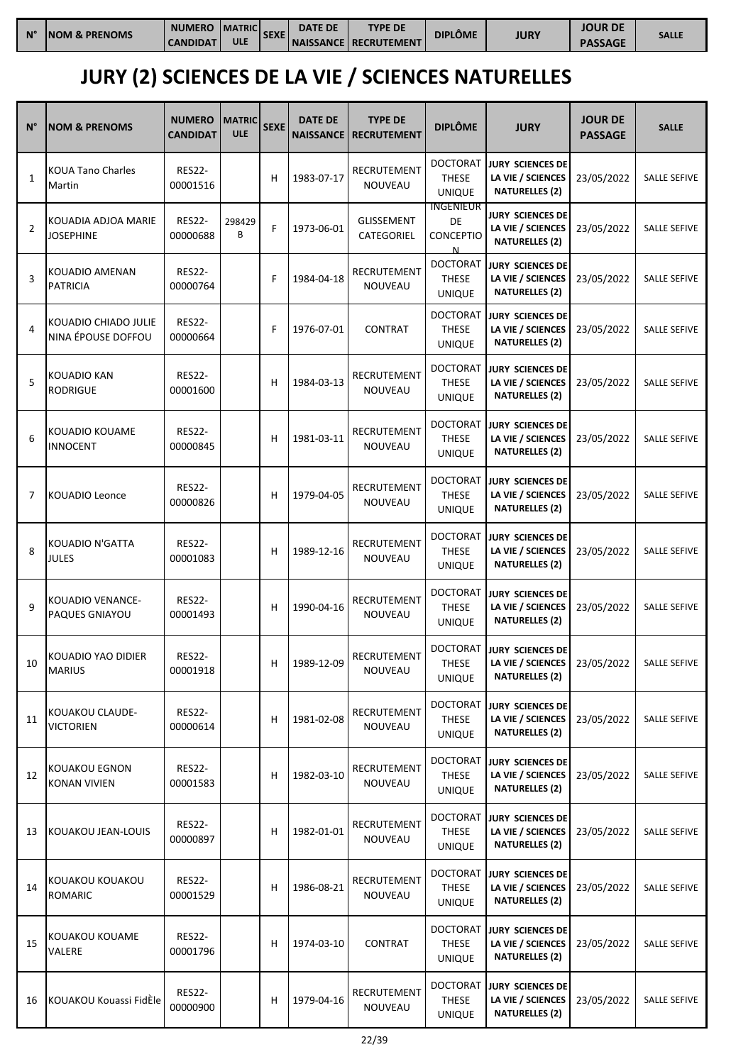# JURY (2) SCIENCES DE LA VIE / SCIENCES NATURELLES

| N° | NOM & PRENOMS | NUMERO CANDIDAT | MATRICULE | SEXE | DATE DE NAISSANCE | TYPE DE RECRUTEMENT | DIPLÔME | JURY | JOUR DE PASSAGE | SALLE |
|---|---|---|---|---|---|---|---|---|---|---|
| 1 | KOUA Tano Charles Martin | RES22-00001516 | | H | 1983-07-17 | RECRUTEMENT NOUVEAU | DOCTORAT THESE UNIQUE | JURY SCIENCES DE LA VIE / SCIENCES NATURELLES (2) | 23/05/2022 | SALLE SEFIVE |
| 2 | KOUADIA ADJOA MARIE JOSEPHINE | RES22-00000688 | 298429 B | F | 1973-06-01 | GLISSEMENT CATEGORIEL | INGENIEUR DE CONCEPTION | JURY SCIENCES DE LA VIE / SCIENCES NATURELLES (2) | 23/05/2022 | SALLE SEFIVE |
| 3 | KOUADIO AMENAN PATRICIA | RES22-00000764 | | F | 1984-04-18 | RECRUTEMENT NOUVEAU | DOCTORAT THESE UNIQUE | JURY SCIENCES DE LA VIE / SCIENCES NATURELLES (2) | 23/05/2022 | SALLE SEFIVE |
| 4 | KOUADIO CHIADO JULIE NINA ÉPOUSE DOFFOU | RES22-00000664 | | F | 1976-07-01 | CONTRAT | DOCTORAT THESE UNIQUE | JURY SCIENCES DE LA VIE / SCIENCES NATURELLES (2) | 23/05/2022 | SALLE SEFIVE |
| 5 | KOUADIO KAN RODRIGUE | RES22-00001600 | | H | 1984-03-13 | RECRUTEMENT NOUVEAU | DOCTORAT THESE UNIQUE | JURY SCIENCES DE LA VIE / SCIENCES NATURELLES (2) | 23/05/2022 | SALLE SEFIVE |
| 6 | KOUADIO KOUAME INNOCENT | RES22-00000845 | | H | 1981-03-11 | RECRUTEMENT NOUVEAU | DOCTORAT THESE UNIQUE | JURY SCIENCES DE LA VIE / SCIENCES NATURELLES (2) | 23/05/2022 | SALLE SEFIVE |
| 7 | KOUADIO Leonce | RES22-00000826 | | H | 1979-04-05 | RECRUTEMENT NOUVEAU | DOCTORAT THESE UNIQUE | JURY SCIENCES DE LA VIE / SCIENCES NATURELLES (2) | 23/05/2022 | SALLE SEFIVE |
| 8 | KOUADIO N'GATTA JULES | RES22-00001083 | | H | 1989-12-16 | RECRUTEMENT NOUVEAU | DOCTORAT THESE UNIQUE | JURY SCIENCES DE LA VIE / SCIENCES NATURELLES (2) | 23/05/2022 | SALLE SEFIVE |
| 9 | KOUADIO VENANCE-PAQUES GNIAYOU | RES22-00001493 | | H | 1990-04-16 | RECRUTEMENT NOUVEAU | DOCTORAT THESE UNIQUE | JURY SCIENCES DE LA VIE / SCIENCES NATURELLES (2) | 23/05/2022 | SALLE SEFIVE |
| 10 | KOUADIO YAO DIDIER MARIUS | RES22-00001918 | | H | 1989-12-09 | RECRUTEMENT NOUVEAU | DOCTORAT THESE UNIQUE | JURY SCIENCES DE LA VIE / SCIENCES NATURELLES (2) | 23/05/2022 | SALLE SEFIVE |
| 11 | KOUAKOU CLAUDE-VICTORIEN | RES22-00000614 | | H | 1981-02-08 | RECRUTEMENT NOUVEAU | DOCTORAT THESE UNIQUE | JURY SCIENCES DE LA VIE / SCIENCES NATURELLES (2) | 23/05/2022 | SALLE SEFIVE |
| 12 | KOUAKOU EGNON KONAN VIVIEN | RES22-00001583 | | H | 1982-03-10 | RECRUTEMENT NOUVEAU | DOCTORAT THESE UNIQUE | JURY SCIENCES DE LA VIE / SCIENCES NATURELLES (2) | 23/05/2022 | SALLE SEFIVE |
| 13 | KOUAKOU JEAN-LOUIS | RES22-00000897 | | H | 1982-01-01 | RECRUTEMENT NOUVEAU | DOCTORAT THESE UNIQUE | JURY SCIENCES DE LA VIE / SCIENCES NATURELLES (2) | 23/05/2022 | SALLE SEFIVE |
| 14 | KOUAKOU KOUAKOU ROMARIC | RES22-00001529 | | H | 1986-08-21 | RECRUTEMENT NOUVEAU | DOCTORAT THESE UNIQUE | JURY SCIENCES DE LA VIE / SCIENCES NATURELLES (2) | 23/05/2022 | SALLE SEFIVE |
| 15 | KOUAKOU KOUAME VALERE | RES22-00001796 | | H | 1974-03-10 | CONTRAT | DOCTORAT THESE UNIQUE | JURY SCIENCES DE LA VIE / SCIENCES NATURELLES (2) | 23/05/2022 | SALLE SEFIVE |
| 16 | KOUAKOU Kouassi FidÈle | RES22-00000900 | | H | 1979-04-16 | RECRUTEMENT NOUVEAU | DOCTORAT THESE UNIQUE | JURY SCIENCES DE LA VIE / SCIENCES NATURELLES (2) | 23/05/2022 | SALLE SEFIVE |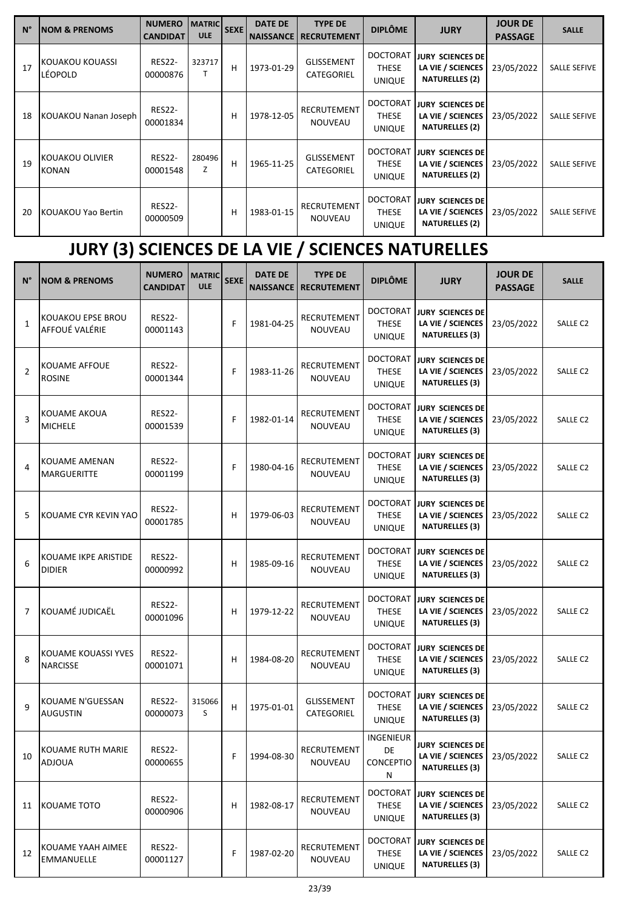| N° | NOM & PRENOMS | NUMERO CANDIDAT | MATRICULE | SEXE | DATE DE NAISSANCE | TYPE DE RECRUTEMENT | DIPLÔME | JURY | JOUR DE PASSAGE | SALLE |
|---|---|---|---|---|---|---|---|---|---|---|
| 17 | KOUAKOU KOUASSI LÉOPOLD | RES22-00000876 | 323717 T | H | 1973-01-29 | GLISSEMENT CATEGORIEL | DOCTORAT THESE UNIQUE | JURY SCIENCES DE LA VIE / SCIENCES NATURELLES (2) | 23/05/2022 | SALLE SEFIVE |
| 18 | KOUAKOU Nanan Joseph | RES22-00001834 | | H | 1978-12-05 | RECRUTEMENT NOUVEAU | DOCTORAT THESE UNIQUE | JURY SCIENCES DE LA VIE / SCIENCES NATURELLES (2) | 23/05/2022 | SALLE SEFIVE |
| 19 | KOUAKOU OLIVIER KONAN | RES22-00001548 | 280496 Z | H | 1965-11-25 | GLISSEMENT CATEGORIEL | DOCTORAT THESE UNIQUE | JURY SCIENCES DE LA VIE / SCIENCES NATURELLES (2) | 23/05/2022 | SALLE SEFIVE |
| 20 | KOUAKOU Yao Bertin | RES22-00000509 | | H | 1983-01-15 | RECRUTEMENT NOUVEAU | DOCTORAT THESE UNIQUE | JURY SCIENCES DE LA VIE / SCIENCES NATURELLES (2) | 23/05/2022 | SALLE SEFIVE |

# JURY (3) SCIENCES DE LA VIE / SCIENCES NATURELLES

| N° | NOM & PRENOMS | NUMERO CANDIDAT | MATRICULE | SEXE | DATE DE NAISSANCE | TYPE DE RECRUTEMENT | DIPLÔME | JURY | JOUR DE PASSAGE | SALLE |
|---|---|---|---|---|---|---|---|---|---|---|
| 1 | KOUAKOU EPSE BROU AFFOUÉ VALÉRIE | RES22-00001143 | | F | 1981-04-25 | RECRUTEMENT NOUVEAU | DOCTORAT THESE UNIQUE | JURY SCIENCES DE LA VIE / SCIENCES NATURELLES (3) | 23/05/2022 | SALLE C2 |
| 2 | KOUAME AFFOUE ROSINE | RES22-00001344 | | F | 1983-11-26 | RECRUTEMENT NOUVEAU | DOCTORAT THESE UNIQUE | JURY SCIENCES DE LA VIE / SCIENCES NATURELLES (3) | 23/05/2022 | SALLE C2 |
| 3 | KOUAME AKOUA MICHELE | RES22-00001539 | | F | 1982-01-14 | RECRUTEMENT NOUVEAU | DOCTORAT THESE UNIQUE | JURY SCIENCES DE LA VIE / SCIENCES NATURELLES (3) | 23/05/2022 | SALLE C2 |
| 4 | KOUAME AMENAN MARGUERITTE | RES22-00001199 | | F | 1980-04-16 | RECRUTEMENT NOUVEAU | DOCTORAT THESE UNIQUE | JURY SCIENCES DE LA VIE / SCIENCES NATURELLES (3) | 23/05/2022 | SALLE C2 |
| 5 | KOUAME CYR KEVIN YAO | RES22-00001785 | | H | 1979-06-03 | RECRUTEMENT NOUVEAU | DOCTORAT THESE UNIQUE | JURY SCIENCES DE LA VIE / SCIENCES NATURELLES (3) | 23/05/2022 | SALLE C2 |
| 6 | KOUAME IKPE ARISTIDE DIDIER | RES22-00000992 | | H | 1985-09-16 | RECRUTEMENT NOUVEAU | DOCTORAT THESE UNIQUE | JURY SCIENCES DE LA VIE / SCIENCES NATURELLES (3) | 23/05/2022 | SALLE C2 |
| 7 | KOUAMÉ JUDICAËL | RES22-00001096 | | H | 1979-12-22 | RECRUTEMENT NOUVEAU | DOCTORAT THESE UNIQUE | JURY SCIENCES DE LA VIE / SCIENCES NATURELLES (3) | 23/05/2022 | SALLE C2 |
| 8 | KOUAME KOUASSI YVES NARCISSE | RES22-00001071 | | H | 1984-08-20 | RECRUTEMENT NOUVEAU | DOCTORAT THESE UNIQUE | JURY SCIENCES DE LA VIE / SCIENCES NATURELLES (3) | 23/05/2022 | SALLE C2 |
| 9 | KOUAME N'GUESSAN AUGUSTIN | RES22-00000073 | 315066 S | H | 1975-01-01 | GLISSEMENT CATEGORIEL | DOCTORAT THESE UNIQUE | JURY SCIENCES DE LA VIE / SCIENCES NATURELLES (3) | 23/05/2022 | SALLE C2 |
| 10 | KOUAME RUTH MARIE ADJOUA | RES22-00000655 | | F | 1994-08-30 | RECRUTEMENT NOUVEAU | INGENIEUR DE CONCEPTION | JURY SCIENCES DE LA VIE / SCIENCES NATURELLES (3) | 23/05/2022 | SALLE C2 |
| 11 | KOUAME TOTO | RES22-00000906 | | H | 1982-08-17 | RECRUTEMENT NOUVEAU | DOCTORAT THESE UNIQUE | JURY SCIENCES DE LA VIE / SCIENCES NATURELLES (3) | 23/05/2022 | SALLE C2 |
| 12 | KOUAME YAAH AIMEE EMMANUELLE | RES22-00001127 | | F | 1987-02-20 | RECRUTEMENT NOUVEAU | DOCTORAT THESE UNIQUE | JURY SCIENCES DE LA VIE / SCIENCES NATURELLES (3) | 23/05/2022 | SALLE C2 |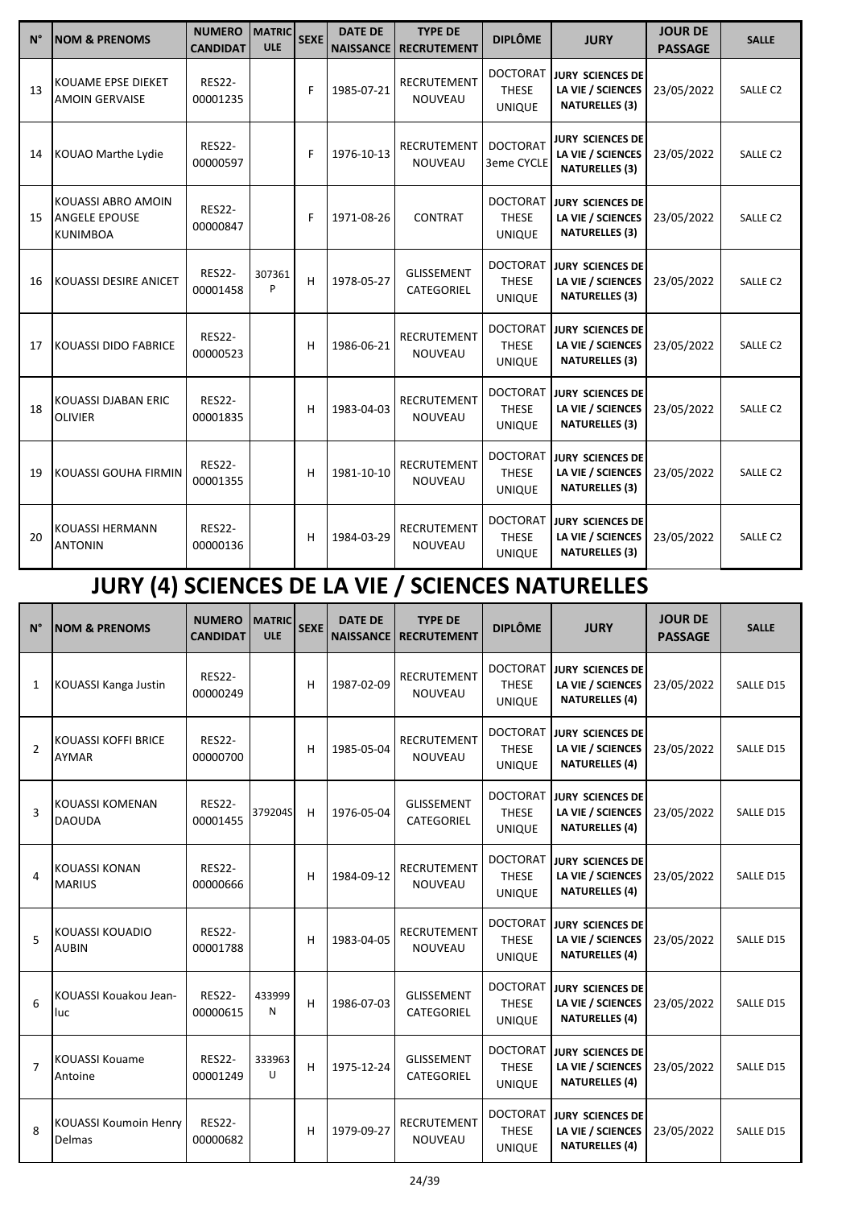| N° | NOM & PRENOMS | NUMERO CANDIDAT | MATRICULE | SEXE | DATE DE NAISSANCE | TYPE DE RECRUTEMENT | DIPLÔME | JURY | JOUR DE PASSAGE | SALLE |
|---|---|---|---|---|---|---|---|---|---|---|
| 13 | KOUAME EPSE DIEKET AMOIN GERVAISE | RES22-00001235 | | F | 1985-07-21 | RECRUTEMENT NOUVEAU | DOCTORAT THESE UNIQUE | JURY SCIENCES DE LA VIE / SCIENCES NATURELLES (3) | 23/05/2022 | SALLE C2 |
| 14 | KOUAO Marthe Lydie | RES22-00000597 | | F | 1976-10-13 | RECRUTEMENT NOUVEAU | DOCTORAT 3eme CYCLE | JURY SCIENCES DE LA VIE / SCIENCES NATURELLES (3) | 23/05/2022 | SALLE C2 |
| 15 | KOUASSI ABRO AMOIN ANGELE EPOUSE KUNIMBOA | RES22-00000847 | | F | 1971-08-26 | CONTRAT | DOCTORAT THESE UNIQUE | JURY SCIENCES DE LA VIE / SCIENCES NATURELLES (3) | 23/05/2022 | SALLE C2 |
| 16 | KOUASSI DESIRE ANICET | RES22-00001458 | 307361 P | H | 1978-05-27 | GLISSEMENT CATEGORIEL | DOCTORAT THESE UNIQUE | JURY SCIENCES DE LA VIE / SCIENCES NATURELLES (3) | 23/05/2022 | SALLE C2 |
| 17 | KOUASSI DIDO FABRICE | RES22-00000523 | | H | 1986-06-21 | RECRUTEMENT NOUVEAU | DOCTORAT THESE UNIQUE | JURY SCIENCES DE LA VIE / SCIENCES NATURELLES (3) | 23/05/2022 | SALLE C2 |
| 18 | KOUASSI DJABAN ERIC OLIVIER | RES22-00001835 | | H | 1983-04-03 | RECRUTEMENT NOUVEAU | DOCTORAT THESE UNIQUE | JURY SCIENCES DE LA VIE / SCIENCES NATURELLES (3) | 23/05/2022 | SALLE C2 |
| 19 | KOUASSI GOUHA FIRMIN | RES22-00001355 | | H | 1981-10-10 | RECRUTEMENT NOUVEAU | DOCTORAT THESE UNIQUE | JURY SCIENCES DE LA VIE / SCIENCES NATURELLES (3) | 23/05/2022 | SALLE C2 |
| 20 | KOUASSI HERMANN ANTONIN | RES22-00000136 | | H | 1984-03-29 | RECRUTEMENT NOUVEAU | DOCTORAT THESE UNIQUE | JURY SCIENCES DE LA VIE / SCIENCES NATURELLES (3) | 23/05/2022 | SALLE C2 |

# JURY (4) SCIENCES DE LA VIE / SCIENCES NATURELLES

| N° | NOM & PRENOMS | NUMERO CANDIDAT | MATRICULE | SEXE | DATE DE NAISSANCE | TYPE DE RECRUTEMENT | DIPLÔME | JURY | JOUR DE PASSAGE | SALLE |
|---|---|---|---|---|---|---|---|---|---|---|
| 1 | KOUASSI Kanga Justin | RES22-00000249 | | H | 1987-02-09 | RECRUTEMENT NOUVEAU | DOCTORAT THESE UNIQUE | JURY SCIENCES DE LA VIE / SCIENCES NATURELLES (4) | 23/05/2022 | SALLE D15 |
| 2 | KOUASSI KOFFI BRICE AYMAR | RES22-00000700 | | H | 1985-05-04 | RECRUTEMENT NOUVEAU | DOCTORAT THESE UNIQUE | JURY SCIENCES DE LA VIE / SCIENCES NATURELLES (4) | 23/05/2022 | SALLE D15 |
| 3 | KOUASSI KOMENAN DAOUDA | RES22-00001455 | 379204S | H | 1976-05-04 | GLISSEMENT CATEGORIEL | DOCTORAT THESE UNIQUE | JURY SCIENCES DE LA VIE / SCIENCES NATURELLES (4) | 23/05/2022 | SALLE D15 |
| 4 | KOUASSI KONAN MARIUS | RES22-00000666 | | H | 1984-09-12 | RECRUTEMENT NOUVEAU | DOCTORAT THESE UNIQUE | JURY SCIENCES DE LA VIE / SCIENCES NATURELLES (4) | 23/05/2022 | SALLE D15 |
| 5 | KOUASSI KOUADIO AUBIN | RES22-00001788 | | H | 1983-04-05 | RECRUTEMENT NOUVEAU | DOCTORAT THESE UNIQUE | JURY SCIENCES DE LA VIE / SCIENCES NATURELLES (4) | 23/05/2022 | SALLE D15 |
| 6 | KOUASSI Kouakou Jean-luc | RES22-00000615 | 433999 N | H | 1986-07-03 | GLISSEMENT CATEGORIEL | DOCTORAT THESE UNIQUE | JURY SCIENCES DE LA VIE / SCIENCES NATURELLES (4) | 23/05/2022 | SALLE D15 |
| 7 | KOUASSI Kouame Antoine | RES22-00001249 | 333963 U | H | 1975-12-24 | GLISSEMENT CATEGORIEL | DOCTORAT THESE UNIQUE | JURY SCIENCES DE LA VIE / SCIENCES NATURELLES (4) | 23/05/2022 | SALLE D15 |
| 8 | KOUASSI Koumoin Henry Delmas | RES22-00000682 | | H | 1979-09-27 | RECRUTEMENT NOUVEAU | DOCTORAT THESE UNIQUE | JURY SCIENCES DE LA VIE / SCIENCES NATURELLES (4) | 23/05/2022 | SALLE D15 |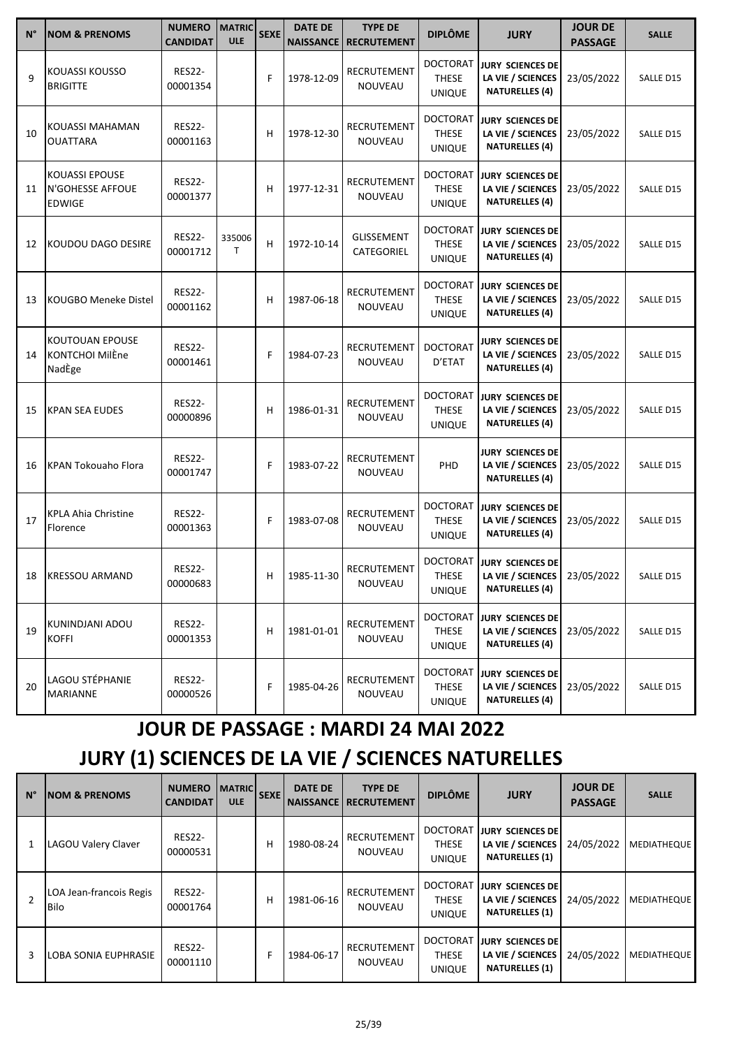| N° | NOM & PRENOMS | NUMERO CANDIDAT | MATRICULE | SEXE | DATE DE NAISSANCE | TYPE DE RECRUTEMENT | DIPLÔME | JURY | JOUR DE PASSAGE | SALLE |
|---|---|---|---|---|---|---|---|---|---|---|
| 9 | KOUASSI KOUSSO BRIGITTE | RES22-00001354 | | F | 1978-12-09 | RECRUTEMENT NOUVEAU | DOCTORAT THESE UNIQUE | JURY SCIENCES DE LA VIE / SCIENCES NATURELLES (4) | 23/05/2022 | SALLE D15 |
| 10 | KOUASSI MAHAMAN OUATTARA | RES22-00001163 | | H | 1978-12-30 | RECRUTEMENT NOUVEAU | DOCTORAT THESE UNIQUE | JURY SCIENCES DE LA VIE / SCIENCES NATURELLES (4) | 23/05/2022 | SALLE D15 |
| 11 | KOUASSI EPOUSE N'GOHESSE AFFOUE EDWIGE | RES22-00001377 | | H | 1977-12-31 | RECRUTEMENT NOUVEAU | DOCTORAT THESE UNIQUE | JURY SCIENCES DE LA VIE / SCIENCES NATURELLES (4) | 23/05/2022 | SALLE D15 |
| 12 | KOUDOU DAGO DESIRE | RES22-00001712 | 335006 T | H | 1972-10-14 | GLISSEMENT CATEGORIEL | DOCTORAT THESE UNIQUE | JURY SCIENCES DE LA VIE / SCIENCES NATURELLES (4) | 23/05/2022 | SALLE D15 |
| 13 | KOUGBO Meneke Distel | RES22-00001162 | | H | 1987-06-18 | RECRUTEMENT NOUVEAU | DOCTORAT THESE UNIQUE | JURY SCIENCES DE LA VIE / SCIENCES NATURELLES (4) | 23/05/2022 | SALLE D15 |
| 14 | KOUTOUAN EPOUSE KONTCHOI MilÈne NadÈge | RES22-00001461 | | F | 1984-07-23 | RECRUTEMENT NOUVEAU | DOCTORAT D'ETAT | JURY SCIENCES DE LA VIE / SCIENCES NATURELLES (4) | 23/05/2022 | SALLE D15 |
| 15 | KPAN SEA EUDES | RES22-00000896 | | H | 1986-01-31 | RECRUTEMENT NOUVEAU | DOCTORAT THESE UNIQUE | JURY SCIENCES DE LA VIE / SCIENCES NATURELLES (4) | 23/05/2022 | SALLE D15 |
| 16 | KPAN Tokouaho Flora | RES22-00001747 | | F | 1983-07-22 | RECRUTEMENT NOUVEAU | PHD | JURY SCIENCES DE LA VIE / SCIENCES NATURELLES (4) | 23/05/2022 | SALLE D15 |
| 17 | KPLA Ahia Christine Florence | RES22-00001363 | | F | 1983-07-08 | RECRUTEMENT NOUVEAU | DOCTORAT THESE UNIQUE | JURY SCIENCES DE LA VIE / SCIENCES NATURELLES (4) | 23/05/2022 | SALLE D15 |
| 18 | KRESSOU ARMAND | RES22-00000683 | | H | 1985-11-30 | RECRUTEMENT NOUVEAU | DOCTORAT THESE UNIQUE | JURY SCIENCES DE LA VIE / SCIENCES NATURELLES (4) | 23/05/2022 | SALLE D15 |
| 19 | KUNINDJANI ADOU KOFFI | RES22-00001353 | | H | 1981-01-01 | RECRUTEMENT NOUVEAU | DOCTORAT THESE UNIQUE | JURY SCIENCES DE LA VIE / SCIENCES NATURELLES (4) | 23/05/2022 | SALLE D15 |
| 20 | LAGOU STÉPHANIE MARIANNE | RES22-00000526 | | F | 1985-04-26 | RECRUTEMENT NOUVEAU | DOCTORAT THESE UNIQUE | JURY SCIENCES DE LA VIE / SCIENCES NATURELLES (4) | 23/05/2022 | SALLE D15 |

# JOUR DE PASSAGE : MARDI 24 MAI 2022

# JURY (1) SCIENCES DE LA VIE / SCIENCES NATURELLES

| N° | NOM & PRENOMS | NUMERO CANDIDAT | MATRICULE | SEXE | DATE DE NAISSANCE | TYPE DE RECRUTEMENT | DIPLÔME | JURY | JOUR DE PASSAGE | SALLE |
|---|---|---|---|---|---|---|---|---|---|---|
| 1 | LAGOU Valery Claver | RES22-00000531 | | H | 1980-08-24 | RECRUTEMENT NOUVEAU | DOCTORAT THESE UNIQUE | JURY SCIENCES DE LA VIE / SCIENCES NATURELLES (1) | 24/05/2022 | MEDIATHEQUE |
| 2 | LOA Jean-francois Regis Bilo | RES22-00001764 | | H | 1981-06-16 | RECRUTEMENT NOUVEAU | DOCTORAT THESE UNIQUE | JURY SCIENCES DE LA VIE / SCIENCES NATURELLES (1) | 24/05/2022 | MEDIATHEQUE |
| 3 | LOBA SONIA EUPHRASIE | RES22-00001110 | | F | 1984-06-17 | RECRUTEMENT NOUVEAU | DOCTORAT THESE UNIQUE | JURY SCIENCES DE LA VIE / SCIENCES NATURELLES (1) | 24/05/2022 | MEDIATHEQUE |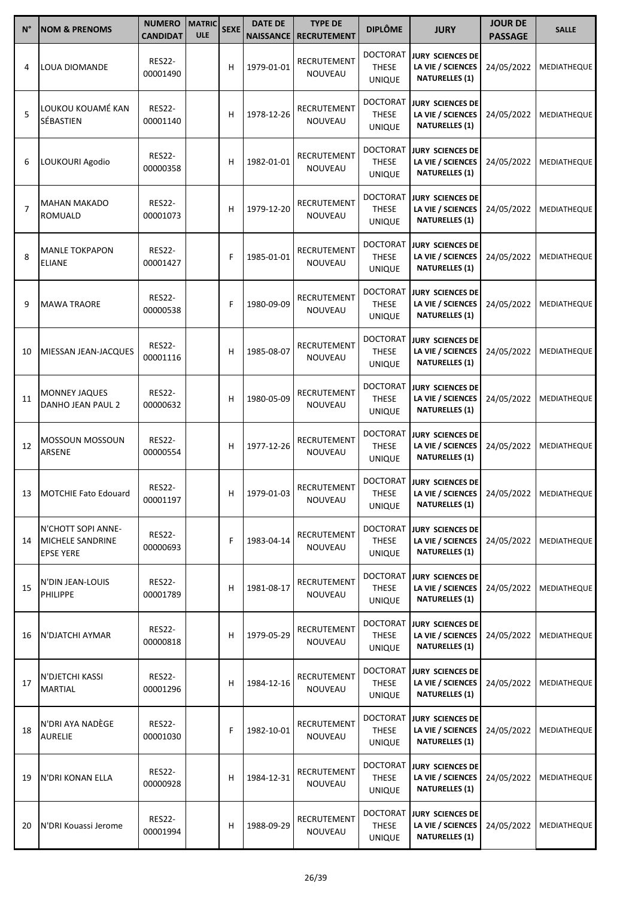| N° | NOM & PRENOMS | NUMERO CANDIDAT | MATRICULE | SEXE | DATE DE NAISSANCE | TYPE DE RECRUTEMENT | DIPLÔME | JURY | JOUR DE PASSAGE | SALLE |
|---|---|---|---|---|---|---|---|---|---|---|
| 4 | LOUA DIOMANDE | RES22-00001490 | | H | 1979-01-01 | RECRUTEMENT NOUVEAU | DOCTORAT THESE UNIQUE | JURY SCIENCES DE LA VIE / SCIENCES NATURELLES (1) | 24/05/2022 | MEDIATHEQUE |
| 5 | LOUKOU KOUAMÉ KAN SÉBASTIEN | RES22-00001140 | | H | 1978-12-26 | RECRUTEMENT NOUVEAU | DOCTORAT THESE UNIQUE | JURY SCIENCES DE LA VIE / SCIENCES NATURELLES (1) | 24/05/2022 | MEDIATHEQUE |
| 6 | LOUKOURI Agodio | RES22-00000358 | | H | 1982-01-01 | RECRUTEMENT NOUVEAU | DOCTORAT THESE UNIQUE | JURY SCIENCES DE LA VIE / SCIENCES NATURELLES (1) | 24/05/2022 | MEDIATHEQUE |
| 7 | MAHAN MAKADO ROMUALD | RES22-00001073 | | H | 1979-12-20 | RECRUTEMENT NOUVEAU | DOCTORAT THESE UNIQUE | JURY SCIENCES DE LA VIE / SCIENCES NATURELLES (1) | 24/05/2022 | MEDIATHEQUE |
| 8 | MANLE TOKPAPON ELIANE | RES22-00001427 | | F | 1985-01-01 | RECRUTEMENT NOUVEAU | DOCTORAT THESE UNIQUE | JURY SCIENCES DE LA VIE / SCIENCES NATURELLES (1) | 24/05/2022 | MEDIATHEQUE |
| 9 | MAWA TRAORE | RES22-00000538 | | F | 1980-09-09 | RECRUTEMENT NOUVEAU | DOCTORAT THESE UNIQUE | JURY SCIENCES DE LA VIE / SCIENCES NATURELLES (1) | 24/05/2022 | MEDIATHEQUE |
| 10 | MIESSAN JEAN-JACQUES | RES22-00001116 | | H | 1985-08-07 | RECRUTEMENT NOUVEAU | DOCTORAT THESE UNIQUE | JURY SCIENCES DE LA VIE / SCIENCES NATURELLES (1) | 24/05/2022 | MEDIATHEQUE |
| 11 | MONNEY JAQUES DANHO JEAN PAUL 2 | RES22-00000632 | | H | 1980-05-09 | RECRUTEMENT NOUVEAU | DOCTORAT THESE UNIQUE | JURY SCIENCES DE LA VIE / SCIENCES NATURELLES (1) | 24/05/2022 | MEDIATHEQUE |
| 12 | MOSSOUN MOSSOUN ARSENE | RES22-00000554 | | H | 1977-12-26 | RECRUTEMENT NOUVEAU | DOCTORAT THESE UNIQUE | JURY SCIENCES DE LA VIE / SCIENCES NATURELLES (1) | 24/05/2022 | MEDIATHEQUE |
| 13 | MOTCHIE Fato Edouard | RES22-00001197 | | H | 1979-01-03 | RECRUTEMENT NOUVEAU | DOCTORAT THESE UNIQUE | JURY SCIENCES DE LA VIE / SCIENCES NATURELLES (1) | 24/05/2022 | MEDIATHEQUE |
| 14 | N'CHOTT SOPI ANNE-MICHELE SANDRINE EPSE YERE | RES22-00000693 | | F | 1983-04-14 | RECRUTEMENT NOUVEAU | DOCTORAT THESE UNIQUE | JURY SCIENCES DE LA VIE / SCIENCES NATURELLES (1) | 24/05/2022 | MEDIATHEQUE |
| 15 | N'DIN JEAN-LOUIS PHILIPPE | RES22-00001789 | | H | 1981-08-17 | RECRUTEMENT NOUVEAU | DOCTORAT THESE UNIQUE | JURY SCIENCES DE LA VIE / SCIENCES NATURELLES (1) | 24/05/2022 | MEDIATHEQUE |
| 16 | N'DJATCHI AYMAR | RES22-00000818 | | H | 1979-05-29 | RECRUTEMENT NOUVEAU | DOCTORAT THESE UNIQUE | JURY SCIENCES DE LA VIE / SCIENCES NATURELLES (1) | 24/05/2022 | MEDIATHEQUE |
| 17 | N'DJETCHI KASSI MARTIAL | RES22-00001296 | | H | 1984-12-16 | RECRUTEMENT NOUVEAU | DOCTORAT THESE UNIQUE | JURY SCIENCES DE LA VIE / SCIENCES NATURELLES (1) | 24/05/2022 | MEDIATHEQUE |
| 18 | N'DRI AYA NADÈGE AURELIE | RES22-00001030 | | F | 1982-10-01 | RECRUTEMENT NOUVEAU | DOCTORAT THESE UNIQUE | JURY SCIENCES DE LA VIE / SCIENCES NATURELLES (1) | 24/05/2022 | MEDIATHEQUE |
| 19 | N'DRI KONAN ELLA | RES22-00000928 | | H | 1984-12-31 | RECRUTEMENT NOUVEAU | DOCTORAT THESE UNIQUE | JURY SCIENCES DE LA VIE / SCIENCES NATURELLES (1) | 24/05/2022 | MEDIATHEQUE |
| 20 | N'DRI Kouassi Jerome | RES22-00001994 | | H | 1988-09-29 | RECRUTEMENT NOUVEAU | DOCTORAT THESE UNIQUE | JURY SCIENCES DE LA VIE / SCIENCES NATURELLES (1) | 24/05/2022 | MEDIATHEQUE |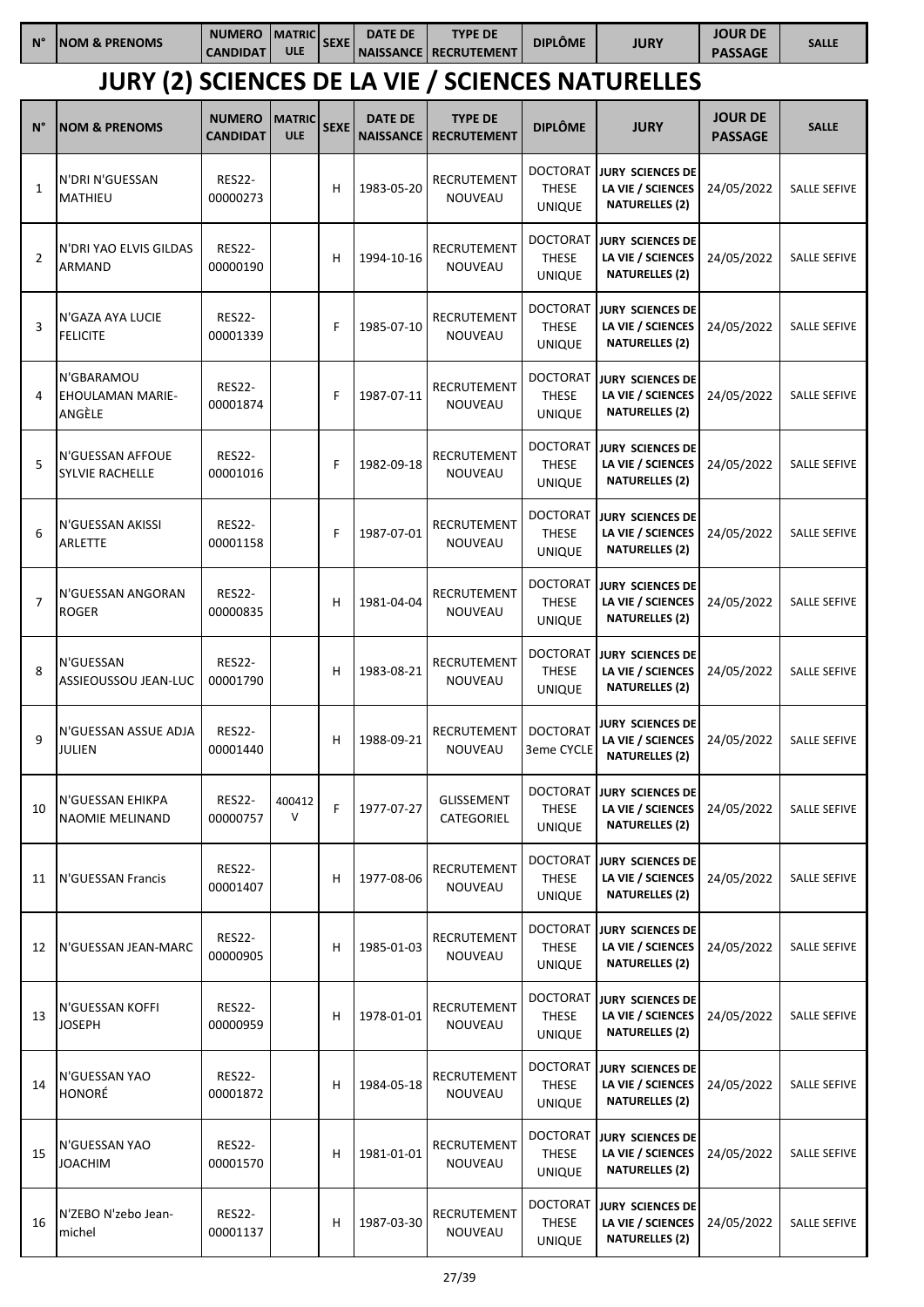| N° | NOM & PRENOMS | NUMERO CANDIDAT | MATRICULE | SEXE | DATE DE NAISSANCE | TYPE DE RECRUTEMENT | DIPLÔME | JURY | JOUR DE PASSAGE | SALLE |
|---|---|---|---|---|---|---|---|---|---|---|

# JURY (2) SCIENCES DE LA VIE / SCIENCES NATURELLES

| N° | NOM & PRENOMS | NUMERO CANDIDAT | MATRICULE | SEXE | DATE DE NAISSANCE | TYPE DE RECRUTEMENT | DIPLÔME | JURY | JOUR DE PASSAGE | SALLE |
|---|---|---|---|---|---|---|---|---|---|---|
| 1 | N'DRI N'GUESSAN MATHIEU | RES22-00000273 | | H | 1983-05-20 | RECRUTEMENT NOUVEAU | DOCTORAT THESE UNIQUE | JURY SCIENCES DE LA VIE / SCIENCES NATURELLES (2) | 24/05/2022 | SALLE SEFIVE |
| 2 | N'DRI YAO ELVIS GILDAS ARMAND | RES22-00000190 | | H | 1994-10-16 | RECRUTEMENT NOUVEAU | DOCTORAT THESE UNIQUE | JURY SCIENCES DE LA VIE / SCIENCES NATURELLES (2) | 24/05/2022 | SALLE SEFIVE |
| 3 | N'GAZA AYA LUCIE FELICITE | RES22-00001339 | | F | 1985-07-10 | RECRUTEMENT NOUVEAU | DOCTORAT THESE UNIQUE | JURY SCIENCES DE LA VIE / SCIENCES NATURELLES (2) | 24/05/2022 | SALLE SEFIVE |
| 4 | N'GBARAMOU EHOULAMAN MARIE-ANGÈLE | RES22-00001874 | | F | 1987-07-11 | RECRUTEMENT NOUVEAU | DOCTORAT THESE UNIQUE | JURY SCIENCES DE LA VIE / SCIENCES NATURELLES (2) | 24/05/2022 | SALLE SEFIVE |
| 5 | N'GUESSAN AFFOUE SYLVIE RACHELLE | RES22-00001016 | | F | 1982-09-18 | RECRUTEMENT NOUVEAU | DOCTORAT THESE UNIQUE | JURY SCIENCES DE LA VIE / SCIENCES NATURELLES (2) | 24/05/2022 | SALLE SEFIVE |
| 6 | N'GUESSAN AKISSI ARLETTE | RES22-00001158 | | F | 1987-07-01 | RECRUTEMENT NOUVEAU | DOCTORAT THESE UNIQUE | JURY SCIENCES DE LA VIE / SCIENCES NATURELLES (2) | 24/05/2022 | SALLE SEFIVE |
| 7 | N'GUESSAN ANGORAN ROGER | RES22-00000835 | | H | 1981-04-04 | RECRUTEMENT NOUVEAU | DOCTORAT THESE UNIQUE | JURY SCIENCES DE LA VIE / SCIENCES NATURELLES (2) | 24/05/2022 | SALLE SEFIVE |
| 8 | N'GUESSAN ASSIEOUSSOU JEAN-LUC | RES22-00001790 | | H | 1983-08-21 | RECRUTEMENT NOUVEAU | DOCTORAT THESE UNIQUE | JURY SCIENCES DE LA VIE / SCIENCES NATURELLES (2) | 24/05/2022 | SALLE SEFIVE |
| 9 | N'GUESSAN ASSUE ADJA JULIEN | RES22-00001440 | | H | 1988-09-21 | RECRUTEMENT NOUVEAU | DOCTORAT 3eme CYCLE | JURY SCIENCES DE LA VIE / SCIENCES NATURELLES (2) | 24/05/2022 | SALLE SEFIVE |
| 10 | N'GUESSAN EHIKPA NAOMIE MELINAND | RES22-00000757 | 400412 V | F | 1977-07-27 | GLISSEMENT CATEGORIEL | DOCTORAT THESE UNIQUE | JURY SCIENCES DE LA VIE / SCIENCES NATURELLES (2) | 24/05/2022 | SALLE SEFIVE |
| 11 | N'GUESSAN Francis | RES22-00001407 | | H | 1977-08-06 | RECRUTEMENT NOUVEAU | DOCTORAT THESE UNIQUE | JURY SCIENCES DE LA VIE / SCIENCES NATURELLES (2) | 24/05/2022 | SALLE SEFIVE |
| 12 | N'GUESSAN JEAN-MARC | RES22-00000905 | | H | 1985-01-03 | RECRUTEMENT NOUVEAU | DOCTORAT THESE UNIQUE | JURY SCIENCES DE LA VIE / SCIENCES NATURELLES (2) | 24/05/2022 | SALLE SEFIVE |
| 13 | N'GUESSAN KOFFI JOSEPH | RES22-00000959 | | H | 1978-01-01 | RECRUTEMENT NOUVEAU | DOCTORAT THESE UNIQUE | JURY SCIENCES DE LA VIE / SCIENCES NATURELLES (2) | 24/05/2022 | SALLE SEFIVE |
| 14 | N'GUESSAN YAO HONORÉ | RES22-00001872 | | H | 1984-05-18 | RECRUTEMENT NOUVEAU | DOCTORAT THESE UNIQUE | JURY SCIENCES DE LA VIE / SCIENCES NATURELLES (2) | 24/05/2022 | SALLE SEFIVE |
| 15 | N'GUESSAN YAO JOACHIM | RES22-00001570 | | H | 1981-01-01 | RECRUTEMENT NOUVEAU | DOCTORAT THESE UNIQUE | JURY SCIENCES DE LA VIE / SCIENCES NATURELLES (2) | 24/05/2022 | SALLE SEFIVE |
| 16 | N'ZEBO N'zebo Jean-michel | RES22-00001137 | | H | 1987-03-30 | RECRUTEMENT NOUVEAU | DOCTORAT THESE UNIQUE | JURY SCIENCES DE LA VIE / SCIENCES NATURELLES (2) | 24/05/2022 | SALLE SEFIVE |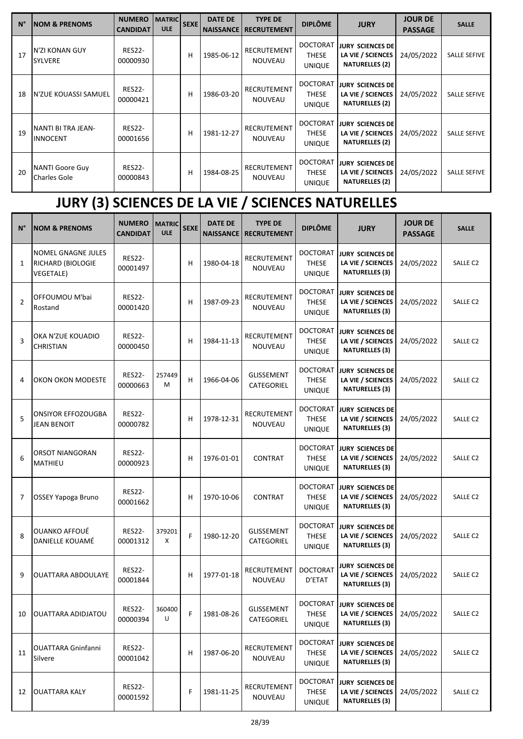| N° | NOM & PRENOMS | NUMERO CANDIDAT | MATRICULE | SEXE | DATE DE NAISSANCE | TYPE DE RECRUTEMENT | DIPLÔME | JURY | JOUR DE PASSAGE | SALLE |
|---|---|---|---|---|---|---|---|---|---|---|
| 17 | N'ZI KONAN GUY SYLVERE | RES22-00000930 | | H | 1985-06-12 | RECRUTEMENT NOUVEAU | DOCTORAT THESE UNIQUE | JURY SCIENCES DE LA VIE / SCIENCES NATURELLES (2) | 24/05/2022 | SALLE SEFIVE |
| 18 | N'ZUE KOUASSI SAMUEL | RES22-00000421 | | H | 1986-03-20 | RECRUTEMENT NOUVEAU | DOCTORAT THESE UNIQUE | JURY SCIENCES DE LA VIE / SCIENCES NATURELLES (2) | 24/05/2022 | SALLE SEFIVE |
| 19 | NANTI BI TRA JEAN-INNOCENT | RES22-00001656 | | H | 1981-12-27 | RECRUTEMENT NOUVEAU | DOCTORAT THESE UNIQUE | JURY SCIENCES DE LA VIE / SCIENCES NATURELLES (2) | 24/05/2022 | SALLE SEFIVE |
| 20 | NANTI Goore Guy Charles Gole | RES22-00000843 | | H | 1984-08-25 | RECRUTEMENT NOUVEAU | DOCTORAT THESE UNIQUE | JURY SCIENCES DE LA VIE / SCIENCES NATURELLES (2) | 24/05/2022 | SALLE SEFIVE |

# JURY (3) SCIENCES DE LA VIE / SCIENCES NATURELLES

| N° | NOM & PRENOMS | NUMERO CANDIDAT | MATRICULE | SEXE | DATE DE NAISSANCE | TYPE DE RECRUTEMENT | DIPLÔME | JURY | JOUR DE PASSAGE | SALLE |
|---|---|---|---|---|---|---|---|---|---|---|
| 1 | NOMEL GNAGNE JULES RICHARD (BIOLOGIE VEGETALE) | RES22-00001497 | | H | 1980-04-18 | RECRUTEMENT NOUVEAU | DOCTORAT THESE UNIQUE | JURY SCIENCES DE LA VIE / SCIENCES NATURELLES (3) | 24/05/2022 | SALLE C2 |
| 2 | OFFOUMOU M'bai Rostand | RES22-00001420 | | H | 1987-09-23 | RECRUTEMENT NOUVEAU | DOCTORAT THESE UNIQUE | JURY SCIENCES DE LA VIE / SCIENCES NATURELLES (3) | 24/05/2022 | SALLE C2 |
| 3 | OKA N'ZUE KOUADIO CHRISTIAN | RES22-00000450 | | H | 1984-11-13 | RECRUTEMENT NOUVEAU | DOCTORAT THESE UNIQUE | JURY SCIENCES DE LA VIE / SCIENCES NATURELLES (3) | 24/05/2022 | SALLE C2 |
| 4 | OKON OKON MODESTE | RES22-00000663 | 257449 M | H | 1966-04-06 | GLISSEMENT CATEGORIEL | DOCTORAT THESE UNIQUE | JURY SCIENCES DE LA VIE / SCIENCES NATURELLES (3) | 24/05/2022 | SALLE C2 |
| 5 | ONSIYOR EFFOZOUGBA JEAN BENOIT | RES22-00000782 | | H | 1978-12-31 | RECRUTEMENT NOUVEAU | DOCTORAT THESE UNIQUE | JURY SCIENCES DE LA VIE / SCIENCES NATURELLES (3) | 24/05/2022 | SALLE C2 |
| 6 | ORSOT NIANGORAN MATHIEU | RES22-00000923 | | H | 1976-01-01 | CONTRAT | DOCTORAT THESE UNIQUE | JURY SCIENCES DE LA VIE / SCIENCES NATURELLES (3) | 24/05/2022 | SALLE C2 |
| 7 | OSSEY Yapoga Bruno | RES22-00001662 | | H | 1970-10-06 | CONTRAT | DOCTORAT THESE UNIQUE | JURY SCIENCES DE LA VIE / SCIENCES NATURELLES (3) | 24/05/2022 | SALLE C2 |
| 8 | OUANKO AFFOUÉ DANIELLE KOUAMÉ | RES22-00001312 | 379201 X | F | 1980-12-20 | GLISSEMENT CATEGORIEL | DOCTORAT THESE UNIQUE | JURY SCIENCES DE LA VIE / SCIENCES NATURELLES (3) | 24/05/2022 | SALLE C2 |
| 9 | OUATTARA ABDOULAYE | RES22-00001844 | | H | 1977-01-18 | RECRUTEMENT NOUVEAU | DOCTORAT D'ETAT | JURY SCIENCES DE LA VIE / SCIENCES NATURELLES (3) | 24/05/2022 | SALLE C2 |
| 10 | OUATTARA ADIDJATOU | RES22-00000394 | 360400 U | F | 1981-08-26 | GLISSEMENT CATEGORIEL | DOCTORAT THESE UNIQUE | JURY SCIENCES DE LA VIE / SCIENCES NATURELLES (3) | 24/05/2022 | SALLE C2 |
| 11 | OUATTARA Gninfanni Silvere | RES22-00001042 | | H | 1987-06-20 | RECRUTEMENT NOUVEAU | DOCTORAT THESE UNIQUE | JURY SCIENCES DE LA VIE / SCIENCES NATURELLES (3) | 24/05/2022 | SALLE C2 |
| 12 | OUATTARA KALY | RES22-00001592 | | F | 1981-11-25 | RECRUTEMENT NOUVEAU | DOCTORAT THESE UNIQUE | JURY SCIENCES DE LA VIE / SCIENCES NATURELLES (3) | 24/05/2022 | SALLE C2 |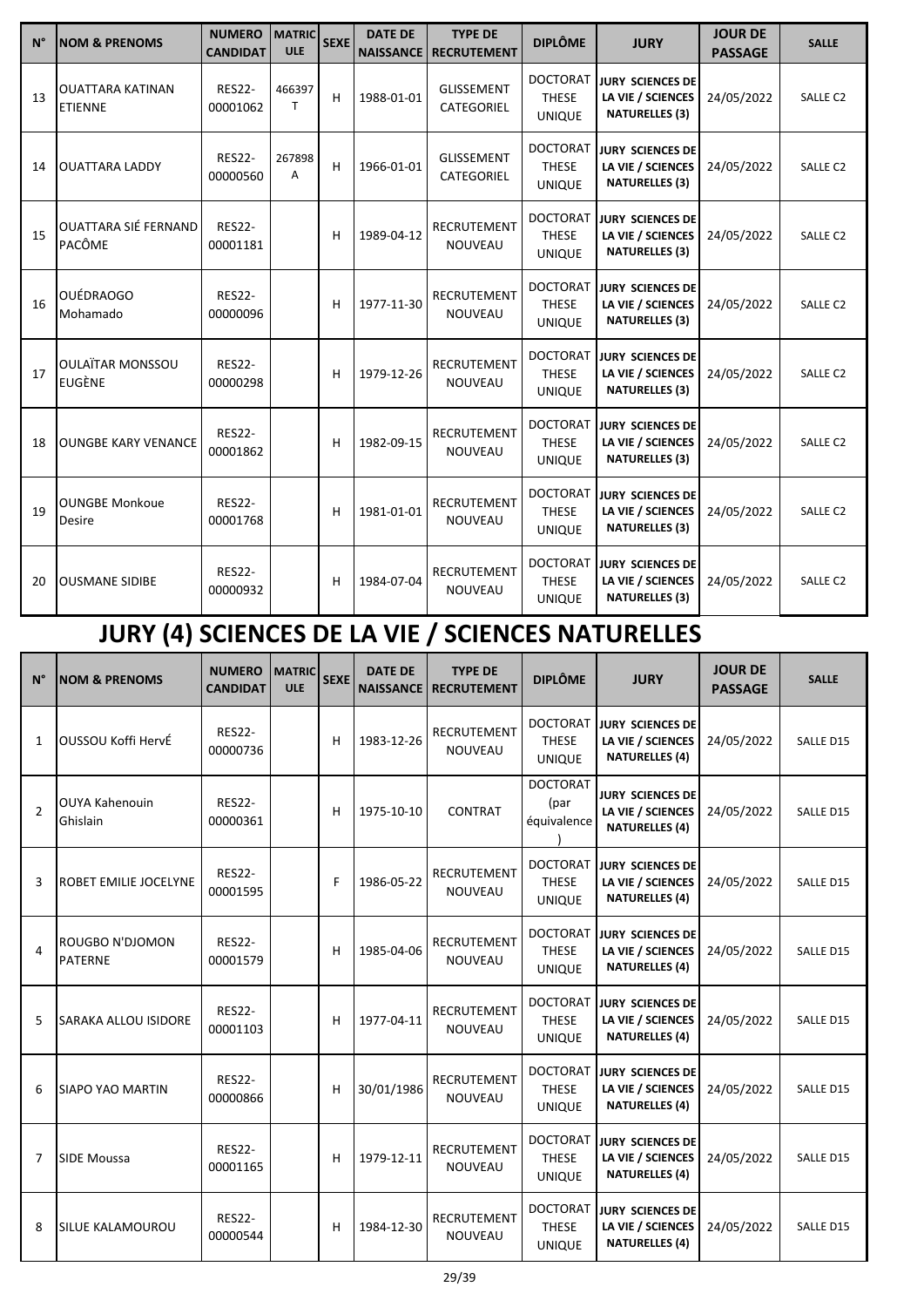| N° | NOM & PRENOMS | NUMERO CANDIDAT | MATRICULE | SEXE | DATE DE NAISSANCE | TYPE DE RECRUTEMENT | DIPLÔME | JURY | JOUR DE PASSAGE | SALLE |
|---|---|---|---|---|---|---|---|---|---|---|
| 13 | OUATTARA KATINAN ETIENNE | RES22-00001062 | 466397T | H | 1988-01-01 | GLISSEMENT CATEGORIEL | DOCTORAT THESE UNIQUE | JURY SCIENCES DE LA VIE / SCIENCES NATURELLES (3) | 24/05/2022 | SALLE C2 |
| 14 | OUATTARA LADDY | RES22-00000560 | 267898A | H | 1966-01-01 | GLISSEMENT CATEGORIEL | DOCTORAT THESE UNIQUE | JURY SCIENCES DE LA VIE / SCIENCES NATURELLES (3) | 24/05/2022 | SALLE C2 |
| 15 | OUATTARA SIÉ FERNAND PACÔME | RES22-00001181 | | H | 1989-04-12 | RECRUTEMENT NOUVEAU | DOCTORAT THESE UNIQUE | JURY SCIENCES DE LA VIE / SCIENCES NATURELLES (3) | 24/05/2022 | SALLE C2 |
| 16 | OUÉDRAOGO Mohamado | RES22-00000096 | | H | 1977-11-30 | RECRUTEMENT NOUVEAU | DOCTORAT THESE UNIQUE | JURY SCIENCES DE LA VIE / SCIENCES NATURELLES (3) | 24/05/2022 | SALLE C2 |
| 17 | OULAÏTAR MONSSOU EUGÈNE | RES22-00000298 | | H | 1979-12-26 | RECRUTEMENT NOUVEAU | DOCTORAT THESE UNIQUE | JURY SCIENCES DE LA VIE / SCIENCES NATURELLES (3) | 24/05/2022 | SALLE C2 |
| 18 | OUNGBE KARY VENANCE | RES22-00001862 | | H | 1982-09-15 | RECRUTEMENT NOUVEAU | DOCTORAT THESE UNIQUE | JURY SCIENCES DE LA VIE / SCIENCES NATURELLES (3) | 24/05/2022 | SALLE C2 |
| 19 | OUNGBE Monkoue Desire | RES22-00001768 | | H | 1981-01-01 | RECRUTEMENT NOUVEAU | DOCTORAT THESE UNIQUE | JURY SCIENCES DE LA VIE / SCIENCES NATURELLES (3) | 24/05/2022 | SALLE C2 |
| 20 | OUSMANE SIDIBE | RES22-00000932 | | H | 1984-07-04 | RECRUTEMENT NOUVEAU | DOCTORAT THESE UNIQUE | JURY SCIENCES DE LA VIE / SCIENCES NATURELLES (3) | 24/05/2022 | SALLE C2 |

# JURY (4) SCIENCES DE LA VIE / SCIENCES NATURELLES

| N° | NOM & PRENOMS | NUMERO CANDIDAT | MATRICULE | SEXE | DATE DE NAISSANCE | TYPE DE RECRUTEMENT | DIPLÔME | JURY | JOUR DE PASSAGE | SALLE |
|---|---|---|---|---|---|---|---|---|---|---|
| 1 | OUSSOU Koffi HervÉ | RES22-00000736 | | H | 1983-12-26 | RECRUTEMENT NOUVEAU | DOCTORAT THESE UNIQUE | JURY SCIENCES DE LA VIE / SCIENCES NATURELLES (4) | 24/05/2022 | SALLE D15 |
| 2 | OUYA Kahenouin Ghislain | RES22-00000361 | | H | 1975-10-10 | CONTRAT | DOCTORAT (par équivalence) | JURY SCIENCES DE LA VIE / SCIENCES NATURELLES (4) | 24/05/2022 | SALLE D15 |
| 3 | ROBET EMILIE JOCELYNE | RES22-00001595 | | F | 1986-05-22 | RECRUTEMENT NOUVEAU | DOCTORAT THESE UNIQUE | JURY SCIENCES DE LA VIE / SCIENCES NATURELLES (4) | 24/05/2022 | SALLE D15 |
| 4 | ROUGBO N'DJOMON PATERNE | RES22-00001579 | | H | 1985-04-06 | RECRUTEMENT NOUVEAU | DOCTORAT THESE UNIQUE | JURY SCIENCES DE LA VIE / SCIENCES NATURELLES (4) | 24/05/2022 | SALLE D15 |
| 5 | SARAKA ALLOU ISIDORE | RES22-00001103 | | H | 1977-04-11 | RECRUTEMENT NOUVEAU | DOCTORAT THESE UNIQUE | JURY SCIENCES DE LA VIE / SCIENCES NATURELLES (4) | 24/05/2022 | SALLE D15 |
| 6 | SIAPO YAO MARTIN | RES22-00000866 | | H | 30/01/1986 | RECRUTEMENT NOUVEAU | DOCTORAT THESE UNIQUE | JURY SCIENCES DE LA VIE / SCIENCES NATURELLES (4) | 24/05/2022 | SALLE D15 |
| 7 | SIDE Moussa | RES22-00001165 | | H | 1979-12-11 | RECRUTEMENT NOUVEAU | DOCTORAT THESE UNIQUE | JURY SCIENCES DE LA VIE / SCIENCES NATURELLES (4) | 24/05/2022 | SALLE D15 |
| 8 | SILUE KALAMOUROU | RES22-00000544 | | H | 1984-12-30 | RECRUTEMENT NOUVEAU | DOCTORAT THESE UNIQUE | JURY SCIENCES DE LA VIE / SCIENCES NATURELLES (4) | 24/05/2022 | SALLE D15 |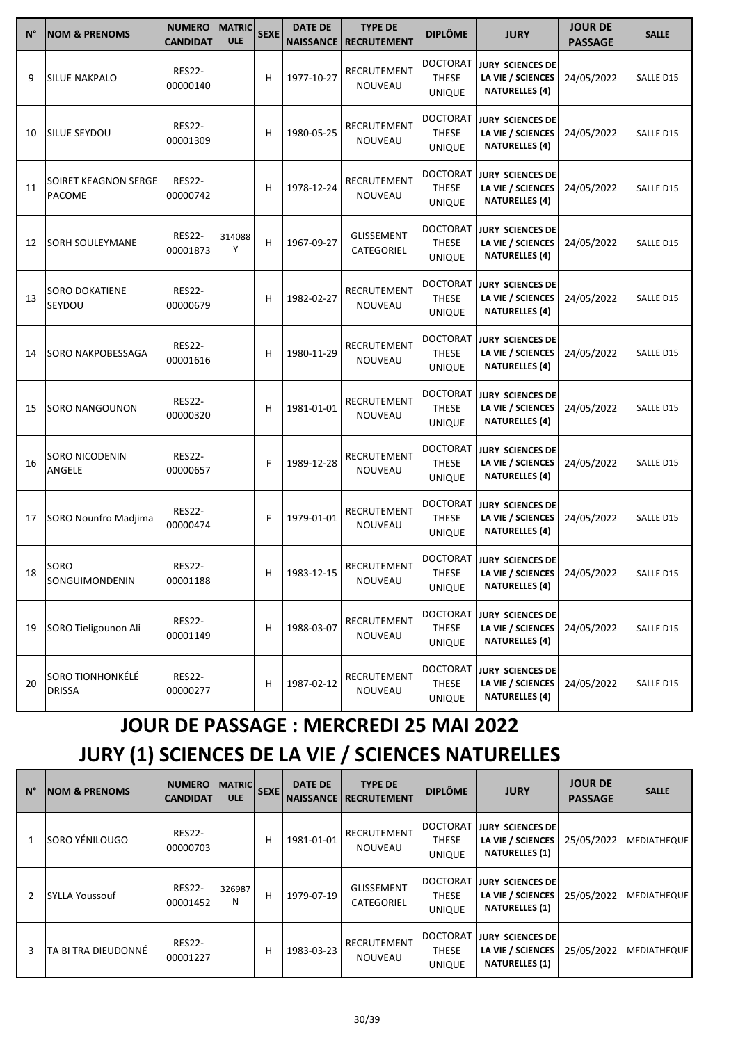| N° | NOM & PRENOMS | NUMERO CANDIDAT | MATRICULE | SEXE | DATE DE NAISSANCE | TYPE DE RECRUTEMENT | DIPLÔME | JURY | JOUR DE PASSAGE | SALLE |
|---|---|---|---|---|---|---|---|---|---|---|
| 9 | SILUE NAKPALO | RES22-00000140 | | H | 1977-10-27 | RECRUTEMENT NOUVEAU | DOCTORAT THESE UNIQUE | JURY SCIENCES DE LA VIE / SCIENCES NATURELLES (4) | 24/05/2022 | SALLE D15 |
| 10 | SILUE SEYDOU | RES22-00001309 | | H | 1980-05-25 | RECRUTEMENT NOUVEAU | DOCTORAT THESE UNIQUE | JURY SCIENCES DE LA VIE / SCIENCES NATURELLES (4) | 24/05/2022 | SALLE D15 |
| 11 | SOIRET KEAGNON SERGE PACOME | RES22-00000742 | | H | 1978-12-24 | RECRUTEMENT NOUVEAU | DOCTORAT THESE UNIQUE | JURY SCIENCES DE LA VIE / SCIENCES NATURELLES (4) | 24/05/2022 | SALLE D15 |
| 12 | SORH SOULEYMANE | RES22-00001873 | 314088 Y | H | 1967-09-27 | GLISSEMENT CATEGORIEL | DOCTORAT THESE UNIQUE | JURY SCIENCES DE LA VIE / SCIENCES NATURELLES (4) | 24/05/2022 | SALLE D15 |
| 13 | SORO DOKATIENE SEYDOU | RES22-00000679 | | H | 1982-02-27 | RECRUTEMENT NOUVEAU | DOCTORAT THESE UNIQUE | JURY SCIENCES DE LA VIE / SCIENCES NATURELLES (4) | 24/05/2022 | SALLE D15 |
| 14 | SORO NAKPOBESSAGA | RES22-00001616 | | H | 1980-11-29 | RECRUTEMENT NOUVEAU | DOCTORAT THESE UNIQUE | JURY SCIENCES DE LA VIE / SCIENCES NATURELLES (4) | 24/05/2022 | SALLE D15 |
| 15 | SORO NANGOUNON | RES22-00000320 | | H | 1981-01-01 | RECRUTEMENT NOUVEAU | DOCTORAT THESE UNIQUE | JURY SCIENCES DE LA VIE / SCIENCES NATURELLES (4) | 24/05/2022 | SALLE D15 |
| 16 | SORO NICODENIN ANGELE | RES22-00000657 | | F | 1989-12-28 | RECRUTEMENT NOUVEAU | DOCTORAT THESE UNIQUE | JURY SCIENCES DE LA VIE / SCIENCES NATURELLES (4) | 24/05/2022 | SALLE D15 |
| 17 | SORO Nounfro Madjima | RES22-00000474 | | F | 1979-01-01 | RECRUTEMENT NOUVEAU | DOCTORAT THESE UNIQUE | JURY SCIENCES DE LA VIE / SCIENCES NATURELLES (4) | 24/05/2022 | SALLE D15 |
| 18 | SORO SONGUIMONDENIN | RES22-00001188 | | H | 1983-12-15 | RECRUTEMENT NOUVEAU | DOCTORAT THESE UNIQUE | JURY SCIENCES DE LA VIE / SCIENCES NATURELLES (4) | 24/05/2022 | SALLE D15 |
| 19 | SORO Tieligounon Ali | RES22-00001149 | | H | 1988-03-07 | RECRUTEMENT NOUVEAU | DOCTORAT THESE UNIQUE | JURY SCIENCES DE LA VIE / SCIENCES NATURELLES (4) | 24/05/2022 | SALLE D15 |
| 20 | SORO TIONHONKÉLÉ DRISSA | RES22-00000277 | | H | 1987-02-12 | RECRUTEMENT NOUVEAU | DOCTORAT THESE UNIQUE | JURY SCIENCES DE LA VIE / SCIENCES NATURELLES (4) | 24/05/2022 | SALLE D15 |

## JOUR DE PASSAGE : MERCREDI 25 MAI 2022

## JURY (1) SCIENCES DE LA VIE / SCIENCES NATURELLES

| N° | NOM & PRENOMS | NUMERO CANDIDAT | MATRICULE | SEXE | DATE DE NAISSANCE | TYPE DE RECRUTEMENT | DIPLÔME | JURY | JOUR DE PASSAGE | SALLE |
|---|---|---|---|---|---|---|---|---|---|---|
| 1 | SORO YÉNILOUGO | RES22-00000703 | | H | 1981-01-01 | RECRUTEMENT NOUVEAU | DOCTORAT THESE UNIQUE | JURY SCIENCES DE LA VIE / SCIENCES NATURELLES (1) | 25/05/2022 | MEDIATHEQUE |
| 2 | SYLLA Youssouf | RES22-00001452 | 326987 N | H | 1979-07-19 | GLISSEMENT CATEGORIEL | DOCTORAT THESE UNIQUE | JURY SCIENCES DE LA VIE / SCIENCES NATURELLES (1) | 25/05/2022 | MEDIATHEQUE |
| 3 | TA BI TRA DIEUDONNÉ | RES22-00001227 | | H | 1983-03-23 | RECRUTEMENT NOUVEAU | DOCTORAT THESE UNIQUE | JURY SCIENCES DE LA VIE / SCIENCES NATURELLES (1) | 25/05/2022 | MEDIATHEQUE |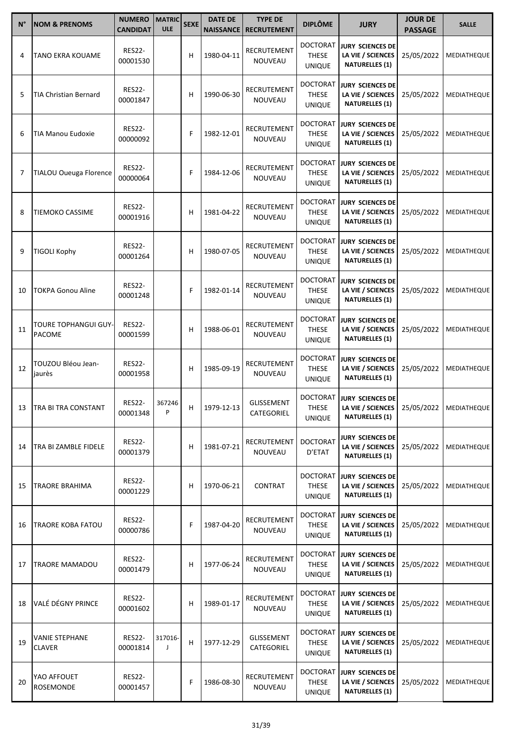| N° | NOM & PRENOMS | NUMERO CANDIDAT | MATRICULE | SEXE | DATE DE NAISSANCE | TYPE DE RECRUTEMENT | DIPLÔME | JURY | JOUR DE PASSAGE | SALLE |
|---|---|---|---|---|---|---|---|---|---|---|
| 4 | TANO EKRA KOUAME | RES22-00001530 | | H | 1980-04-11 | RECRUTEMENT NOUVEAU | DOCTORAT THESE UNIQUE | **JURY SCIENCES DE LA VIE / SCIENCES NATURELLES (1)** | 25/05/2022 | MEDIATHEQUE |
| 5 | TIA Christian Bernard | RES22-00001847 | | H | 1990-06-30 | RECRUTEMENT NOUVEAU | DOCTORAT THESE UNIQUE | **JURY SCIENCES DE LA VIE / SCIENCES NATURELLES (1)** | 25/05/2022 | MEDIATHEQUE |
| 6 | TIA Manou Eudoxie | RES22-00000092 | | F | 1982-12-01 | RECRUTEMENT NOUVEAU | DOCTORAT THESE UNIQUE | **JURY SCIENCES DE LA VIE / SCIENCES NATURELLES (1)** | 25/05/2022 | MEDIATHEQUE |
| 7 | TIALOU Oueuga Florence | RES22-00000064 | | F | 1984-12-06 | RECRUTEMENT NOUVEAU | DOCTORAT THESE UNIQUE | **JURY SCIENCES DE LA VIE / SCIENCES NATURELLES (1)** | 25/05/2022 | MEDIATHEQUE |
| 8 | TIEMOKO CASSIME | RES22-00001916 | | H | 1981-04-22 | RECRUTEMENT NOUVEAU | DOCTORAT THESE UNIQUE | **JURY SCIENCES DE LA VIE / SCIENCES NATURELLES (1)** | 25/05/2022 | MEDIATHEQUE |
| 9 | TIGOLI Kophy | RES22-00001264 | | H | 1980-07-05 | RECRUTEMENT NOUVEAU | DOCTORAT THESE UNIQUE | **JURY SCIENCES DE LA VIE / SCIENCES NATURELLES (1)** | 25/05/2022 | MEDIATHEQUE |
| 10 | TOKPA Gonou Aline | RES22-00001248 | | F | 1982-01-14 | RECRUTEMENT NOUVEAU | DOCTORAT THESE UNIQUE | **JURY SCIENCES DE LA VIE / SCIENCES NATURELLES (1)** | 25/05/2022 | MEDIATHEQUE |
| 11 | TOURE TOPHANGUI GUY-PACOME | RES22-00001599 | | H | 1988-06-01 | RECRUTEMENT NOUVEAU | DOCTORAT THESE UNIQUE | **JURY SCIENCES DE LA VIE / SCIENCES NATURELLES (1)** | 25/05/2022 | MEDIATHEQUE |
| 12 | TOUZOU Bléou Jean-jaurès | RES22-00001958 | | H | 1985-09-19 | RECRUTEMENT NOUVEAU | DOCTORAT THESE UNIQUE | **JURY SCIENCES DE LA VIE / SCIENCES NATURELLES (1)** | 25/05/2022 | MEDIATHEQUE |
| 13 | TRA BI TRA CONSTANT | RES22-00001348 | 367246 P | H | 1979-12-13 | GLISSEMENT CATEGORIEL | DOCTORAT THESE UNIQUE | **JURY SCIENCES DE LA VIE / SCIENCES NATURELLES (1)** | 25/05/2022 | MEDIATHEQUE |
| 14 | TRA BI ZAMBLE FIDELE | RES22-00001379 | | H | 1981-07-21 | RECRUTEMENT NOUVEAU | DOCTORAT D'ETAT | **JURY SCIENCES DE LA VIE / SCIENCES NATURELLES (1)** | 25/05/2022 | MEDIATHEQUE |
| 15 | TRAORE BRAHIMA | RES22-00001229 | | H | 1970-06-21 | CONTRAT | DOCTORAT THESE UNIQUE | **JURY SCIENCES DE LA VIE / SCIENCES NATURELLES (1)** | 25/05/2022 | MEDIATHEQUE |
| 16 | TRAORE KOBA FATOU | RES22-00000786 | | F | 1987-04-20 | RECRUTEMENT NOUVEAU | DOCTORAT THESE UNIQUE | **JURY SCIENCES DE LA VIE / SCIENCES NATURELLES (1)** | 25/05/2022 | MEDIATHEQUE |
| 17 | TRAORE MAMADOU | RES22-00001479 | | H | 1977-06-24 | RECRUTEMENT NOUVEAU | DOCTORAT THESE UNIQUE | **JURY SCIENCES DE LA VIE / SCIENCES NATURELLES (1)** | 25/05/2022 | MEDIATHEQUE |
| 18 | VALÉ DÉGNY PRINCE | RES22-00001602 | | H | 1989-01-17 | RECRUTEMENT NOUVEAU | DOCTORAT THESE UNIQUE | **JURY SCIENCES DE LA VIE / SCIENCES NATURELLES (1)** | 25/05/2022 | MEDIATHEQUE |
| 19 | VANIE STEPHANE CLAVER | RES22-00001814 | 317016-J | H | 1977-12-29 | GLISSEMENT CATEGORIEL | DOCTORAT THESE UNIQUE | **JURY SCIENCES DE LA VIE / SCIENCES NATURELLES (1)** | 25/05/2022 | MEDIATHEQUE |
| 20 | YAO AFFOUET ROSEMONDE | RES22-00001457 | | F | 1986-08-30 | RECRUTEMENT NOUVEAU | DOCTORAT THESE UNIQUE | **JURY SCIENCES DE LA VIE / SCIENCES NATURELLES (1)** | 25/05/2022 | MEDIATHEQUE |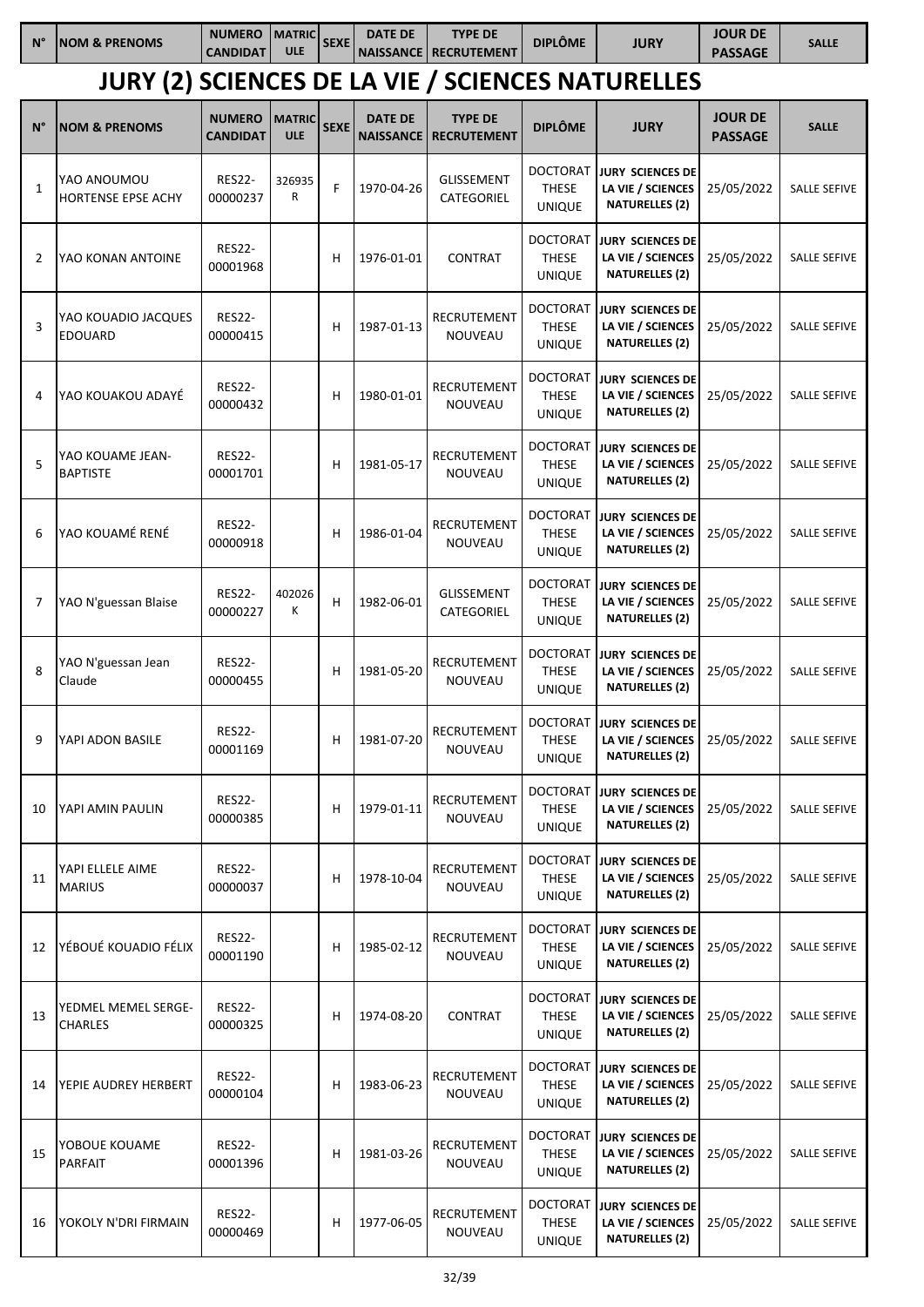| N° | NOM & PRENOMS | NUMERO CANDIDAT | MATRICULE | SEXE | DATE DE NAISSANCE | TYPE DE RECRUTEMENT | DIPLÔME | JURY | JOUR DE PASSAGE | SALLE |
|---|---|---|---|---|---|---|---|---|---|---|

# JURY (2) SCIENCES DE LA VIE / SCIENCES NATURELLES

| N° | NOM & PRENOMS | NUMERO CANDIDAT | MATRICULE | SEXE | DATE DE NAISSANCE | TYPE DE RECRUTEMENT | DIPLÔME | JURY | JOUR DE PASSAGE | SALLE |
|---|---|---|---|---|---|---|---|---|---|---|
| 1 | YAO ANOUMOU HORTENSE EPSE ACHY | RES22-00000237 | 326935 R | F | 1970-04-26 | GLISSEMENT CATEGORIEL | DOCTORAT THESE UNIQUE | JURY SCIENCES DE LA VIE / SCIENCES NATURELLES (2) | 25/05/2022 | SALLE SEFIVE |
| 2 | YAO KONAN ANTOINE | RES22-00001968 | | H | 1976-01-01 | CONTRAT | DOCTORAT THESE UNIQUE | JURY SCIENCES DE LA VIE / SCIENCES NATURELLES (2) | 25/05/2022 | SALLE SEFIVE |
| 3 | YAO KOUADIO JACQUES EDOUARD | RES22-00000415 | | H | 1987-01-13 | RECRUTEMENT NOUVEAU | DOCTORAT THESE UNIQUE | JURY SCIENCES DE LA VIE / SCIENCES NATURELLES (2) | 25/05/2022 | SALLE SEFIVE |
| 4 | YAO KOUAKOU ADAYÉ | RES22-00000432 | | H | 1980-01-01 | RECRUTEMENT NOUVEAU | DOCTORAT THESE UNIQUE | JURY SCIENCES DE LA VIE / SCIENCES NATURELLES (2) | 25/05/2022 | SALLE SEFIVE |
| 5 | YAO KOUAME JEAN-BAPTISTE | RES22-00001701 | | H | 1981-05-17 | RECRUTEMENT NOUVEAU | DOCTORAT THESE UNIQUE | JURY SCIENCES DE LA VIE / SCIENCES NATURELLES (2) | 25/05/2022 | SALLE SEFIVE |
| 6 | YAO KOUAMÉ RENÉ | RES22-00000918 | | H | 1986-01-04 | RECRUTEMENT NOUVEAU | DOCTORAT THESE UNIQUE | JURY SCIENCES DE LA VIE / SCIENCES NATURELLES (2) | 25/05/2022 | SALLE SEFIVE |
| 7 | YAO N'guessan Blaise | RES22-00000227 | 402026 K | H | 1982-06-01 | GLISSEMENT CATEGORIEL | DOCTORAT THESE UNIQUE | JURY SCIENCES DE LA VIE / SCIENCES NATURELLES (2) | 25/05/2022 | SALLE SEFIVE |
| 8 | YAO N'guessan Jean Claude | RES22-00000455 | | H | 1981-05-20 | RECRUTEMENT NOUVEAU | DOCTORAT THESE UNIQUE | JURY SCIENCES DE LA VIE / SCIENCES NATURELLES (2) | 25/05/2022 | SALLE SEFIVE |
| 9 | YAPI ADON BASILE | RES22-00001169 | | H | 1981-07-20 | RECRUTEMENT NOUVEAU | DOCTORAT THESE UNIQUE | JURY SCIENCES DE LA VIE / SCIENCES NATURELLES (2) | 25/05/2022 | SALLE SEFIVE |
| 10 | YAPI AMIN PAULIN | RES22-00000385 | | H | 1979-01-11 | RECRUTEMENT NOUVEAU | DOCTORAT THESE UNIQUE | JURY SCIENCES DE LA VIE / SCIENCES NATURELLES (2) | 25/05/2022 | SALLE SEFIVE |
| 11 | YAPI ELLELE AIME MARIUS | RES22-00000037 | | H | 1978-10-04 | RECRUTEMENT NOUVEAU | DOCTORAT THESE UNIQUE | JURY SCIENCES DE LA VIE / SCIENCES NATURELLES (2) | 25/05/2022 | SALLE SEFIVE |
| 12 | YÉBOUÉ KOUADIO FÉLIX | RES22-00001190 | | H | 1985-02-12 | RECRUTEMENT NOUVEAU | DOCTORAT THESE UNIQUE | JURY SCIENCES DE LA VIE / SCIENCES NATURELLES (2) | 25/05/2022 | SALLE SEFIVE |
| 13 | YEDMEL MEMEL SERGE-CHARLES | RES22-00000325 | | H | 1974-08-20 | CONTRAT | DOCTORAT THESE UNIQUE | JURY SCIENCES DE LA VIE / SCIENCES NATURELLES (2) | 25/05/2022 | SALLE SEFIVE |
| 14 | YEPIE AUDREY HERBERT | RES22-00000104 | | H | 1983-06-23 | RECRUTEMENT NOUVEAU | DOCTORAT THESE UNIQUE | JURY SCIENCES DE LA VIE / SCIENCES NATURELLES (2) | 25/05/2022 | SALLE SEFIVE |
| 15 | YOBOUE KOUAME PARFAIT | RES22-00001396 | | H | 1981-03-26 | RECRUTEMENT NOUVEAU | DOCTORAT THESE UNIQUE | JURY SCIENCES DE LA VIE / SCIENCES NATURELLES (2) | 25/05/2022 | SALLE SEFIVE |
| 16 | YOKOLY N'DRI FIRMAIN | RES22-00000469 | | H | 1977-06-05 | RECRUTEMENT NOUVEAU | DOCTORAT THESE UNIQUE | JURY SCIENCES DE LA VIE / SCIENCES NATURELLES (2) | 25/05/2022 | SALLE SEFIVE |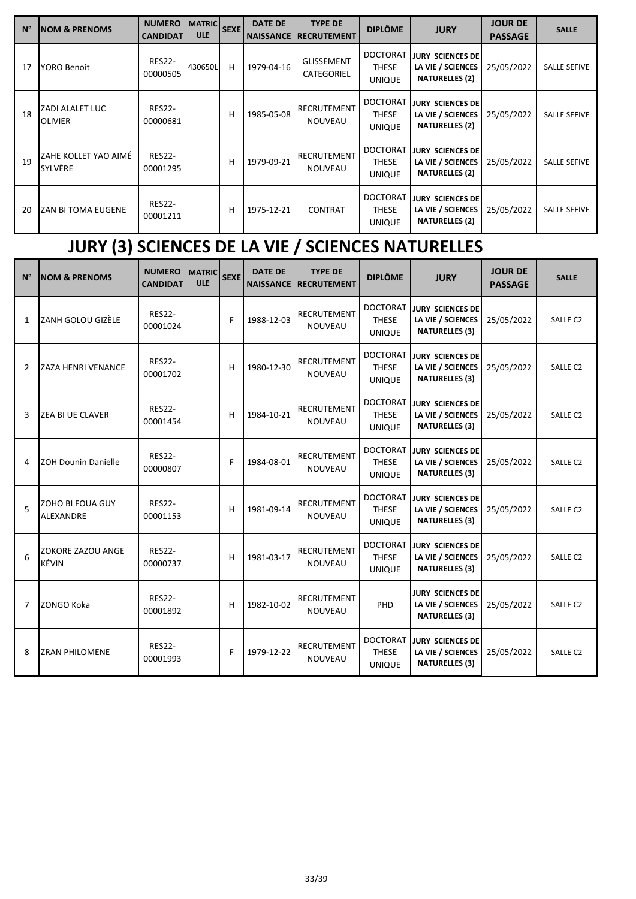| N° | NOM & PRENOMS | NUMERO CANDIDAT | MATRICULE | SEXE | DATE DE NAISSANCE | TYPE DE RECRUTEMENT | DIPLÔME | JURY | JOUR DE PASSAGE | SALLE |
|---|---|---|---|---|---|---|---|---|---|---|
| 17 | YORO Benoit | RES22-00000505 | 430650L | H | 1979-04-16 | GLISSEMENT CATEGORIEL | DOCTORAT THESE UNIQUE | JURY SCIENCES DE LA VIE / SCIENCES NATURELLES (2) | 25/05/2022 | SALLE SEFIVE |
| 18 | ZADI ALALET LUC OLIVIER | RES22-00000681 | | H | 1985-05-08 | RECRUTEMENT NOUVEAU | DOCTORAT THESE UNIQUE | JURY SCIENCES DE LA VIE / SCIENCES NATURELLES (2) | 25/05/2022 | SALLE SEFIVE |
| 19 | ZAHE KOLLET YAO AIMÉ SYLVÈRE | RES22-00001295 | | H | 1979-09-21 | RECRUTEMENT NOUVEAU | DOCTORAT THESE UNIQUE | JURY SCIENCES DE LA VIE / SCIENCES NATURELLES (2) | 25/05/2022 | SALLE SEFIVE |
| 20 | ZAN BI TOMA EUGENE | RES22-00001211 | | H | 1975-12-21 | CONTRAT | DOCTORAT THESE UNIQUE | JURY SCIENCES DE LA VIE / SCIENCES NATURELLES (2) | 25/05/2022 | SALLE SEFIVE |

# JURY (3) SCIENCES DE LA VIE / SCIENCES NATURELLES

| N° | NOM & PRENOMS | NUMERO CANDIDAT | MATRICULE | SEXE | DATE DE NAISSANCE | TYPE DE RECRUTEMENT | DIPLÔME | JURY | JOUR DE PASSAGE | SALLE |
|---|---|---|---|---|---|---|---|---|---|---|
| 1 | ZANH GOLOU GIZÈLE | RES22-00001024 | | F | 1988-12-03 | RECRUTEMENT NOUVEAU | DOCTORAT THESE UNIQUE | JURY SCIENCES DE LA VIE / SCIENCES NATURELLES (3) | 25/05/2022 | SALLE C2 |
| 2 | ZAZA HENRI VENANCE | RES22-00001702 | | H | 1980-12-30 | RECRUTEMENT NOUVEAU | DOCTORAT THESE UNIQUE | JURY SCIENCES DE LA VIE / SCIENCES NATURELLES (3) | 25/05/2022 | SALLE C2 |
| 3 | ZEA BI UE CLAVER | RES22-00001454 | | H | 1984-10-21 | RECRUTEMENT NOUVEAU | DOCTORAT THESE UNIQUE | JURY SCIENCES DE LA VIE / SCIENCES NATURELLES (3) | 25/05/2022 | SALLE C2 |
| 4 | ZOH Dounin Danielle | RES22-00000807 | | F | 1984-08-01 | RECRUTEMENT NOUVEAU | DOCTORAT THESE UNIQUE | JURY SCIENCES DE LA VIE / SCIENCES NATURELLES (3) | 25/05/2022 | SALLE C2 |
| 5 | ZOHO BI FOUA GUY ALEXANDRE | RES22-00001153 | | H | 1981-09-14 | RECRUTEMENT NOUVEAU | DOCTORAT THESE UNIQUE | JURY SCIENCES DE LA VIE / SCIENCES NATURELLES (3) | 25/05/2022 | SALLE C2 |
| 6 | ZOKORE ZAZOU ANGE KÉVIN | RES22-00000737 | | H | 1981-03-17 | RECRUTEMENT NOUVEAU | DOCTORAT THESE UNIQUE | JURY SCIENCES DE LA VIE / SCIENCES NATURELLES (3) | 25/05/2022 | SALLE C2 |
| 7 | ZONGO Koka | RES22-00001892 | | H | 1982-10-02 | RECRUTEMENT NOUVEAU | PHD | JURY SCIENCES DE LA VIE / SCIENCES NATURELLES (3) | 25/05/2022 | SALLE C2 |
| 8 | ZRAN PHILOMENE | RES22-00001993 | | F | 1979-12-22 | RECRUTEMENT NOUVEAU | DOCTORAT THESE UNIQUE | JURY SCIENCES DE LA VIE / SCIENCES NATURELLES (3) | 25/05/2022 | SALLE C2 |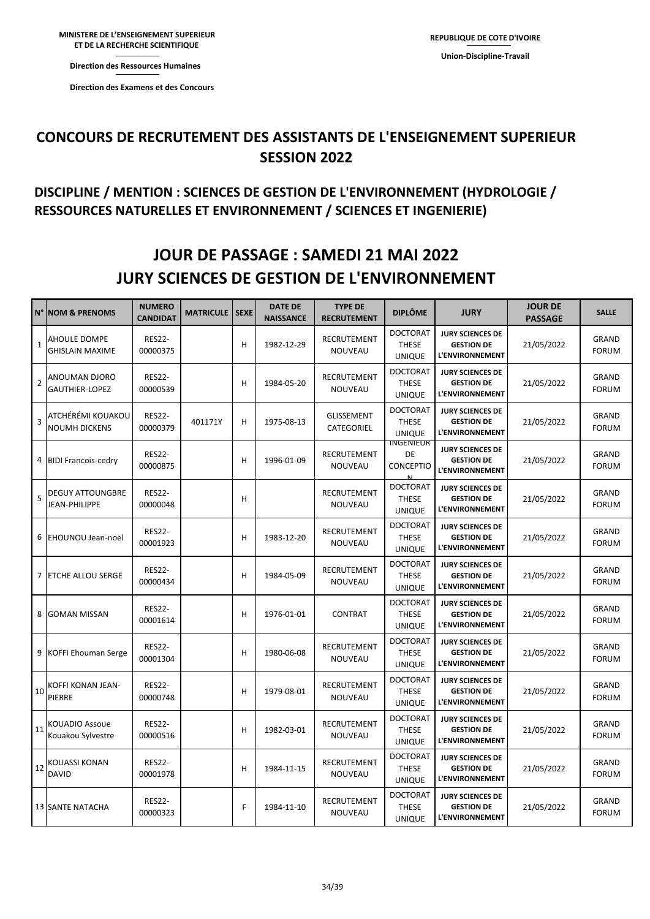MINISTERE DE L'ENSEIGNEMENT SUPERIEUR ET DE LA RECHERCHE SCIENTIFIQUE

Direction des Ressources Humaines

Direction des Examens et des Concours

REPUBLIQUE DE COTE D'IVOIRE

Union-Discipline-Travail

# CONCOURS DE RECRUTEMENT DES ASSISTANTS DE L'ENSEIGNEMENT SUPERIEUR SESSION 2022

## DISCIPLINE / MENTION : SCIENCES DE GESTION DE L'ENVIRONNEMENT (HYDROLOGIE / RESSOURCES NATURELLES ET ENVIRONNEMENT / SCIENCES ET INGENIERIE)

## JOUR DE PASSAGE : SAMEDI 21 MAI 2022
## JURY SCIENCES DE GESTION DE L'ENVIRONNEMENT

| N° | NOM & PRENOMS | NUMERO CANDIDAT | MATRICULE | SEXE | DATE DE NAISSANCE | TYPE DE RECRUTEMENT | DIPLÔME | JURY | JOUR DE PASSAGE | SALLE |
|---|---|---|---|---|---|---|---|---|---|---|
| 1 | AHOULE DOMPE GHISLAIN MAXIME | RES22-00000375 | | H | 1982-12-29 | RECRUTEMENT NOUVEAU | DOCTORAT THESE UNIQUE | JURY SCIENCES DE GESTION DE L'ENVIRONNEMENT | 21/05/2022 | GRAND FORUM |
| 2 | ANOUMAN DJORO GAUTHIER-LOPEZ | RES22-00000539 | | H | 1984-05-20 | RECRUTEMENT NOUVEAU | DOCTORAT THESE UNIQUE | JURY SCIENCES DE GESTION DE L'ENVIRONNEMENT | 21/05/2022 | GRAND FORUM |
| 3 | ATCHÉRÉMI KOUAKOU NOUMH DICKENS | RES22-00000379 | 401171Y | H | 1975-08-13 | GLISSEMENT CATEGORIEL | DOCTORAT THESE UNIQUE | JURY SCIENCES DE GESTION DE L'ENVIRONNEMENT | 21/05/2022 | GRAND FORUM |
| 4 | BIDI Francois-cedry | RES22-00000875 | | H | 1996-01-09 | RECRUTEMENT NOUVEAU | INGENIEUR DE CONCEPTION | JURY SCIENCES DE GESTION DE L'ENVIRONNEMENT | 21/05/2022 | GRAND FORUM |
| 5 | DEGUY ATTOUNGBRE JEAN-PHILIPPE | RES22-00000048 | | H | | RECRUTEMENT NOUVEAU | DOCTORAT THESE UNIQUE | JURY SCIENCES DE GESTION DE L'ENVIRONNEMENT | 21/05/2022 | GRAND FORUM |
| 6 | EHOUNOU Jean-noel | RES22-00001923 | | H | 1983-12-20 | RECRUTEMENT NOUVEAU | DOCTORAT THESE UNIQUE | JURY SCIENCES DE GESTION DE L'ENVIRONNEMENT | 21/05/2022 | GRAND FORUM |
| 7 | ETCHE ALLOU SERGE | RES22-00000434 | | H | 1984-05-09 | RECRUTEMENT NOUVEAU | DOCTORAT THESE UNIQUE | JURY SCIENCES DE GESTION DE L'ENVIRONNEMENT | 21/05/2022 | GRAND FORUM |
| 8 | GOMAN MISSAN | RES22-00001614 | | H | 1976-01-01 | CONTRAT | DOCTORAT THESE UNIQUE | JURY SCIENCES DE GESTION DE L'ENVIRONNEMENT | 21/05/2022 | GRAND FORUM |
| 9 | KOFFI Ehouman Serge | RES22-00001304 | | H | 1980-06-08 | RECRUTEMENT NOUVEAU | DOCTORAT THESE UNIQUE | JURY SCIENCES DE GESTION DE L'ENVIRONNEMENT | 21/05/2022 | GRAND FORUM |
| 10 | KOFFI KONAN JEAN-PIERRE | RES22-00000748 | | H | 1979-08-01 | RECRUTEMENT NOUVEAU | DOCTORAT THESE UNIQUE | JURY SCIENCES DE GESTION DE L'ENVIRONNEMENT | 21/05/2022 | GRAND FORUM |
| 11 | KOUADIO Assoue Kouakou Sylvestre | RES22-00000516 | | H | 1982-03-01 | RECRUTEMENT NOUVEAU | DOCTORAT THESE UNIQUE | JURY SCIENCES DE GESTION DE L'ENVIRONNEMENT | 21/05/2022 | GRAND FORUM |
| 12 | KOUASSI KONAN DAVID | RES22-00001978 | | H | 1984-11-15 | RECRUTEMENT NOUVEAU | DOCTORAT THESE UNIQUE | JURY SCIENCES DE GESTION DE L'ENVIRONNEMENT | 21/05/2022 | GRAND FORUM |
| 13 | SANTE NATACHA | RES22-00000323 | | F | 1984-11-10 | RECRUTEMENT NOUVEAU | DOCTORAT THESE UNIQUE | JURY SCIENCES DE GESTION DE L'ENVIRONNEMENT | 21/05/2022 | GRAND FORUM |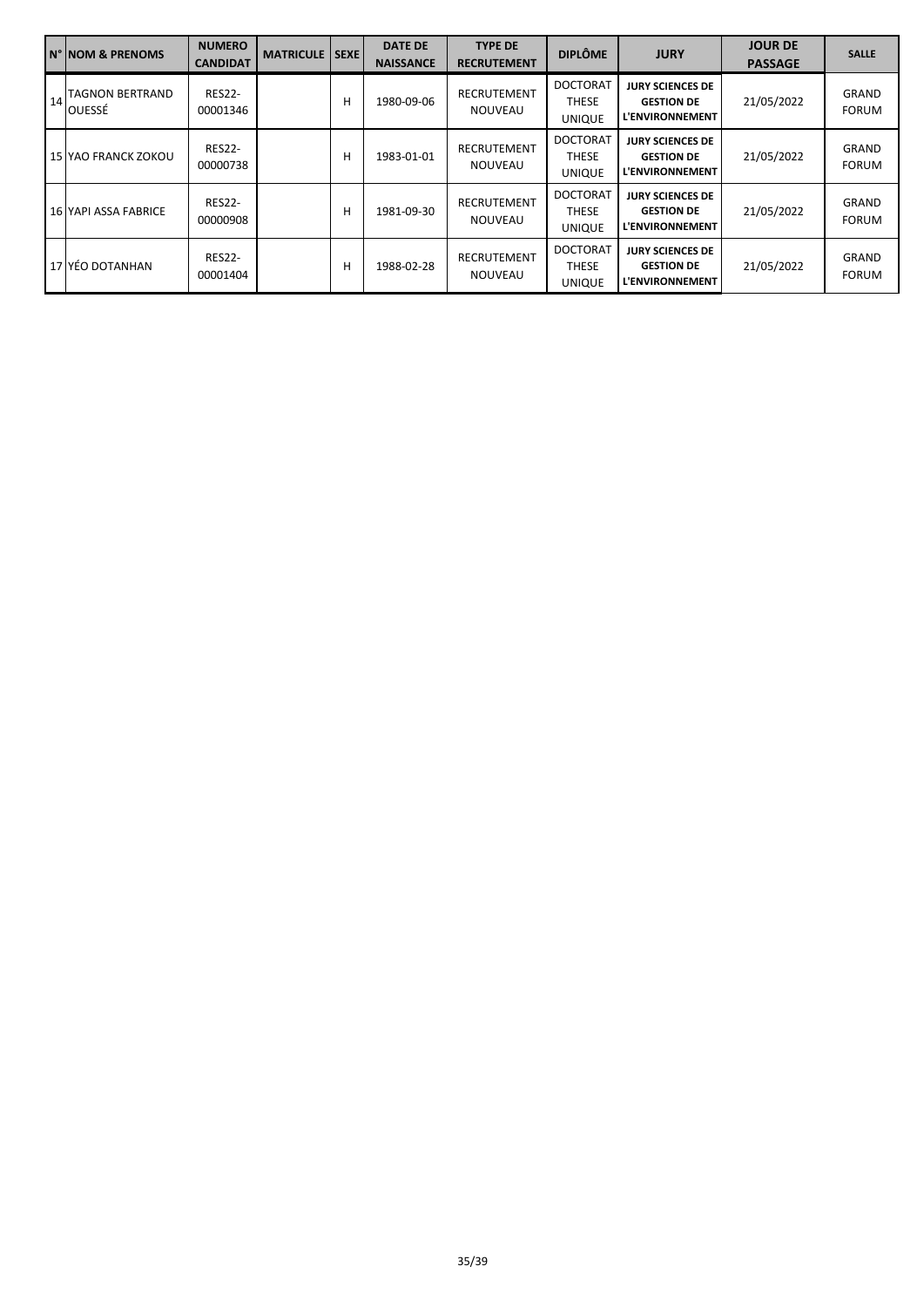| N° | NOM & PRENOMS | NUMERO CANDIDAT | MATRICULE | SEXE | DATE DE NAISSANCE | TYPE DE RECRUTEMENT | DIPLÔME | JURY | JOUR DE PASSAGE | SALLE |
|---|---|---|---|---|---|---|---|---|---|---|
| 14 | TAGNON BERTRAND OUESSÉ | RES22-00001346 | | H | 1980-09-06 | RECRUTEMENT NOUVEAU | DOCTORAT THESE UNIQUE | JURY SCIENCES DE GESTION DE L'ENVIRONNEMENT | 21/05/2022 | GRAND FORUM |
| 15 | YAO FRANCK ZOKOU | RES22-00000738 | | H | 1983-01-01 | RECRUTEMENT NOUVEAU | DOCTORAT THESE UNIQUE | JURY SCIENCES DE GESTION DE L'ENVIRONNEMENT | 21/05/2022 | GRAND FORUM |
| 16 | YAPI ASSA FABRICE | RES22-00000908 | | H | 1981-09-30 | RECRUTEMENT NOUVEAU | DOCTORAT THESE UNIQUE | JURY SCIENCES DE GESTION DE L'ENVIRONNEMENT | 21/05/2022 | GRAND FORUM |
| 17 | YÉO DOTANHAN | RES22-00001404 | | H | 1988-02-28 | RECRUTEMENT NOUVEAU | DOCTORAT THESE UNIQUE | JURY SCIENCES DE GESTION DE L'ENVIRONNEMENT | 21/05/2022 | GRAND FORUM |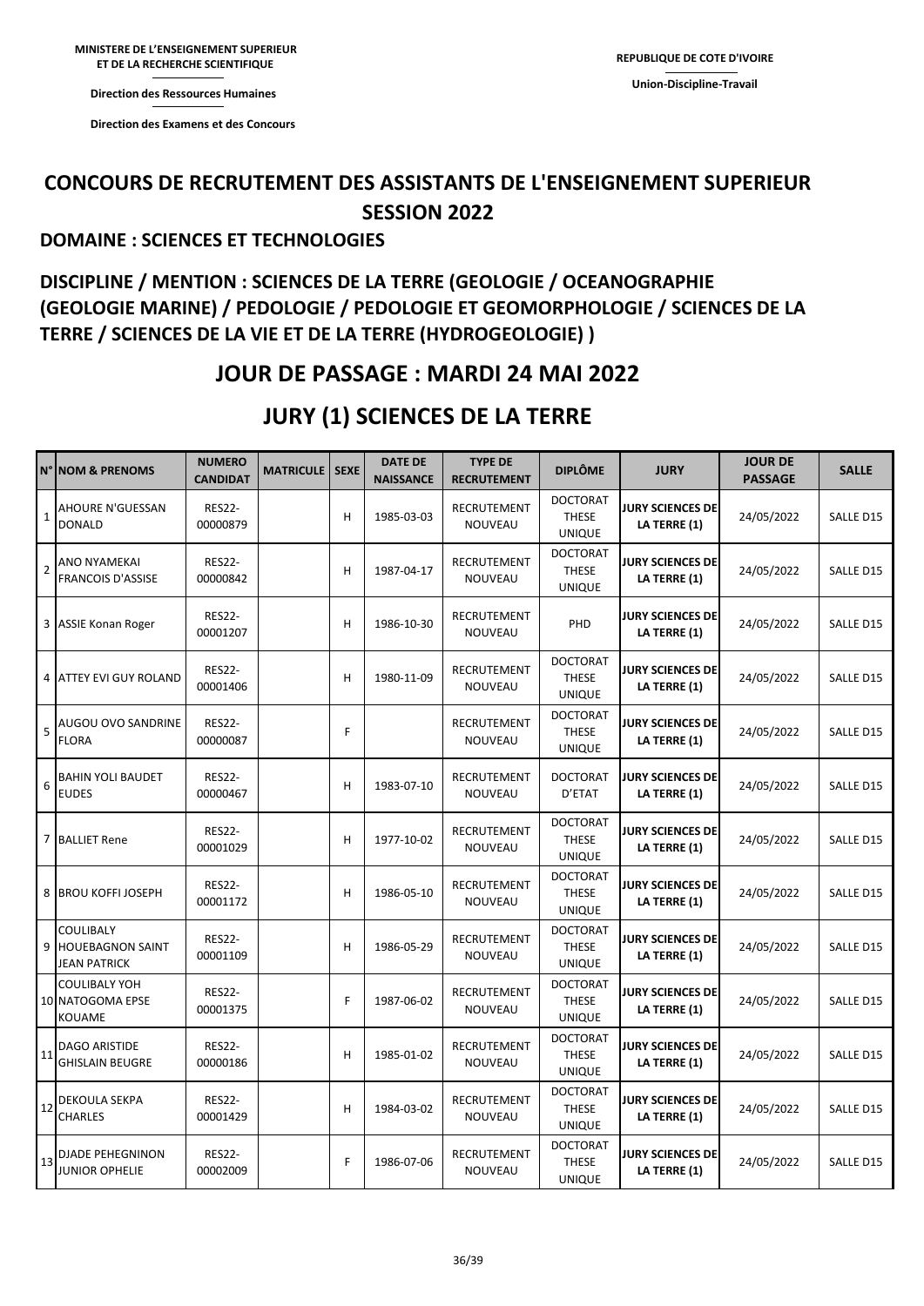MINISTERE DE L'ENSEIGNEMENT SUPERIEUR ET DE LA RECHERCHE SCIENTIFIQUE

Direction des Ressources Humaines

Direction des Examens et des Concours

REPUBLIQUE DE COTE D'IVOIRE

Union-Discipline-Travail

# CONCOURS DE RECRUTEMENT DES ASSISTANTS DE L'ENSEIGNEMENT SUPERIEUR SESSION 2022

## DOMAINE : SCIENCES ET TECHNOLOGIES

## DISCIPLINE / MENTION : SCIENCES DE LA TERRE (GEOLOGIE / OCEANOGRAPHIE (GEOLOGIE MARINE) / PEDOLOGIE / PEDOLOGIE ET GEOMORPHOLOGIE / SCIENCES DE LA TERRE / SCIENCES DE LA VIE ET DE LA TERRE (HYDROGEOLOGIE) )

## JOUR DE PASSAGE : MARDI 24 MAI 2022

## JURY (1) SCIENCES DE LA TERRE

| N° | NOM & PRENOMS | NUMERO CANDIDAT | MATRICULE | SEXE | DATE DE NAISSANCE | TYPE DE RECRUTEMENT | DIPLÔME | JURY | JOUR DE PASSAGE | SALLE |
|---|---|---|---|---|---|---|---|---|---|---|
| 1 | AHOURE N'GUESSAN DONALD | RES22-00000879 | | H | 1985-03-03 | RECRUTEMENT NOUVEAU | DOCTORAT THESE UNIQUE | **JURY SCIENCES DE LA TERRE (1)** | 24/05/2022 | SALLE D15 |
| 2 | ANO NYAMEKAI FRANCOIS D'ASSISE | RES22-00000842 | | H | 1987-04-17 | RECRUTEMENT NOUVEAU | DOCTORAT THESE UNIQUE | **JURY SCIENCES DE LA TERRE (1)** | 24/05/2022 | SALLE D15 |
| 3 | ASSIE Konan Roger | RES22-00001207 | | H | 1986-10-30 | RECRUTEMENT NOUVEAU | PHD | **JURY SCIENCES DE LA TERRE (1)** | 24/05/2022 | SALLE D15 |
| 4 | ATTEY EVI GUY ROLAND | RES22-00001406 | | H | 1980-11-09 | RECRUTEMENT NOUVEAU | DOCTORAT THESE UNIQUE | **JURY SCIENCES DE LA TERRE (1)** | 24/05/2022 | SALLE D15 |
| 5 | AUGOU OVO SANDRINE FLORA | RES22-00000087 | | F | | RECRUTEMENT NOUVEAU | DOCTORAT THESE UNIQUE | **JURY SCIENCES DE LA TERRE (1)** | 24/05/2022 | SALLE D15 |
| 6 | BAHIN YOLI BAUDET EUDES | RES22-00000467 | | H | 1983-07-10 | RECRUTEMENT NOUVEAU | DOCTORAT D'ETAT | **JURY SCIENCES DE LA TERRE (1)** | 24/05/2022 | SALLE D15 |
| 7 | BALLIET Rene | RES22-00001029 | | H | 1977-10-02 | RECRUTEMENT NOUVEAU | DOCTORAT THESE UNIQUE | **JURY SCIENCES DE LA TERRE (1)** | 24/05/2022 | SALLE D15 |
| 8 | BROU KOFFI JOSEPH | RES22-00001172 | | H | 1986-05-10 | RECRUTEMENT NOUVEAU | DOCTORAT THESE UNIQUE | **JURY SCIENCES DE LA TERRE (1)** | 24/05/2022 | SALLE D15 |
| 9 | COULIBALY HOUEBAGNON SAINT JEAN PATRICK | RES22-00001109 | | H | 1986-05-29 | RECRUTEMENT NOUVEAU | DOCTORAT THESE UNIQUE | **JURY SCIENCES DE LA TERRE (1)** | 24/05/2022 | SALLE D15 |
| 10 | COULIBALY YOH NATOGOMA EPSE KOUAME | RES22-00001375 | | F | 1987-06-02 | RECRUTEMENT NOUVEAU | DOCTORAT THESE UNIQUE | **JURY SCIENCES DE LA TERRE (1)** | 24/05/2022 | SALLE D15 |
| 11 | DAGO ARISTIDE GHISLAIN BEUGRE | RES22-00000186 | | H | 1985-01-02 | RECRUTEMENT NOUVEAU | DOCTORAT THESE UNIQUE | **JURY SCIENCES DE LA TERRE (1)** | 24/05/2022 | SALLE D15 |
| 12 | DEKOULA SEKPA CHARLES | RES22-00001429 | | H | 1984-03-02 | RECRUTEMENT NOUVEAU | DOCTORAT THESE UNIQUE | **JURY SCIENCES DE LA TERRE (1)** | 24/05/2022 | SALLE D15 |
| 13 | DJADE PEHEGNINON JUNIOR OPHELIE | RES22-00002009 | | F | 1986-07-06 | RECRUTEMENT NOUVEAU | DOCTORAT THESE UNIQUE | **JURY SCIENCES DE LA TERRE (1)** | 24/05/2022 | SALLE D15 |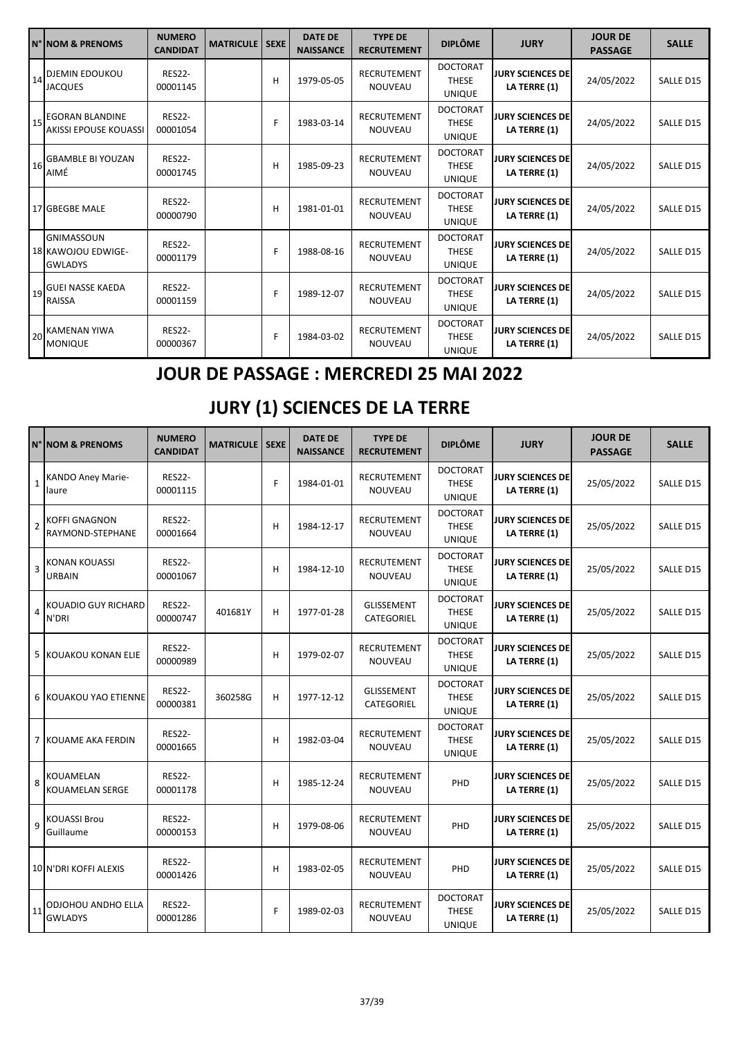| N° | NOM & PRENOMS | NUMERO CANDIDAT | MATRICULE | SEXE | DATE DE NAISSANCE | TYPE DE RECRUTEMENT | DIPLÔME | JURY | JOUR DE PASSAGE | SALLE |
|---|---|---|---|---|---|---|---|---|---|---|
| 14 | DJEMIN EDOUKOU JACQUES | RES22-00001145 | | H | 1979-05-05 | RECRUTEMENT NOUVEAU | DOCTORAT THESE UNIQUE | JURY SCIENCES DE LA TERRE (1) | 24/05/2022 | SALLE D15 |
| 15 | EGORAN BLANDINE AKISSI EPOUSE KOUASSI | RES22-00001054 | | F | 1983-03-14 | RECRUTEMENT NOUVEAU | DOCTORAT THESE UNIQUE | JURY SCIENCES DE LA TERRE (1) | 24/05/2022 | SALLE D15 |
| 16 | GBAMBLE BI YOUZAN AIMÉ | RES22-00001745 | | H | 1985-09-23 | RECRUTEMENT NOUVEAU | DOCTORAT THESE UNIQUE | JURY SCIENCES DE LA TERRE (1) | 24/05/2022 | SALLE D15 |
| 17 | GBEGBE MALE | RES22-00000790 | | H | 1981-01-01 | RECRUTEMENT NOUVEAU | DOCTORAT THESE UNIQUE | JURY SCIENCES DE LA TERRE (1) | 24/05/2022 | SALLE D15 |
| 18 | GNIMASSOUN KAWOJOU EDWIGE-GWLADYS | RES22-00001179 | | F | 1988-08-16 | RECRUTEMENT NOUVEAU | DOCTORAT THESE UNIQUE | JURY SCIENCES DE LA TERRE (1) | 24/05/2022 | SALLE D15 |
| 19 | GUEI NASSE KAEDA RAISSA | RES22-00001159 | | F | 1989-12-07 | RECRUTEMENT NOUVEAU | DOCTORAT THESE UNIQUE | JURY SCIENCES DE LA TERRE (1) | 24/05/2022 | SALLE D15 |
| 20 | KAMENAN YIWA MONIQUE | RES22-00000367 | | F | 1984-03-02 | RECRUTEMENT NOUVEAU | DOCTORAT THESE UNIQUE | JURY SCIENCES DE LA TERRE (1) | 24/05/2022 | SALLE D15 |

# JOUR DE PASSAGE : MERCREDI 25 MAI 2022

# JURY (1) SCIENCES DE LA TERRE

| N° | NOM & PRENOMS | NUMERO CANDIDAT | MATRICULE | SEXE | DATE DE NAISSANCE | TYPE DE RECRUTEMENT | DIPLÔME | JURY | JOUR DE PASSAGE | SALLE |
|---|---|---|---|---|---|---|---|---|---|---|
| 1 | KANDO Aney Marie-laure | RES22-00001115 | | F | 1984-01-01 | RECRUTEMENT NOUVEAU | DOCTORAT THESE UNIQUE | JURY SCIENCES DE LA TERRE (1) | 25/05/2022 | SALLE D15 |
| 2 | KOFFI GNAGNON RAYMOND-STEPHANE | RES22-00001664 | | H | 1984-12-17 | RECRUTEMENT NOUVEAU | DOCTORAT THESE UNIQUE | JURY SCIENCES DE LA TERRE (1) | 25/05/2022 | SALLE D15 |
| 3 | KONAN KOUASSI URBAIN | RES22-00001067 | | H | 1984-12-10 | RECRUTEMENT NOUVEAU | DOCTORAT THESE UNIQUE | JURY SCIENCES DE LA TERRE (1) | 25/05/2022 | SALLE D15 |
| 4 | KOUADIO GUY RICHARD N'DRI | RES22-00000747 | 401681Y | H | 1977-01-28 | GLISSEMENT CATEGORIEL | DOCTORAT THESE UNIQUE | JURY SCIENCES DE LA TERRE (1) | 25/05/2022 | SALLE D15 |
| 5 | KOUAKOU KONAN ELIE | RES22-00000989 | | H | 1979-02-07 | RECRUTEMENT NOUVEAU | DOCTORAT THESE UNIQUE | JURY SCIENCES DE LA TERRE (1) | 25/05/2022 | SALLE D15 |
| 6 | KOUAKOU YAO ETIENNE | RES22-00000381 | 360258G | H | 1977-12-12 | GLISSEMENT CATEGORIEL | DOCTORAT THESE UNIQUE | JURY SCIENCES DE LA TERRE (1) | 25/05/2022 | SALLE D15 |
| 7 | KOUAME AKA FERDIN | RES22-00001665 | | H | 1982-03-04 | RECRUTEMENT NOUVEAU | DOCTORAT THESE UNIQUE | JURY SCIENCES DE LA TERRE (1) | 25/05/2022 | SALLE D15 |
| 8 | KOUAMELAN KOUAMELAN SERGE | RES22-00001178 | | H | 1985-12-24 | RECRUTEMENT NOUVEAU | PHD | JURY SCIENCES DE LA TERRE (1) | 25/05/2022 | SALLE D15 |
| 9 | KOUASSI Brou Guillaume | RES22-00000153 | | H | 1979-08-06 | RECRUTEMENT NOUVEAU | PHD | JURY SCIENCES DE LA TERRE (1) | 25/05/2022 | SALLE D15 |
| 10 | N'DRI KOFFI ALEXIS | RES22-00001426 | | H | 1983-02-05 | RECRUTEMENT NOUVEAU | PHD | JURY SCIENCES DE LA TERRE (1) | 25/05/2022 | SALLE D15 |
| 11 | ODJOHOU ANDHO ELLA GWLADYS | RES22-00001286 | | F | 1989-02-03 | RECRUTEMENT NOUVEAU | DOCTORAT THESE UNIQUE | JURY SCIENCES DE LA TERRE (1) | 25/05/2022 | SALLE D15 |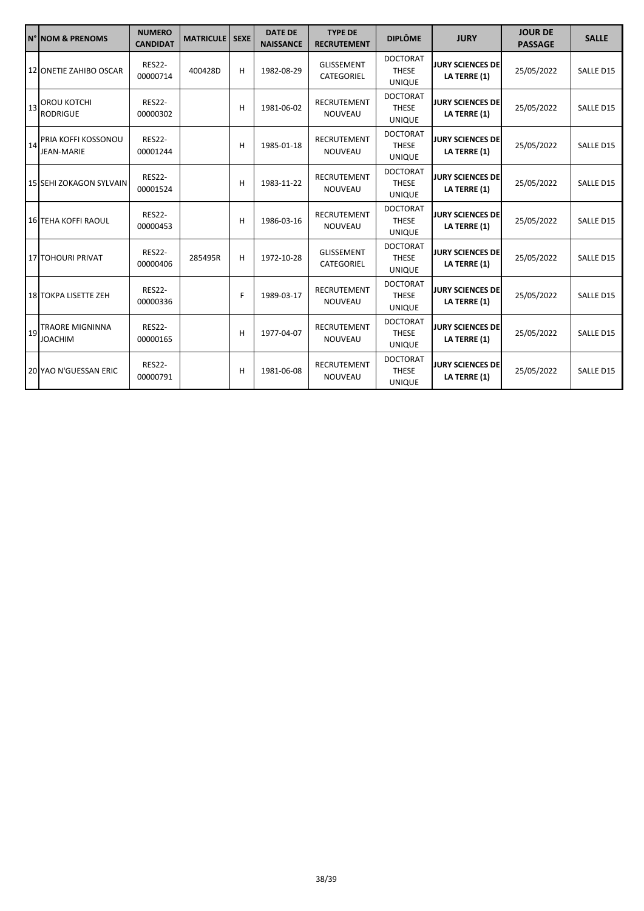| N° | NOM & PRENOMS | NUMERO CANDIDAT | MATRICULE | SEXE | DATE DE NAISSANCE | TYPE DE RECRUTEMENT | DIPLÔME | JURY | JOUR DE PASSAGE | SALLE |
|---|---|---|---|---|---|---|---|---|---|---|
| 12 | ONETIE ZAHIBO OSCAR | RES22-00000714 | 400428D | H | 1982-08-29 | GLISSEMENT CATEGORIEL | DOCTORAT THESE UNIQUE | **JURY SCIENCES DE LA TERRE (1)** | 25/05/2022 | SALLE D15 |
| 13 | OROU KOTCHI RODRIGUE | RES22-00000302 | | H | 1981-06-02 | RECRUTEMENT NOUVEAU | DOCTORAT THESE UNIQUE | **JURY SCIENCES DE LA TERRE (1)** | 25/05/2022 | SALLE D15 |
| 14 | PRIA KOFFI KOSSONOU JEAN-MARIE | RES22-00001244 | | H | 1985-01-18 | RECRUTEMENT NOUVEAU | DOCTORAT THESE UNIQUE | **JURY SCIENCES DE LA TERRE (1)** | 25/05/2022 | SALLE D15 |
| 15 | SEHI ZOKAGON SYLVAIN | RES22-00001524 | | H | 1983-11-22 | RECRUTEMENT NOUVEAU | DOCTORAT THESE UNIQUE | **JURY SCIENCES DE LA TERRE (1)** | 25/05/2022 | SALLE D15 |
| 16 | TEHA KOFFI RAOUL | RES22-00000453 | | H | 1986-03-16 | RECRUTEMENT NOUVEAU | DOCTORAT THESE UNIQUE | **JURY SCIENCES DE LA TERRE (1)** | 25/05/2022 | SALLE D15 |
| 17 | TOHOURI PRIVAT | RES22-00000406 | 285495R | H | 1972-10-28 | GLISSEMENT CATEGORIEL | DOCTORAT THESE UNIQUE | **JURY SCIENCES DE LA TERRE (1)** | 25/05/2022 | SALLE D15 |
| 18 | TOKPA LISETTE ZEH | RES22-00000336 | | F | 1989-03-17 | RECRUTEMENT NOUVEAU | DOCTORAT THESE UNIQUE | **JURY SCIENCES DE LA TERRE (1)** | 25/05/2022 | SALLE D15 |
| 19 | TRAORE MIGNINNA JOACHIM | RES22-00000165 | | H | 1977-04-07 | RECRUTEMENT NOUVEAU | DOCTORAT THESE UNIQUE | **JURY SCIENCES DE LA TERRE (1)** | 25/05/2022 | SALLE D15 |
| 20 | YAO N'GUESSAN ERIC | RES22-00000791 | | H | 1981-06-08 | RECRUTEMENT NOUVEAU | DOCTORAT THESE UNIQUE | **JURY SCIENCES DE LA TERRE (1)** | 25/05/2022 | SALLE D15 |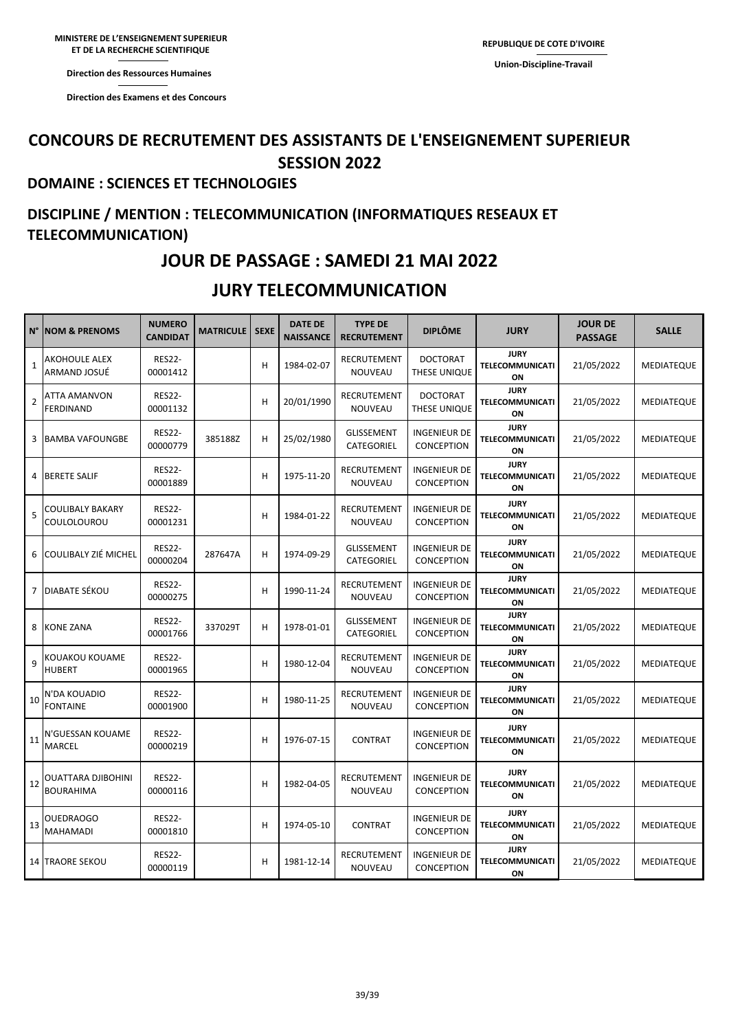**MINISTERE DE L'ENSEIGNEMENT SUPERIEUR ET DE LA RECHERCHE SCIENTIFIQUE**

**Direction des Ressources Humaines**

**Direction des Examens et des Concours**

**REPUBLIQUE DE COTE D'IVOIRE**

**Union-Discipline-Travail**

# CONCOURS DE RECRUTEMENT DES ASSISTANTS DE L'ENSEIGNEMENT SUPERIEUR SESSION 2022

## DOMAINE : SCIENCES ET TECHNOLOGIES

## DISCIPLINE / MENTION : TELECOMMUNICATION (INFORMATIQUES RESEAUX ET TELECOMMUNICATION)

## JOUR DE PASSAGE : SAMEDI 21 MAI 2022

## JURY TELECOMMUNICATION

| N° | NOM & PRENOMS | NUMERO CANDIDAT | MATRICULE | SEXE | DATE DE NAISSANCE | TYPE DE RECRUTEMENT | DIPLÔME | JURY | JOUR DE PASSAGE | SALLE |
|---|---|---|---|---|---|---|---|---|---|---|
| 1 | AKOHOULE ALEX ARMAND JOSUÉ | RES22-00001412 | | H | 1984-02-07 | RECRUTEMENT NOUVEAU | DOCTORAT THESE UNIQUE | JURY TELECOMMUNICATION | 21/05/2022 | MEDIATEQUE |
| 2 | ATTA AMANVON FERDINAND | RES22-00001132 | | H | 20/01/1990 | RECRUTEMENT NOUVEAU | DOCTORAT THESE UNIQUE | JURY TELECOMMUNICATION | 21/05/2022 | MEDIATEQUE |
| 3 | BAMBA VAFOUNGBE | RES22-00000779 | 385188Z | H | 25/02/1980 | GLISSEMENT CATEGORIEL | INGENIEUR DE CONCEPTION | JURY TELECOMMUNICATION | 21/05/2022 | MEDIATEQUE |
| 4 | BERETE SALIF | RES22-00001889 | | H | 1975-11-20 | RECRUTEMENT NOUVEAU | INGENIEUR DE CONCEPTION | JURY TELECOMMUNICATION | 21/05/2022 | MEDIATEQUE |
| 5 | COULIBALY BAKARY COULOLOUROU | RES22-00001231 | | H | 1984-01-22 | RECRUTEMENT NOUVEAU | INGENIEUR DE CONCEPTION | JURY TELECOMMUNICATION | 21/05/2022 | MEDIATEQUE |
| 6 | COULIBALY ZIÉ MICHEL | RES22-00000204 | 287647A | H | 1974-09-29 | GLISSEMENT CATEGORIEL | INGENIEUR DE CONCEPTION | JURY TELECOMMUNICATION | 21/05/2022 | MEDIATEQUE |
| 7 | DIABATE SÉKOU | RES22-00000275 | | H | 1990-11-24 | RECRUTEMENT NOUVEAU | INGENIEUR DE CONCEPTION | JURY TELECOMMUNICATION | 21/05/2022 | MEDIATEQUE |
| 8 | KONE ZANA | RES22-00001766 | 337029T | H | 1978-01-01 | GLISSEMENT CATEGORIEL | INGENIEUR DE CONCEPTION | JURY TELECOMMUNICATION | 21/05/2022 | MEDIATEQUE |
| 9 | KOUAKOU KOUAME HUBERT | RES22-00001965 | | H | 1980-12-04 | RECRUTEMENT NOUVEAU | INGENIEUR DE CONCEPTION | JURY TELECOMMUNICATION | 21/05/2022 | MEDIATEQUE |
| 10 | N'DA KOUADIO FONTAINE | RES22-00001900 | | H | 1980-11-25 | RECRUTEMENT NOUVEAU | INGENIEUR DE CONCEPTION | JURY TELECOMMUNICATION | 21/05/2022 | MEDIATEQUE |
| 11 | N'GUESSAN KOUAME MARCEL | RES22-00000219 | | H | 1976-07-15 | CONTRAT | INGENIEUR DE CONCEPTION | JURY TELECOMMUNICATION | 21/05/2022 | MEDIATEQUE |
| 12 | OUATTARA DJIBOHINI BOURAHIMA | RES22-00000116 | | H | 1982-04-05 | RECRUTEMENT NOUVEAU | INGENIEUR DE CONCEPTION | JURY TELECOMMUNICATION | 21/05/2022 | MEDIATEQUE |
| 13 | OUEDRAOGO MAHAMADI | RES22-00001810 | | H | 1974-05-10 | CONTRAT | INGENIEUR DE CONCEPTION | JURY TELECOMMUNICATION | 21/05/2022 | MEDIATEQUE |
| 14 | TRAORE SEKOU | RES22-00000119 | | H | 1981-12-14 | RECRUTEMENT NOUVEAU | INGENIEUR DE CONCEPTION | JURY TELECOMMUNICATION | 21/05/2022 | MEDIATEQUE |